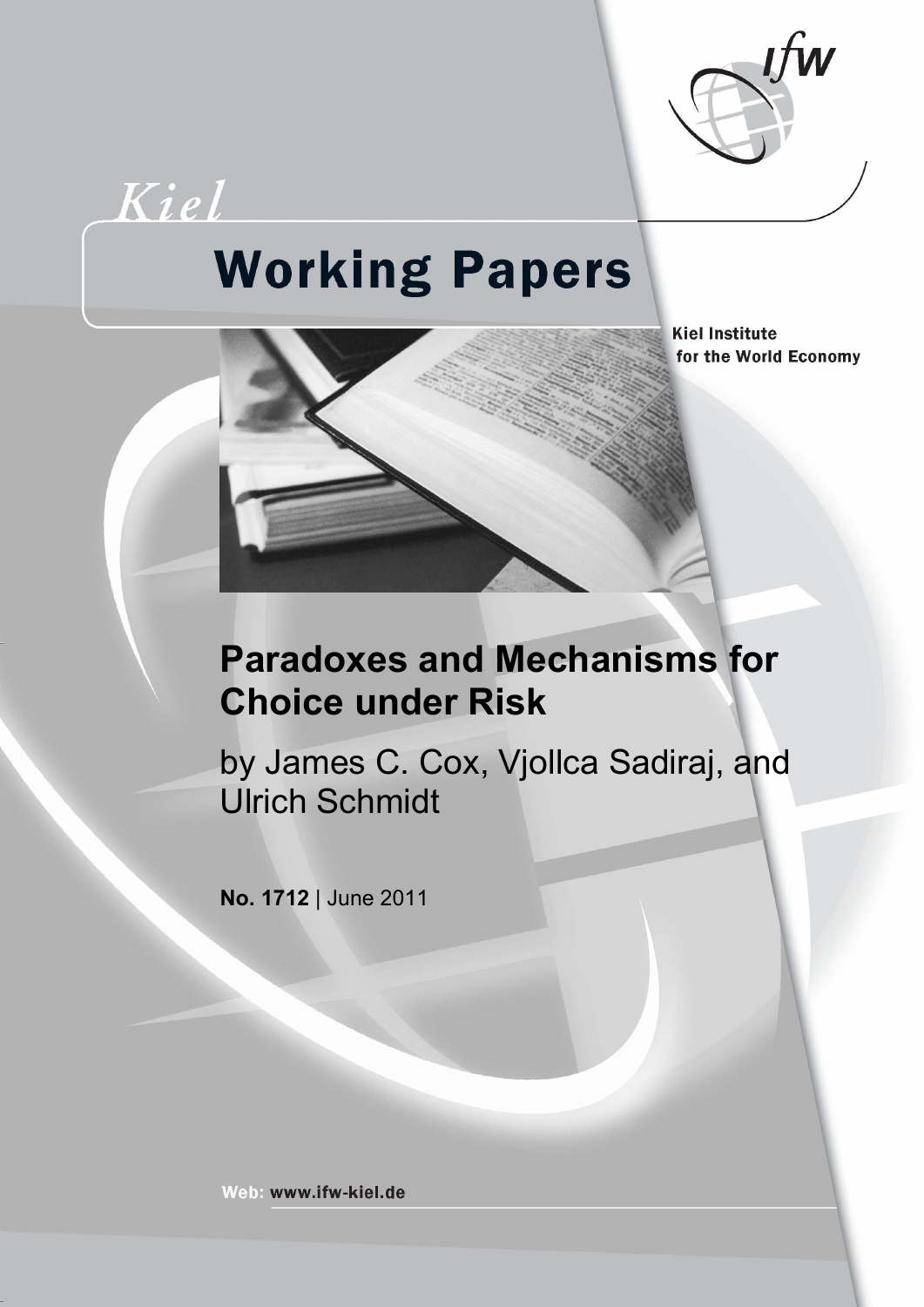Kiel

# Working Papers

Kiel Institute for the World Economy

# Paradoxes and Mechanisms for Choice under Risk

by James C. Cox, Vjollca Sadiraj, and Ulrich Schmidt

**No. 1712** | June 2011

Web: www.ifw-kiel.de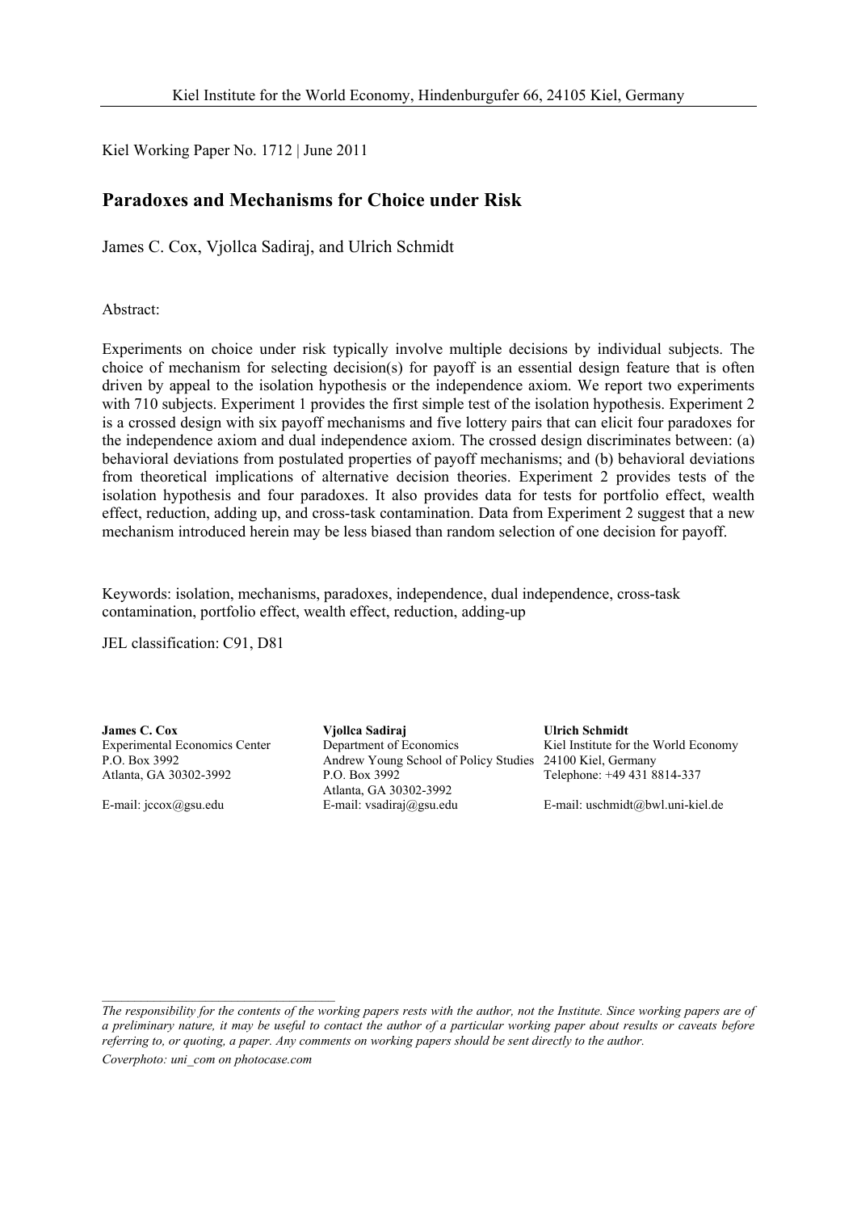Kiel Institute for the World Economy, Hindenburgufer 66, 24105 Kiel, Germany

Kiel Working Paper No. 1712 | June 2011

# Paradoxes and Mechanisms for Choice under Risk

James C. Cox, Vjollca Sadiraj, and Ulrich Schmidt

Abstract:

Experiments on choice under risk typically involve multiple decisions by individual subjects. The choice of mechanism for selecting decision(s) for payoff is an essential design feature that is often driven by appeal to the isolation hypothesis or the independence axiom. We report two experiments with 710 subjects. Experiment 1 provides the first simple test of the isolation hypothesis. Experiment 2 is a crossed design with six payoff mechanisms and five lottery pairs that can elicit four paradoxes for the independence axiom and dual independence axiom. The crossed design discriminates between: (a) behavioral deviations from postulated properties of payoff mechanisms; and (b) behavioral deviations from theoretical implications of alternative decision theories. Experiment 2 provides tests of the isolation hypothesis and four paradoxes. It also provides data for tests for portfolio effect, wealth effect, reduction, adding up, and cross-task contamination. Data from Experiment 2 suggest that a new mechanism introduced herein may be less biased than random selection of one decision for payoff.

Keywords: isolation, mechanisms, paradoxes, independence, dual independence, cross-task contamination, portfolio effect, wealth effect, reduction, adding-up

JEL classification: C91, D81

**James C. Cox**
Experimental Economics Center
P.O. Box 3992
Atlanta, GA 30302-3992

E-mail: jccox@gsu.edu

**Vjollca Sadiraj**
Department of Economics
Andrew Young School of Policy Studies
P.O. Box 3992
Atlanta, GA 30302-3992
E-mail: vsadiraj@gsu.edu

**Ulrich Schmidt**
Kiel Institute for the World Economy
24100 Kiel, Germany
Telephone: +49 431 8814-337

E-mail: uschmidt@bwl.uni-kiel.de

---

*The responsibility for the contents of the working papers rests with the author, not the Institute. Since working papers are of a preliminary nature, it may be useful to contact the author of a particular working paper about results or caveats before referring to, or quoting, a paper. Any comments on working papers should be sent directly to the author.*

*Coverphoto: uni_com on photocase.com*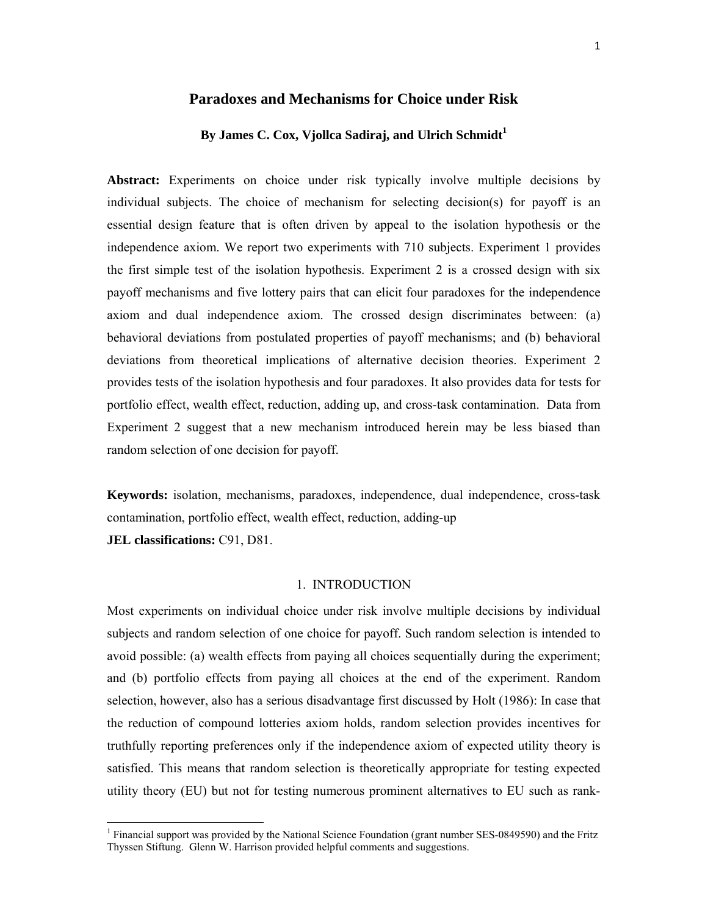# Paradoxes and Mechanisms for Choice under Risk

**By James C. Cox, Vjollca Sadiraj, and Ulrich Schmidt[1]**

**Abstract:** Experiments on choice under risk typically involve multiple decisions by individual subjects. The choice of mechanism for selecting decision(s) for payoff is an essential design feature that is often driven by appeal to the isolation hypothesis or the independence axiom. We report two experiments with 710 subjects. Experiment 1 provides the first simple test of the isolation hypothesis. Experiment 2 is a crossed design with six payoff mechanisms and five lottery pairs that can elicit four paradoxes for the independence axiom and dual independence axiom. The crossed design discriminates between: (a) behavioral deviations from postulated properties of payoff mechanisms; and (b) behavioral deviations from theoretical implications of alternative decision theories. Experiment 2 provides tests of the isolation hypothesis and four paradoxes. It also provides data for tests for portfolio effect, wealth effect, reduction, adding up, and cross-task contamination. Data from Experiment 2 suggest that a new mechanism introduced herein may be less biased than random selection of one decision for payoff.

**Keywords:** isolation, mechanisms, paradoxes, independence, dual independence, cross-task contamination, portfolio effect, wealth effect, reduction, adding-up

**JEL classifications:** C91, D81.

## 1. INTRODUCTION

Most experiments on individual choice under risk involve multiple decisions by individual subjects and random selection of one choice for payoff. Such random selection is intended to avoid possible: (a) wealth effects from paying all choices sequentially during the experiment; and (b) portfolio effects from paying all choices at the end of the experiment. Random selection, however, also has a serious disadvantage first discussed by Holt (1986): In case that the reduction of compound lotteries axiom holds, random selection provides incentives for truthfully reporting preferences only if the independence axiom of expected utility theory is satisfied. This means that random selection is theoretically appropriate for testing expected utility theory (EU) but not for testing numerous prominent alternatives to EU such as rank-

[1] Financial support was provided by the National Science Foundation (grant number SES-0849590) and the Fritz Thyssen Stiftung. Glenn W. Harrison provided helpful comments and suggestions.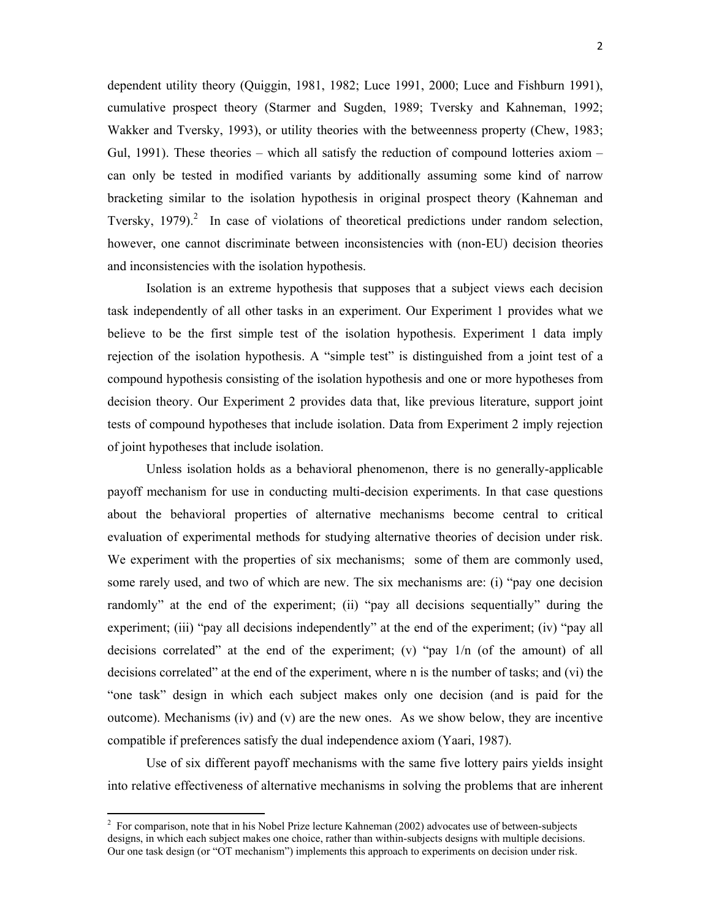dependent utility theory (Quiggin, 1981, 1982; Luce 1991, 2000; Luce and Fishburn 1991), cumulative prospect theory (Starmer and Sugden, 1989; Tversky and Kahneman, 1992; Wakker and Tversky, 1993), or utility theories with the betweenness property (Chew, 1983; Gul, 1991). These theories – which all satisfy the reduction of compound lotteries axiom – can only be tested in modified variants by additionally assuming some kind of narrow bracketing similar to the isolation hypothesis in original prospect theory (Kahneman and Tversky, 1979).[2] In case of violations of theoretical predictions under random selection, however, one cannot discriminate between inconsistencies with (non-EU) decision theories and inconsistencies with the isolation hypothesis.

Isolation is an extreme hypothesis that supposes that a subject views each decision task independently of all other tasks in an experiment. Our Experiment 1 provides what we believe to be the first simple test of the isolation hypothesis. Experiment 1 data imply rejection of the isolation hypothesis. A "simple test" is distinguished from a joint test of a compound hypothesis consisting of the isolation hypothesis and one or more hypotheses from decision theory. Our Experiment 2 provides data that, like previous literature, support joint tests of compound hypotheses that include isolation. Data from Experiment 2 imply rejection of joint hypotheses that include isolation.

Unless isolation holds as a behavioral phenomenon, there is no generally-applicable payoff mechanism for use in conducting multi-decision experiments. In that case questions about the behavioral properties of alternative mechanisms become central to critical evaluation of experimental methods for studying alternative theories of decision under risk. We experiment with the properties of six mechanisms; some of them are commonly used, some rarely used, and two of which are new. The six mechanisms are: (i) "pay one decision randomly" at the end of the experiment; (ii) "pay all decisions sequentially" during the experiment; (iii) "pay all decisions independently" at the end of the experiment; (iv) "pay all decisions correlated" at the end of the experiment; (v) "pay 1/n (of the amount) of all decisions correlated" at the end of the experiment, where n is the number of tasks; and (vi) the "one task" design in which each subject makes only one decision (and is paid for the outcome). Mechanisms (iv) and (v) are the new ones. As we show below, they are incentive compatible if preferences satisfy the dual independence axiom (Yaari, 1987).

Use of six different payoff mechanisms with the same five lottery pairs yields insight into relative effectiveness of alternative mechanisms in solving the problems that are inherent

---

[2] For comparison, note that in his Nobel Prize lecture Kahneman (2002) advocates use of between-subjects designs, in which each subject makes one choice, rather than within-subjects designs with multiple decisions. Our one task design (or "OT mechanism") implements this approach to experiments on decision under risk.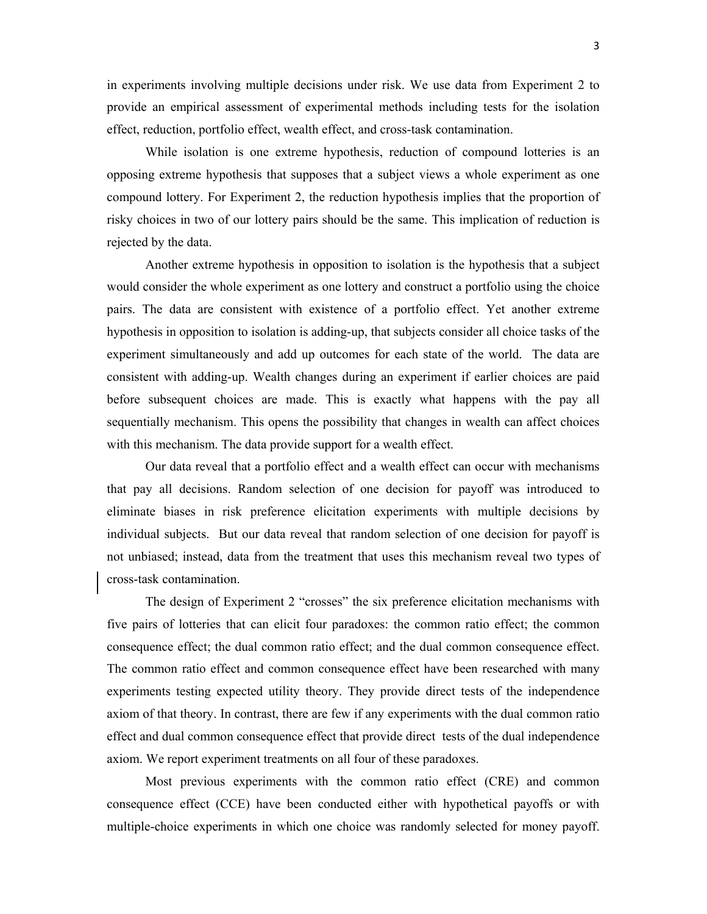in experiments involving multiple decisions under risk. We use data from Experiment 2 to provide an empirical assessment of experimental methods including tests for the isolation effect, reduction, portfolio effect, wealth effect, and cross-task contamination.

While isolation is one extreme hypothesis, reduction of compound lotteries is an opposing extreme hypothesis that supposes that a subject views a whole experiment as one compound lottery. For Experiment 2, the reduction hypothesis implies that the proportion of risky choices in two of our lottery pairs should be the same. This implication of reduction is rejected by the data.

Another extreme hypothesis in opposition to isolation is the hypothesis that a subject would consider the whole experiment as one lottery and construct a portfolio using the choice pairs. The data are consistent with existence of a portfolio effect. Yet another extreme hypothesis in opposition to isolation is adding-up, that subjects consider all choice tasks of the experiment simultaneously and add up outcomes for each state of the world. The data are consistent with adding-up. Wealth changes during an experiment if earlier choices are paid before subsequent choices are made. This is exactly what happens with the pay all sequentially mechanism. This opens the possibility that changes in wealth can affect choices with this mechanism. The data provide support for a wealth effect.

Our data reveal that a portfolio effect and a wealth effect can occur with mechanisms that pay all decisions. Random selection of one decision for payoff was introduced to eliminate biases in risk preference elicitation experiments with multiple decisions by individual subjects. But our data reveal that random selection of one decision for payoff is not unbiased; instead, data from the treatment that uses this mechanism reveal two types of cross-task contamination.

The design of Experiment 2 "crosses" the six preference elicitation mechanisms with five pairs of lotteries that can elicit four paradoxes: the common ratio effect; the common consequence effect; the dual common ratio effect; and the dual common consequence effect. The common ratio effect and common consequence effect have been researched with many experiments testing expected utility theory. They provide direct tests of the independence axiom of that theory. In contrast, there are few if any experiments with the dual common ratio effect and dual common consequence effect that provide direct tests of the dual independence axiom. We report experiment treatments on all four of these paradoxes.

Most previous experiments with the common ratio effect (CRE) and common consequence effect (CCE) have been conducted either with hypothetical payoffs or with multiple-choice experiments in which one choice was randomly selected for money payoff.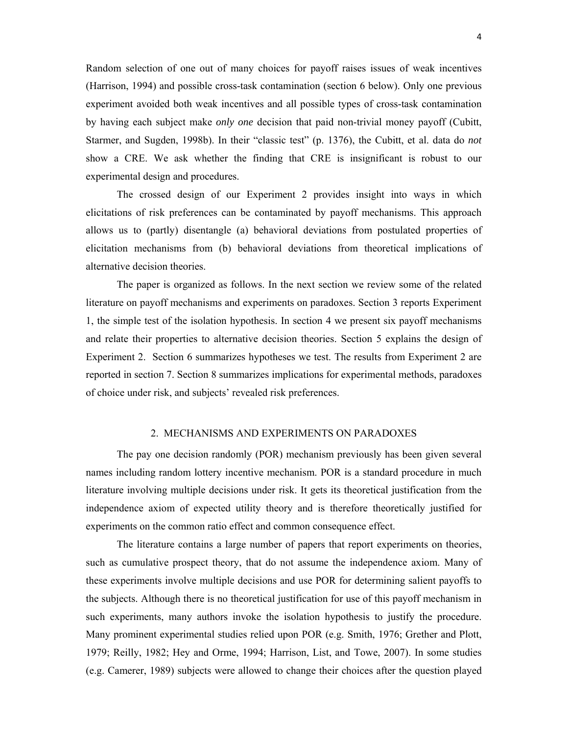Random selection of one out of many choices for payoff raises issues of weak incentives (Harrison, 1994) and possible cross-task contamination (section 6 below). Only one previous experiment avoided both weak incentives and all possible types of cross-task contamination by having each subject make *only one* decision that paid non-trivial money payoff (Cubitt, Starmer, and Sugden, 1998b). In their "classic test" (p. 1376), the Cubitt, et al. data do *not* show a CRE. We ask whether the finding that CRE is insignificant is robust to our experimental design and procedures.

The crossed design of our Experiment 2 provides insight into ways in which elicitations of risk preferences can be contaminated by payoff mechanisms. This approach allows us to (partly) disentangle (a) behavioral deviations from postulated properties of elicitation mechanisms from (b) behavioral deviations from theoretical implications of alternative decision theories.

The paper is organized as follows. In the next section we review some of the related literature on payoff mechanisms and experiments on paradoxes. Section 3 reports Experiment 1, the simple test of the isolation hypothesis. In section 4 we present six payoff mechanisms and relate their properties to alternative decision theories. Section 5 explains the design of Experiment 2. Section 6 summarizes hypotheses we test. The results from Experiment 2 are reported in section 7. Section 8 summarizes implications for experimental methods, paradoxes of choice under risk, and subjects' revealed risk preferences.

## 2. MECHANISMS AND EXPERIMENTS ON PARADOXES

The pay one decision randomly (POR) mechanism previously has been given several names including random lottery incentive mechanism. POR is a standard procedure in much literature involving multiple decisions under risk. It gets its theoretical justification from the independence axiom of expected utility theory and is therefore theoretically justified for experiments on the common ratio effect and common consequence effect.

The literature contains a large number of papers that report experiments on theories, such as cumulative prospect theory, that do not assume the independence axiom. Many of these experiments involve multiple decisions and use POR for determining salient payoffs to the subjects. Although there is no theoretical justification for use of this payoff mechanism in such experiments, many authors invoke the isolation hypothesis to justify the procedure. Many prominent experimental studies relied upon POR (e.g. Smith, 1976; Grether and Plott, 1979; Reilly, 1982; Hey and Orme, 1994; Harrison, List, and Towe, 2007). In some studies (e.g. Camerer, 1989) subjects were allowed to change their choices after the question played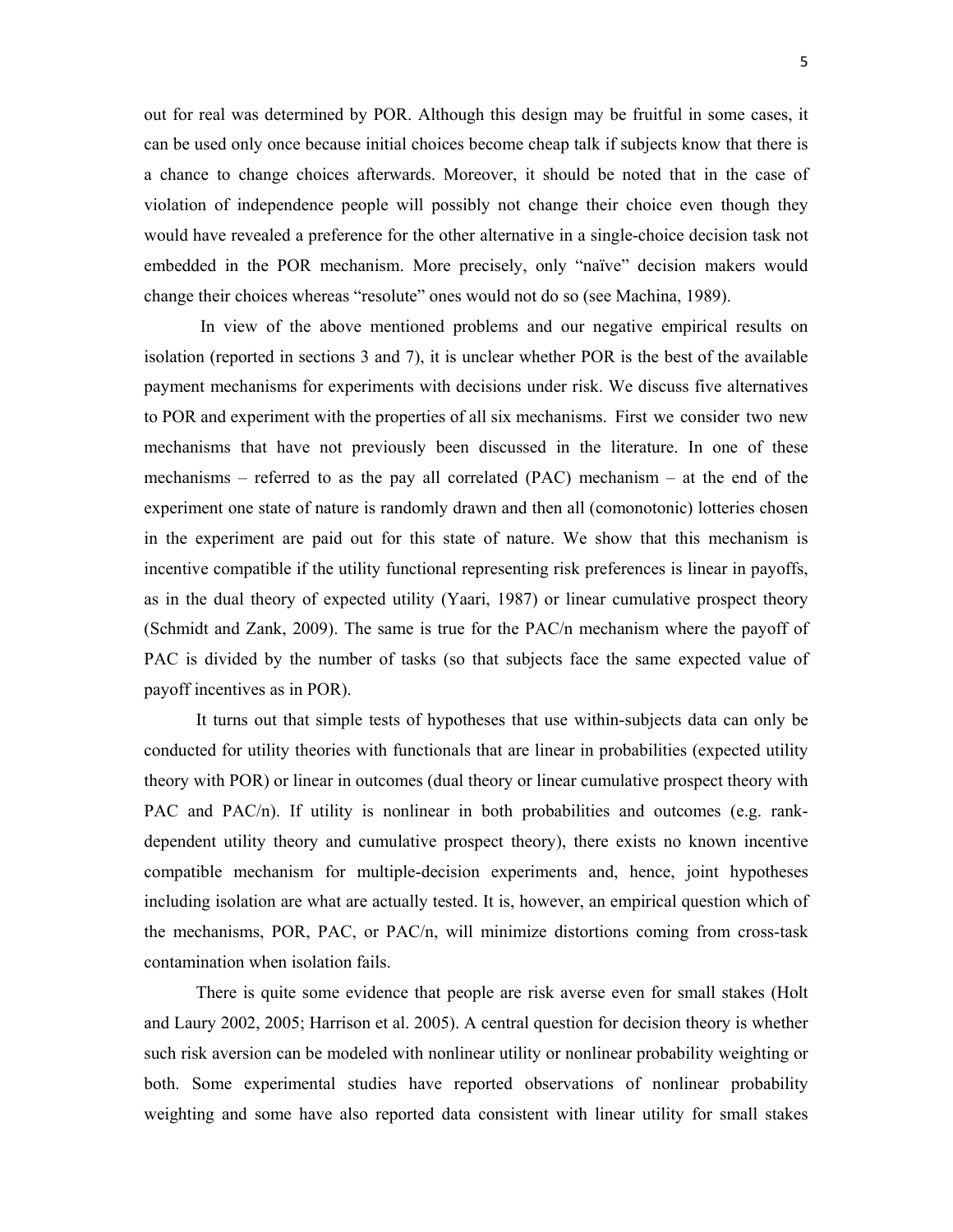out for real was determined by POR. Although this design may be fruitful in some cases, it can be used only once because initial choices become cheap talk if subjects know that there is a chance to change choices afterwards. Moreover, it should be noted that in the case of violation of independence people will possibly not change their choice even though they would have revealed a preference for the other alternative in a single-choice decision task not embedded in the POR mechanism. More precisely, only "naïve" decision makers would change their choices whereas "resolute" ones would not do so (see Machina, 1989).

In view of the above mentioned problems and our negative empirical results on isolation (reported in sections 3 and 7), it is unclear whether POR is the best of the available payment mechanisms for experiments with decisions under risk. We discuss five alternatives to POR and experiment with the properties of all six mechanisms. First we consider two new mechanisms that have not previously been discussed in the literature. In one of these mechanisms – referred to as the pay all correlated (PAC) mechanism – at the end of the experiment one state of nature is randomly drawn and then all (comonotonic) lotteries chosen in the experiment are paid out for this state of nature. We show that this mechanism is incentive compatible if the utility functional representing risk preferences is linear in payoffs, as in the dual theory of expected utility (Yaari, 1987) or linear cumulative prospect theory (Schmidt and Zank, 2009). The same is true for the PAC/n mechanism where the payoff of PAC is divided by the number of tasks (so that subjects face the same expected value of payoff incentives as in POR).

It turns out that simple tests of hypotheses that use within-subjects data can only be conducted for utility theories with functionals that are linear in probabilities (expected utility theory with POR) or linear in outcomes (dual theory or linear cumulative prospect theory with PAC and PAC/n). If utility is nonlinear in both probabilities and outcomes (e.g. rank-dependent utility theory and cumulative prospect theory), there exists no known incentive compatible mechanism for multiple-decision experiments and, hence, joint hypotheses including isolation are what are actually tested. It is, however, an empirical question which of the mechanisms, POR, PAC, or PAC/n, will minimize distortions coming from cross-task contamination when isolation fails.

There is quite some evidence that people are risk averse even for small stakes (Holt and Laury 2002, 2005; Harrison et al. 2005). A central question for decision theory is whether such risk aversion can be modeled with nonlinear utility or nonlinear probability weighting or both. Some experimental studies have reported observations of nonlinear probability weighting and some have also reported data consistent with linear utility for small stakes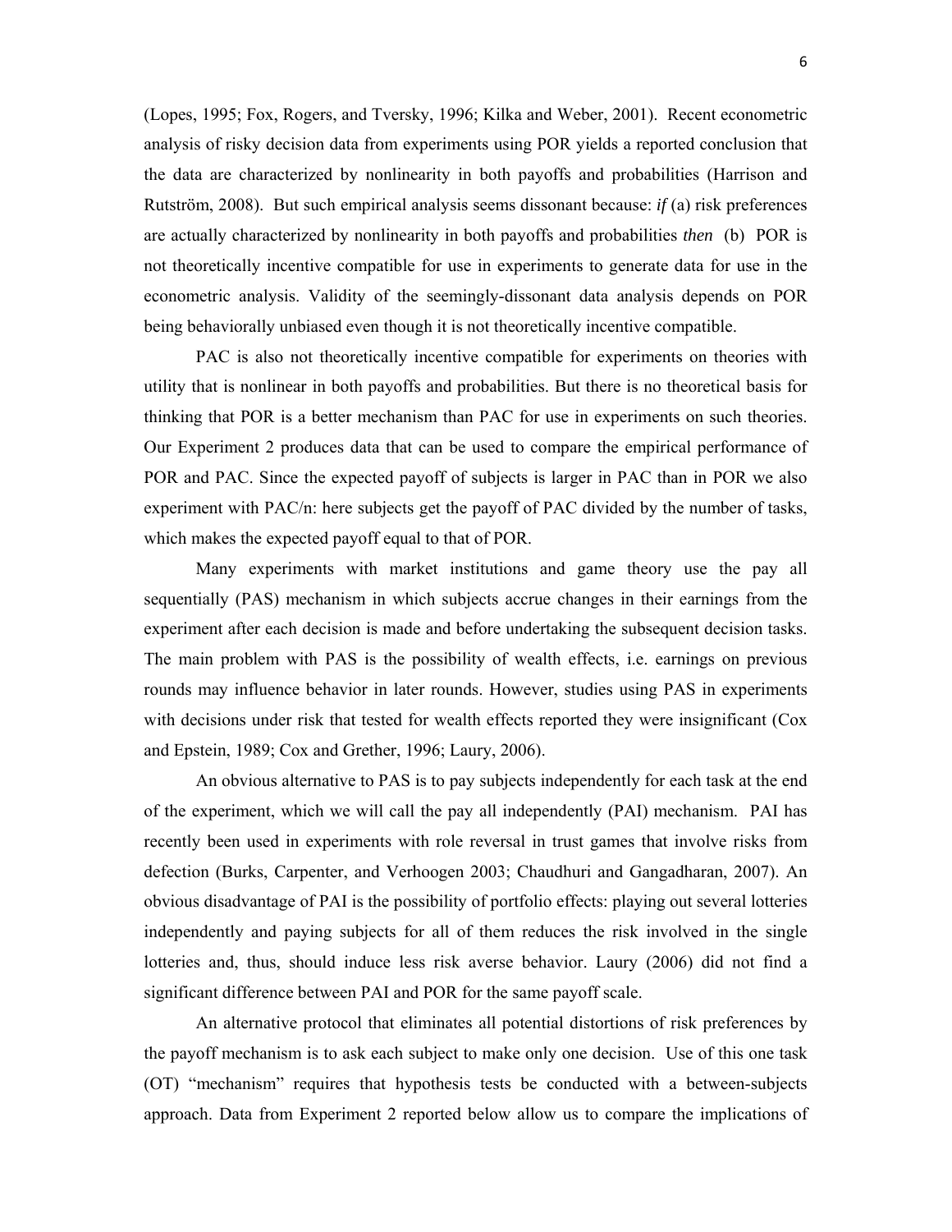(Lopes, 1995; Fox, Rogers, and Tversky, 1996; Kilka and Weber, 2001). Recent econometric analysis of risky decision data from experiments using POR yields a reported conclusion that the data are characterized by nonlinearity in both payoffs and probabilities (Harrison and Rutström, 2008). But such empirical analysis seems dissonant because: *if* (a) risk preferences are actually characterized by nonlinearity in both payoffs and probabilities *then* (b) POR is not theoretically incentive compatible for use in experiments to generate data for use in the econometric analysis. Validity of the seemingly-dissonant data analysis depends on POR being behaviorally unbiased even though it is not theoretically incentive compatible.

PAC is also not theoretically incentive compatible for experiments on theories with utility that is nonlinear in both payoffs and probabilities. But there is no theoretical basis for thinking that POR is a better mechanism than PAC for use in experiments on such theories. Our Experiment 2 produces data that can be used to compare the empirical performance of POR and PAC. Since the expected payoff of subjects is larger in PAC than in POR we also experiment with PAC/n: here subjects get the payoff of PAC divided by the number of tasks, which makes the expected payoff equal to that of POR.

Many experiments with market institutions and game theory use the pay all sequentially (PAS) mechanism in which subjects accrue changes in their earnings from the experiment after each decision is made and before undertaking the subsequent decision tasks. The main problem with PAS is the possibility of wealth effects, i.e. earnings on previous rounds may influence behavior in later rounds. However, studies using PAS in experiments with decisions under risk that tested for wealth effects reported they were insignificant (Cox and Epstein, 1989; Cox and Grether, 1996; Laury, 2006).

An obvious alternative to PAS is to pay subjects independently for each task at the end of the experiment, which we will call the pay all independently (PAI) mechanism. PAI has recently been used in experiments with role reversal in trust games that involve risks from defection (Burks, Carpenter, and Verhoogen 2003; Chaudhuri and Gangadharan, 2007). An obvious disadvantage of PAI is the possibility of portfolio effects: playing out several lotteries independently and paying subjects for all of them reduces the risk involved in the single lotteries and, thus, should induce less risk averse behavior. Laury (2006) did not find a significant difference between PAI and POR for the same payoff scale.

An alternative protocol that eliminates all potential distortions of risk preferences by the payoff mechanism is to ask each subject to make only one decision. Use of this one task (OT) "mechanism" requires that hypothesis tests be conducted with a between-subjects approach. Data from Experiment 2 reported below allow us to compare the implications of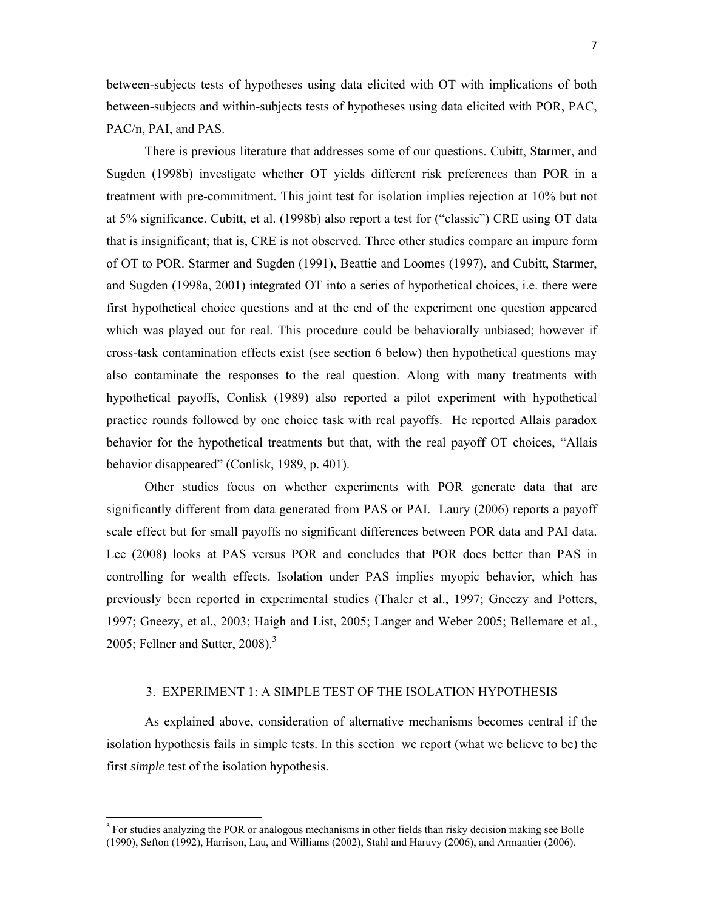between-subjects tests of hypotheses using data elicited with OT with implications of both between-subjects and within-subjects tests of hypotheses using data elicited with POR, PAC, PAC/n, PAI, and PAS.

There is previous literature that addresses some of our questions. Cubitt, Starmer, and Sugden (1998b) investigate whether OT yields different risk preferences than POR in a treatment with pre-commitment. This joint test for isolation implies rejection at 10% but not at 5% significance. Cubitt, et al. (1998b) also report a test for ("classic") CRE using OT data that is insignificant; that is, CRE is not observed. Three other studies compare an impure form of OT to POR. Starmer and Sugden (1991), Beattie and Loomes (1997), and Cubitt, Starmer, and Sugden (1998a, 2001) integrated OT into a series of hypothetical choices, i.e. there were first hypothetical choice questions and at the end of the experiment one question appeared which was played out for real. This procedure could be behaviorally unbiased; however if cross-task contamination effects exist (see section 6 below) then hypothetical questions may also contaminate the responses to the real question. Along with many treatments with hypothetical payoffs, Conlisk (1989) also reported a pilot experiment with hypothetical practice rounds followed by one choice task with real payoffs. He reported Allais paradox behavior for the hypothetical treatments but that, with the real payoff OT choices, "Allais behavior disappeared" (Conlisk, 1989, p. 401).

Other studies focus on whether experiments with POR generate data that are significantly different from data generated from PAS or PAI. Laury (2006) reports a payoff scale effect but for small payoffs no significant differences between POR data and PAI data. Lee (2008) looks at PAS versus POR and concludes that POR does better than PAS in controlling for wealth effects. Isolation under PAS implies myopic behavior, which has previously been reported in experimental studies (Thaler et al., 1997; Gneezy and Potters, 1997; Gneezy, et al., 2003; Haigh and List, 2005; Langer and Weber 2005; Bellemare et al., 2005; Fellner and Sutter, 2008).[3]

## 3. EXPERIMENT 1: A SIMPLE TEST OF THE ISOLATION HYPOTHESIS

As explained above, consideration of alternative mechanisms becomes central if the isolation hypothesis fails in simple tests. In this section we report (what we believe to be) the first *simple* test of the isolation hypothesis.

[3] For studies analyzing the POR or analogous mechanisms in other fields than risky decision making see Bolle (1990), Sefton (1992), Harrison, Lau, and Williams (2002), Stahl and Haruvy (2006), and Armantier (2006).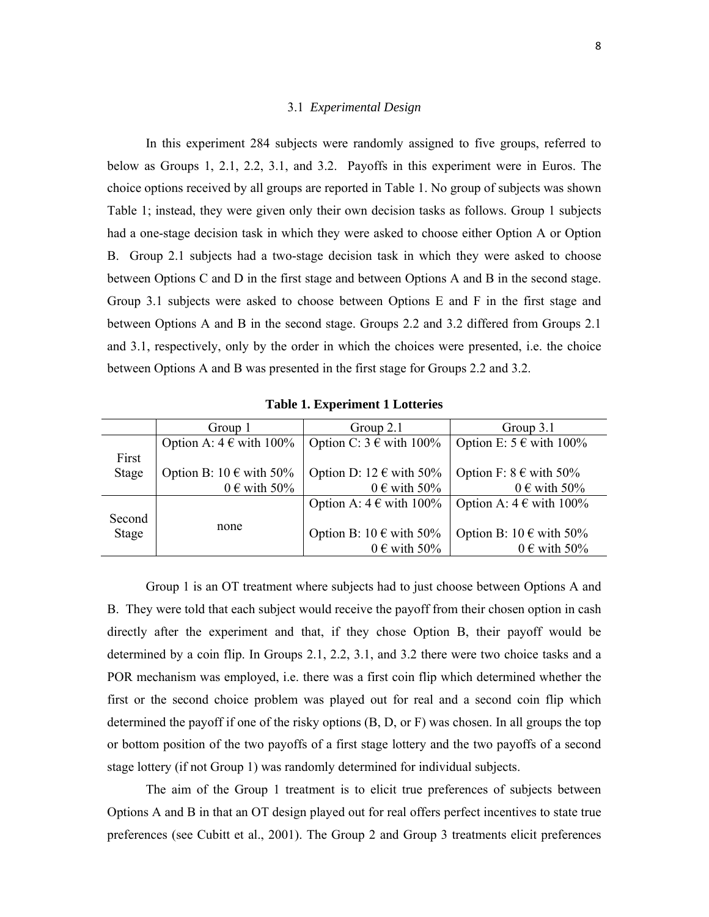### 3.1 *Experimental Design*

In this experiment 284 subjects were randomly assigned to five groups, referred to below as Groups 1, 2.1, 2.2, 3.1, and 3.2. Payoffs in this experiment were in Euros. The choice options received by all groups are reported in Table 1. No group of subjects was shown Table 1; instead, they were given only their own decision tasks as follows. Group 1 subjects had a one-stage decision task in which they were asked to choose either Option A or Option B. Group 2.1 subjects had a two-stage decision task in which they were asked to choose between Options C and D in the first stage and between Options A and B in the second stage. Group 3.1 subjects were asked to choose between Options E and F in the first stage and between Options A and B in the second stage. Groups 2.2 and 3.2 differed from Groups 2.1 and 3.1, respectively, only by the order in which the choices were presented, i.e. the choice between Options A and B was presented in the first stage for Groups 2.2 and 3.2.

**Table 1. Experiment 1 Lotteries**

| | Group 1 | Group 2.1 | Group 3.1 |
|---|---|---|---|
| First Stage | Option A: 4 € with 100%<br><br>Option B: 10 € with 50%<br>0 € with 50% | Option C: 3 € with 100%<br><br>Option D: 12 € with 50%<br>0 € with 50% | Option E: 5 € with 100%<br><br>Option F: 8 € with 50%<br>0 € with 50% |
| Second Stage | none | Option A: 4 € with 100%<br><br>Option B: 10 € with 50%<br>0 € with 50% | Option A: 4 € with 100%<br><br>Option B: 10 € with 50%<br>0 € with 50% |

Group 1 is an OT treatment where subjects had to just choose between Options A and B. They were told that each subject would receive the payoff from their chosen option in cash directly after the experiment and that, if they chose Option B, their payoff would be determined by a coin flip. In Groups 2.1, 2.2, 3.1, and 3.2 there were two choice tasks and a POR mechanism was employed, i.e. there was a first coin flip which determined whether the first or the second choice problem was played out for real and a second coin flip which determined the payoff if one of the risky options (B, D, or F) was chosen. In all groups the top or bottom position of the two payoffs of a first stage lottery and the two payoffs of a second stage lottery (if not Group 1) was randomly determined for individual subjects.

The aim of the Group 1 treatment is to elicit true preferences of subjects between Options A and B in that an OT design played out for real offers perfect incentives to state true preferences (see Cubitt et al., 2001). The Group 2 and Group 3 treatments elicit preferences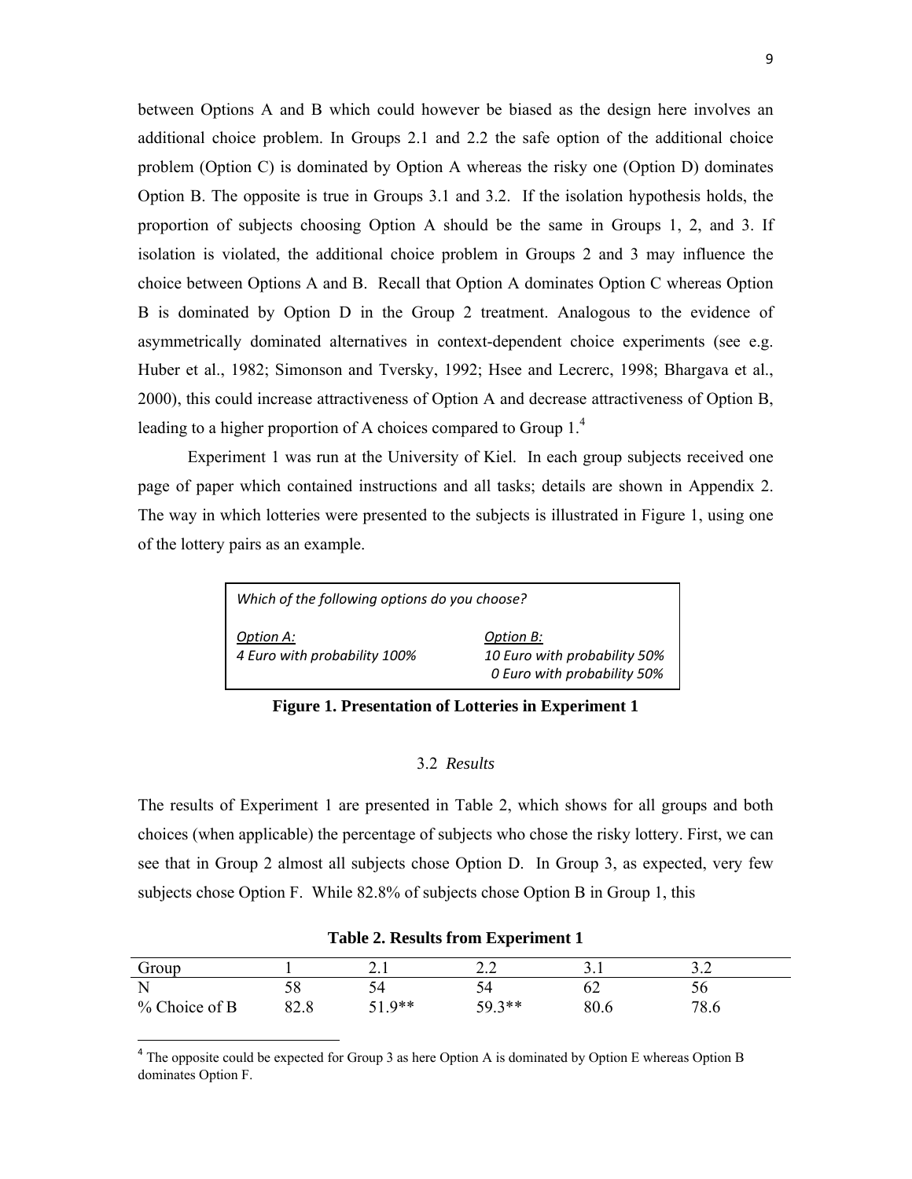between Options A and B which could however be biased as the design here involves an additional choice problem. In Groups 2.1 and 2.2 the safe option of the additional choice problem (Option C) is dominated by Option A whereas the risky one (Option D) dominates Option B. The opposite is true in Groups 3.1 and 3.2. If the isolation hypothesis holds, the proportion of subjects choosing Option A should be the same in Groups 1, 2, and 3. If isolation is violated, the additional choice problem in Groups 2 and 3 may influence the choice between Options A and B. Recall that Option A dominates Option C whereas Option B is dominated by Option D in the Group 2 treatment. Analogous to the evidence of asymmetrically dominated alternatives in context-dependent choice experiments (see e.g. Huber et al., 1982; Simonson and Tversky, 1992; Hsee and Lecrerc, 1998; Bhargava et al., 2000), this could increase attractiveness of Option A and decrease attractiveness of Option B, leading to a higher proportion of A choices compared to Group 1.[4]

Experiment 1 was run at the University of Kiel. In each group subjects received one page of paper which contained instructions and all tasks; details are shown in Appendix 2. The way in which lotteries were presented to the subjects is illustrated in Figure 1, using one of the lottery pairs as an example.

| *Which of the following options do you choose?* | |
|---|---|
| *Option A:* | *Option B:* |
| *4 Euro with probability 100%* | *10 Euro with probability 50%*<br>*0 Euro with probability 50%* |

**Figure 1. Presentation of Lotteries in Experiment 1**

### 3.2 *Results*

The results of Experiment 1 are presented in Table 2, which shows for all groups and both choices (when applicable) the percentage of subjects who chose the risky lottery. First, we can see that in Group 2 almost all subjects chose Option D. In Group 3, as expected, very few subjects chose Option F. While 82.8% of subjects chose Option B in Group 1, this

**Table 2. Results from Experiment 1**

| Group | 1 | 2.1 | 2.2 | 3.1 | 3.2 |
|---|---|---|---|---|---|
| N | 58 | 54 | 54 | 62 | 56 |
| % Choice of B | 82.8 | 51.9** | 59.3** | 80.6 | 78.6 |

[4] The opposite could be expected for Group 3 as here Option A is dominated by Option E whereas Option B dominates Option F.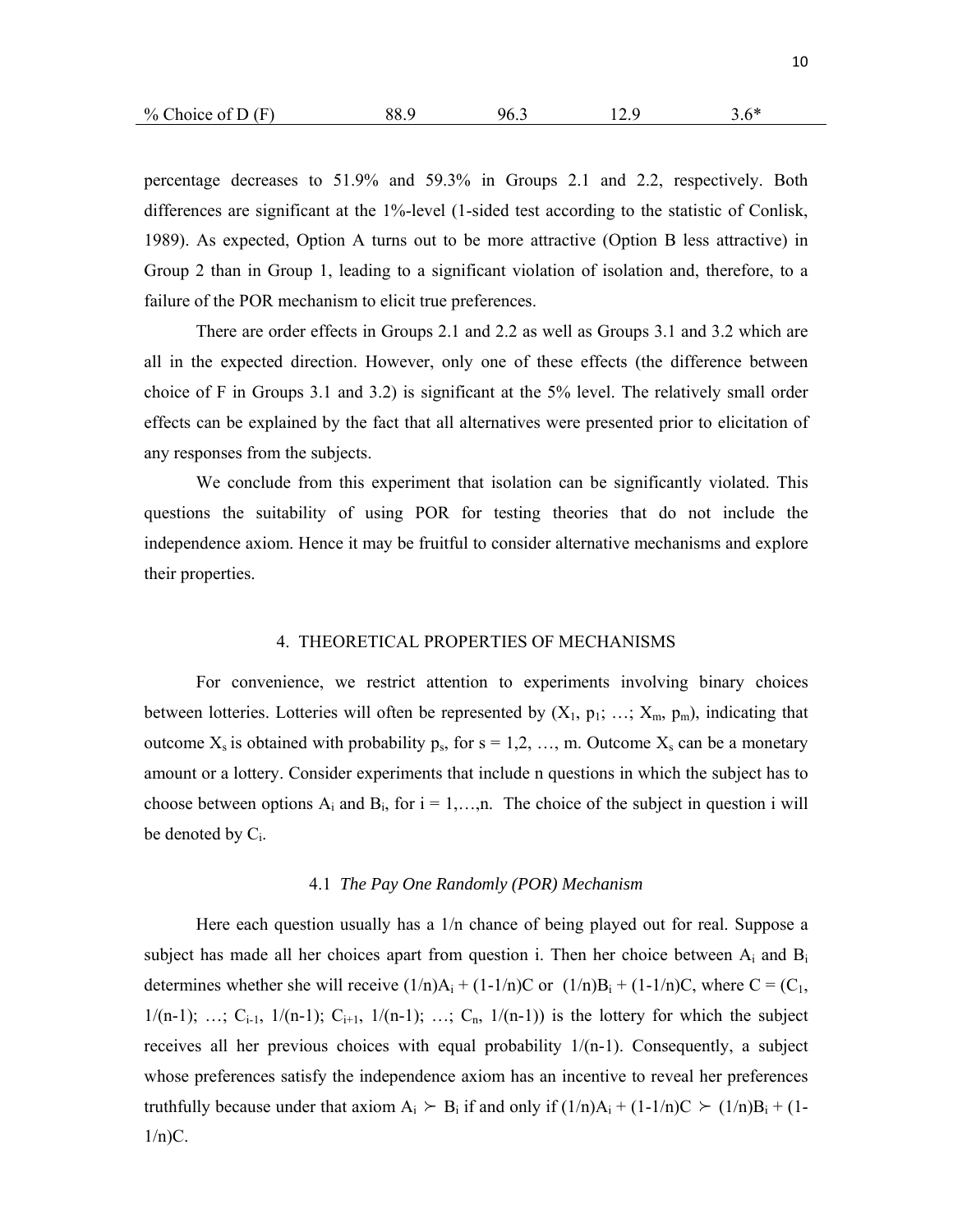| % Choice of D (F) | 88.9 | 96.3 | 12.9 | 3.6* |
|---|---|---|---|---|

percentage decreases to 51.9% and 59.3% in Groups 2.1 and 2.2, respectively. Both differences are significant at the 1%-level (1-sided test according to the statistic of Conlisk, 1989). As expected, Option A turns out to be more attractive (Option B less attractive) in Group 2 than in Group 1, leading to a significant violation of isolation and, therefore, to a failure of the POR mechanism to elicit true preferences.

There are order effects in Groups 2.1 and 2.2 as well as Groups 3.1 and 3.2 which are all in the expected direction. However, only one of these effects (the difference between choice of F in Groups 3.1 and 3.2) is significant at the 5% level. The relatively small order effects can be explained by the fact that all alternatives were presented prior to elicitation of any responses from the subjects.

We conclude from this experiment that isolation can be significantly violated. This questions the suitability of using POR for testing theories that do not include the independence axiom. Hence it may be fruitful to consider alternative mechanisms and explore their properties.

## 4. THEORETICAL PROPERTIES OF MECHANISMS

For convenience, we restrict attention to experiments involving binary choices between lotteries. Lotteries will often be represented by $(X_1, p_1; \ldots; X_m, p_m)$, indicating that outcome $X_s$ is obtained with probability $p_s$, for s = 1,2, …, m. Outcome $X_s$ can be a monetary amount or a lottery. Consider experiments that include n questions in which the subject has to choose between options $A_i$ and $B_i$, for i = 1,…,n. The choice of the subject in question i will be denoted by $C_i$.

### 4.1 *The Pay One Randomly (POR) Mechanism*

Here each question usually has a 1/n chance of being played out for real. Suppose a subject has made all her choices apart from question i. Then her choice between $A_i$ and $B_i$ determines whether she will receive $(1/n)A_i + (1-1/n)C$ or $(1/n)B_i + (1-1/n)C$, where $C = (C_1, 1/(n-1); \ldots; C_{i-1}, 1/(n-1); C_{i+1}, 1/(n-1); \ldots; C_n, 1/(n-1))$ is the lottery for which the subject receives all her previous choices with equal probability 1/(n-1). Consequently, a subject whose preferences satisfy the independence axiom has an incentive to reveal her preferences truthfully because under that axiom $A_i \succ B_i$ if and only if $(1/n)A_i + (1-1/n)C \succ (1/n)B_i + (1-1/n)C$.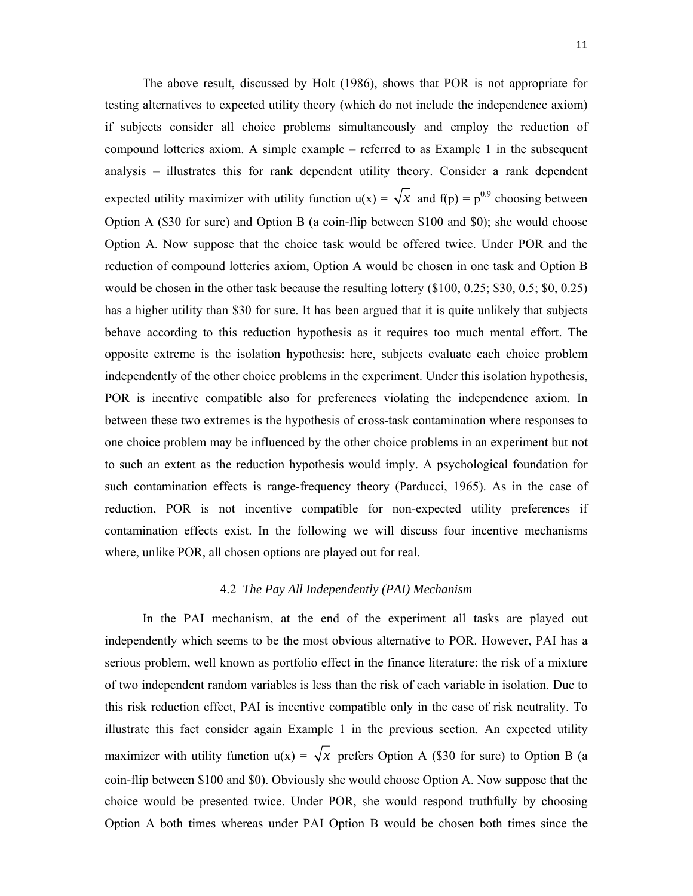The above result, discussed by Holt (1986), shows that POR is not appropriate for testing alternatives to expected utility theory (which do not include the independence axiom) if subjects consider all choice problems simultaneously and employ the reduction of compound lotteries axiom. A simple example – referred to as Example 1 in the subsequent analysis – illustrates this for rank dependent utility theory. Consider a rank dependent expected utility maximizer with utility function $u(x) = \sqrt{x}$ and $f(p) = p^{0.9}$ choosing between Option A ($30 for sure) and Option B (a coin-flip between $100 and $0); she would choose Option A. Now suppose that the choice task would be offered twice. Under POR and the reduction of compound lotteries axiom, Option A would be chosen in one task and Option B would be chosen in the other task because the resulting lottery ($100, 0.25; $30, 0.5; $0, 0.25) has a higher utility than $30 for sure. It has been argued that it is quite unlikely that subjects behave according to this reduction hypothesis as it requires too much mental effort. The opposite extreme is the isolation hypothesis: here, subjects evaluate each choice problem independently of the other choice problems in the experiment. Under this isolation hypothesis, POR is incentive compatible also for preferences violating the independence axiom. In between these two extremes is the hypothesis of cross-task contamination where responses to one choice problem may be influenced by the other choice problems in an experiment but not to such an extent as the reduction hypothesis would imply. A psychological foundation for such contamination effects is range-frequency theory (Parducci, 1965). As in the case of reduction, POR is not incentive compatible for non-expected utility preferences if contamination effects exist. In the following we will discuss four incentive mechanisms where, unlike POR, all chosen options are played out for real.

### 4.2 *The Pay All Independently (PAI) Mechanism*

In the PAI mechanism, at the end of the experiment all tasks are played out independently which seems to be the most obvious alternative to POR. However, PAI has a serious problem, well known as portfolio effect in the finance literature: the risk of a mixture of two independent random variables is less than the risk of each variable in isolation. Due to this risk reduction effect, PAI is incentive compatible only in the case of risk neutrality. To illustrate this fact consider again Example 1 in the previous section. An expected utility maximizer with utility function $u(x) = \sqrt{x}$ prefers Option A ($30 for sure) to Option B (a coin-flip between $100 and $0). Obviously she would choose Option A. Now suppose that the choice would be presented twice. Under POR, she would respond truthfully by choosing Option A both times whereas under PAI Option B would be chosen both times since the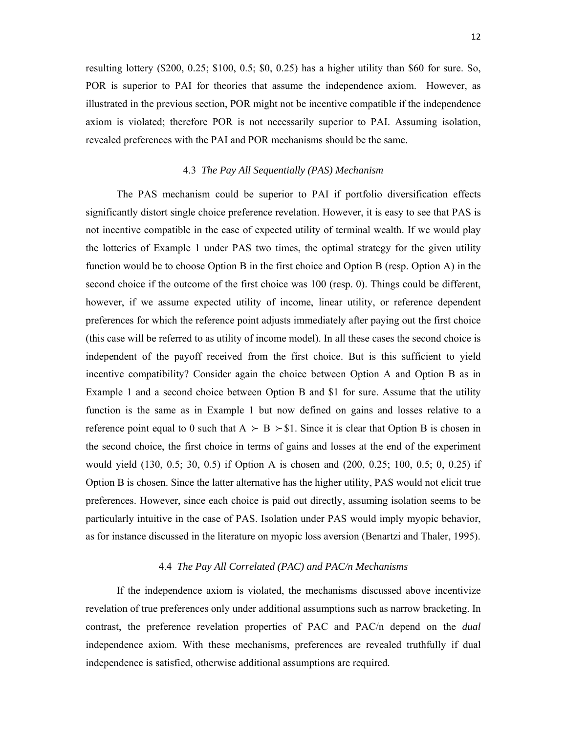resulting lottery ($200, 0.25; $100, 0.5; $0, 0.25) has a higher utility than $60 for sure. So, POR is superior to PAI for theories that assume the independence axiom. However, as illustrated in the previous section, POR might not be incentive compatible if the independence axiom is violated; therefore POR is not necessarily superior to PAI. Assuming isolation, revealed preferences with the PAI and POR mechanisms should be the same.

### 4.3 *The Pay All Sequentially (PAS) Mechanism*

The PAS mechanism could be superior to PAI if portfolio diversification effects significantly distort single choice preference revelation. However, it is easy to see that PAS is not incentive compatible in the case of expected utility of terminal wealth. If we would play the lotteries of Example 1 under PAS two times, the optimal strategy for the given utility function would be to choose Option B in the first choice and Option B (resp. Option A) in the second choice if the outcome of the first choice was 100 (resp. 0). Things could be different, however, if we assume expected utility of income, linear utility, or reference dependent preferences for which the reference point adjusts immediately after paying out the first choice (this case will be referred to as utility of income model). In all these cases the second choice is independent of the payoff received from the first choice. But is this sufficient to yield incentive compatibility? Consider again the choice between Option A and Option B as in Example 1 and a second choice between Option B and $1 for sure. Assume that the utility function is the same as in Example 1 but now defined on gains and losses relative to a reference point equal to 0 such that A $\succ$ B $\succ$ $1. Since it is clear that Option B is chosen in the second choice, the first choice in terms of gains and losses at the end of the experiment would yield (130, 0.5; 30, 0.5) if Option A is chosen and (200, 0.25; 100, 0.5; 0, 0.25) if Option B is chosen. Since the latter alternative has the higher utility, PAS would not elicit true preferences. However, since each choice is paid out directly, assuming isolation seems to be particularly intuitive in the case of PAS. Isolation under PAS would imply myopic behavior, as for instance discussed in the literature on myopic loss aversion (Benartzi and Thaler, 1995).

### 4.4 *The Pay All Correlated (PAC) and PAC/n Mechanisms*

If the independence axiom is violated, the mechanisms discussed above incentivize revelation of true preferences only under additional assumptions such as narrow bracketing. In contrast, the preference revelation properties of PAC and PAC/n depend on the *dual* independence axiom. With these mechanisms, preferences are revealed truthfully if dual independence is satisfied, otherwise additional assumptions are required.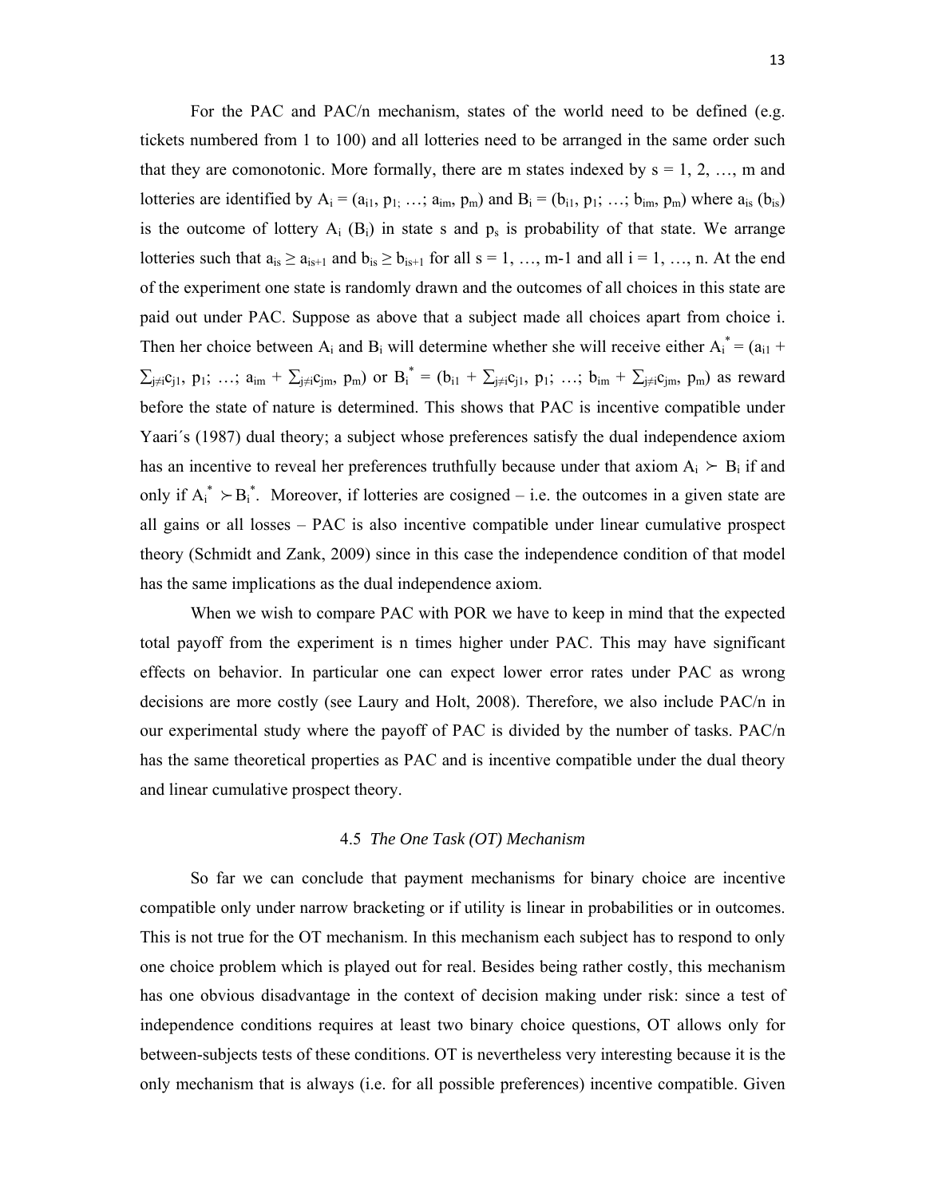For the PAC and PAC/n mechanism, states of the world need to be defined (e.g. tickets numbered from 1 to 100) and all lotteries need to be arranged in the same order such that they are comonotonic. More formally, there are m states indexed by $s = 1, 2, \ldots, m$ and lotteries are identified by $A_i = (a_{i1}, p_1; \ldots; a_{im}, p_m)$ and $B_i = (b_{i1}, p_1; \ldots; b_{im}, p_m)$ where $a_{is}$ ($b_{is}$) is the outcome of lottery $A_i$ ($B_i$) in state s and $p_s$ is probability of that state. We arrange lotteries such that $a_{is} \geq a_{is+1}$ and $b_{is} \geq b_{is+1}$ for all $s = 1, \ldots, m-1$ and all $i = 1, \ldots, n$. At the end of the experiment one state is randomly drawn and the outcomes of all choices in this state are paid out under PAC. Suppose as above that a subject made all choices apart from choice i. Then her choice between $A_i$ and $B_i$ will determine whether she will receive either $A_i^* = (a_{i1} + \sum_{j\neq i}c_{j1}, p_1; \ldots; a_{im} + \sum_{j\neq i}c_{jm}, p_m)$ or $B_i^* = (b_{i1} + \sum_{j\neq i}c_{j1}, p_1; \ldots; b_{im} + \sum_{j\neq i}c_{jm}, p_m)$ as reward before the state of nature is determined. This shows that PAC is incentive compatible under Yaari´s (1987) dual theory; a subject whose preferences satisfy the dual independence axiom has an incentive to reveal her preferences truthfully because under that axiom $A_i \succ B_i$ if and only if $A_i^* \succ B_i^*$. Moreover, if lotteries are cosigned – i.e. the outcomes in a given state are all gains or all losses – PAC is also incentive compatible under linear cumulative prospect theory (Schmidt and Zank, 2009) since in this case the independence condition of that model has the same implications as the dual independence axiom.

When we wish to compare PAC with POR we have to keep in mind that the expected total payoff from the experiment is n times higher under PAC. This may have significant effects on behavior. In particular one can expect lower error rates under PAC as wrong decisions are more costly (see Laury and Holt, 2008). Therefore, we also include PAC/n in our experimental study where the payoff of PAC is divided by the number of tasks. PAC/n has the same theoretical properties as PAC and is incentive compatible under the dual theory and linear cumulative prospect theory.

### 4.5 *The One Task (OT) Mechanism*

So far we can conclude that payment mechanisms for binary choice are incentive compatible only under narrow bracketing or if utility is linear in probabilities or in outcomes. This is not true for the OT mechanism. In this mechanism each subject has to respond to only one choice problem which is played out for real. Besides being rather costly, this mechanism has one obvious disadvantage in the context of decision making under risk: since a test of independence conditions requires at least two binary choice questions, OT allows only for between-subjects tests of these conditions. OT is nevertheless very interesting because it is the only mechanism that is always (i.e. for all possible preferences) incentive compatible. Given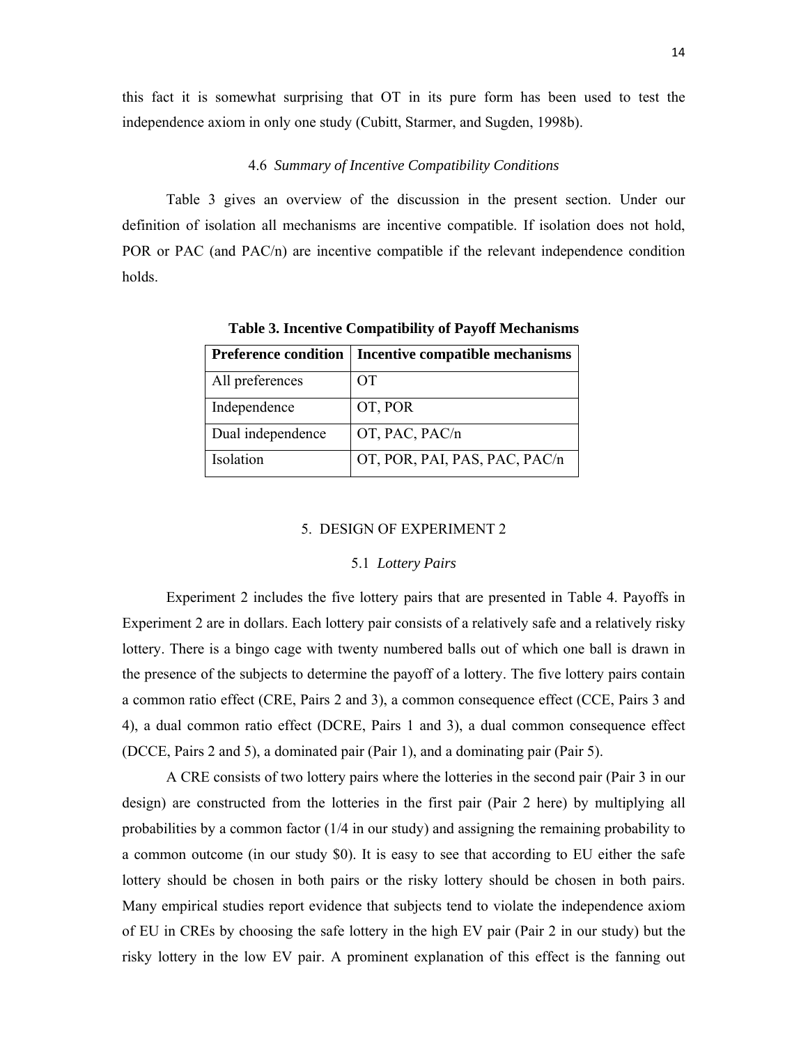this fact it is somewhat surprising that OT in its pure form has been used to test the independence axiom in only one study (Cubitt, Starmer, and Sugden, 1998b).

### 4.6 *Summary of Incentive Compatibility Conditions*

Table 3 gives an overview of the discussion in the present section. Under our definition of isolation all mechanisms are incentive compatible. If isolation does not hold, POR or PAC (and PAC/n) are incentive compatible if the relevant independence condition holds.

**Table 3. Incentive Compatibility of Payoff Mechanisms**

| Preference condition | Incentive compatible mechanisms |
|---|---|
| All preferences | OT |
| Independence | OT, POR |
| Dual independence | OT, PAC, PAC/n |
| Isolation | OT, POR, PAI, PAS, PAC, PAC/n |

## 5. DESIGN OF EXPERIMENT 2

### 5.1 *Lottery Pairs*

Experiment 2 includes the five lottery pairs that are presented in Table 4. Payoffs in Experiment 2 are in dollars. Each lottery pair consists of a relatively safe and a relatively risky lottery. There is a bingo cage with twenty numbered balls out of which one ball is drawn in the presence of the subjects to determine the payoff of a lottery. The five lottery pairs contain a common ratio effect (CRE, Pairs 2 and 3), a common consequence effect (CCE, Pairs 3 and 4), a dual common ratio effect (DCRE, Pairs 1 and 3), a dual common consequence effect (DCCE, Pairs 2 and 5), a dominated pair (Pair 1), and a dominating pair (Pair 5).

A CRE consists of two lottery pairs where the lotteries in the second pair (Pair 3 in our design) are constructed from the lotteries in the first pair (Pair 2 here) by multiplying all probabilities by a common factor (1/4 in our study) and assigning the remaining probability to a common outcome (in our study \$0). It is easy to see that according to EU either the safe lottery should be chosen in both pairs or the risky lottery should be chosen in both pairs. Many empirical studies report evidence that subjects tend to violate the independence axiom of EU in CREs by choosing the safe lottery in the high EV pair (Pair 2 in our study) but the risky lottery in the low EV pair. A prominent explanation of this effect is the fanning out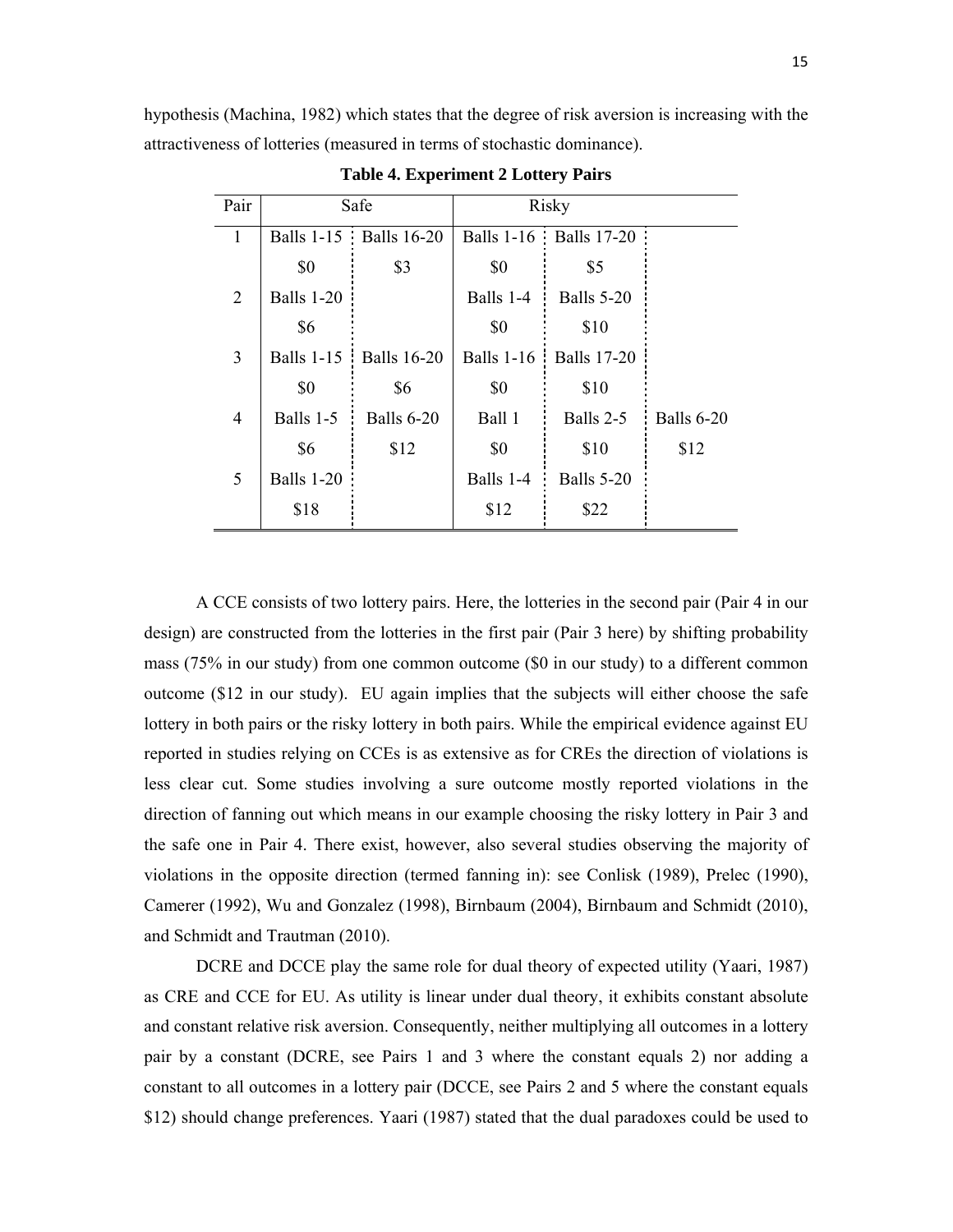hypothesis (Machina, 1982) which states that the degree of risk aversion is increasing with the attractiveness of lotteries (measured in terms of stochastic dominance).

**Table 4. Experiment 2 Lottery Pairs**

| Pair | Safe | | Risky | | |
|---|---|---|---|---|---|
| 1 | Balls 1-15 | Balls 16-20 | Balls 1-16 | Balls 17-20 | |
| | $0 | $3 | $0 | $5 | |
| 2 | Balls 1-20 | | Balls 1-4 | Balls 5-20 | |
| | $6 | | $0 | $10 | |
| 3 | Balls 1-15 | Balls 16-20 | Balls 1-16 | Balls 17-20 | |
| | $0 | $6 | $0 | $10 | |
| 4 | Balls 1-5 | Balls 6-20 | Ball 1 | Balls 2-5 | Balls 6-20 |
| | $6 | $12 | $0 | $10 | $12 |
| 5 | Balls 1-20 | | Balls 1-4 | Balls 5-20 | |
| | $18 | | $12 | $22 | |

A CCE consists of two lottery pairs. Here, the lotteries in the second pair (Pair 4 in our design) are constructed from the lotteries in the first pair (Pair 3 here) by shifting probability mass (75% in our study) from one common outcome ($0 in our study) to a different common outcome ($12 in our study). EU again implies that the subjects will either choose the safe lottery in both pairs or the risky lottery in both pairs. While the empirical evidence against EU reported in studies relying on CCEs is as extensive as for CREs the direction of violations is less clear cut. Some studies involving a sure outcome mostly reported violations in the direction of fanning out which means in our example choosing the risky lottery in Pair 3 and the safe one in Pair 4. There exist, however, also several studies observing the majority of violations in the opposite direction (termed fanning in): see Conlisk (1989), Prelec (1990), Camerer (1992), Wu and Gonzalez (1998), Birnbaum (2004), Birnbaum and Schmidt (2010), and Schmidt and Trautman (2010).

DCRE and DCCE play the same role for dual theory of expected utility (Yaari, 1987) as CRE and CCE for EU. As utility is linear under dual theory, it exhibits constant absolute and constant relative risk aversion. Consequently, neither multiplying all outcomes in a lottery pair by a constant (DCRE, see Pairs 1 and 3 where the constant equals 2) nor adding a constant to all outcomes in a lottery pair (DCCE, see Pairs 2 and 5 where the constant equals $12) should change preferences. Yaari (1987) stated that the dual paradoxes could be used to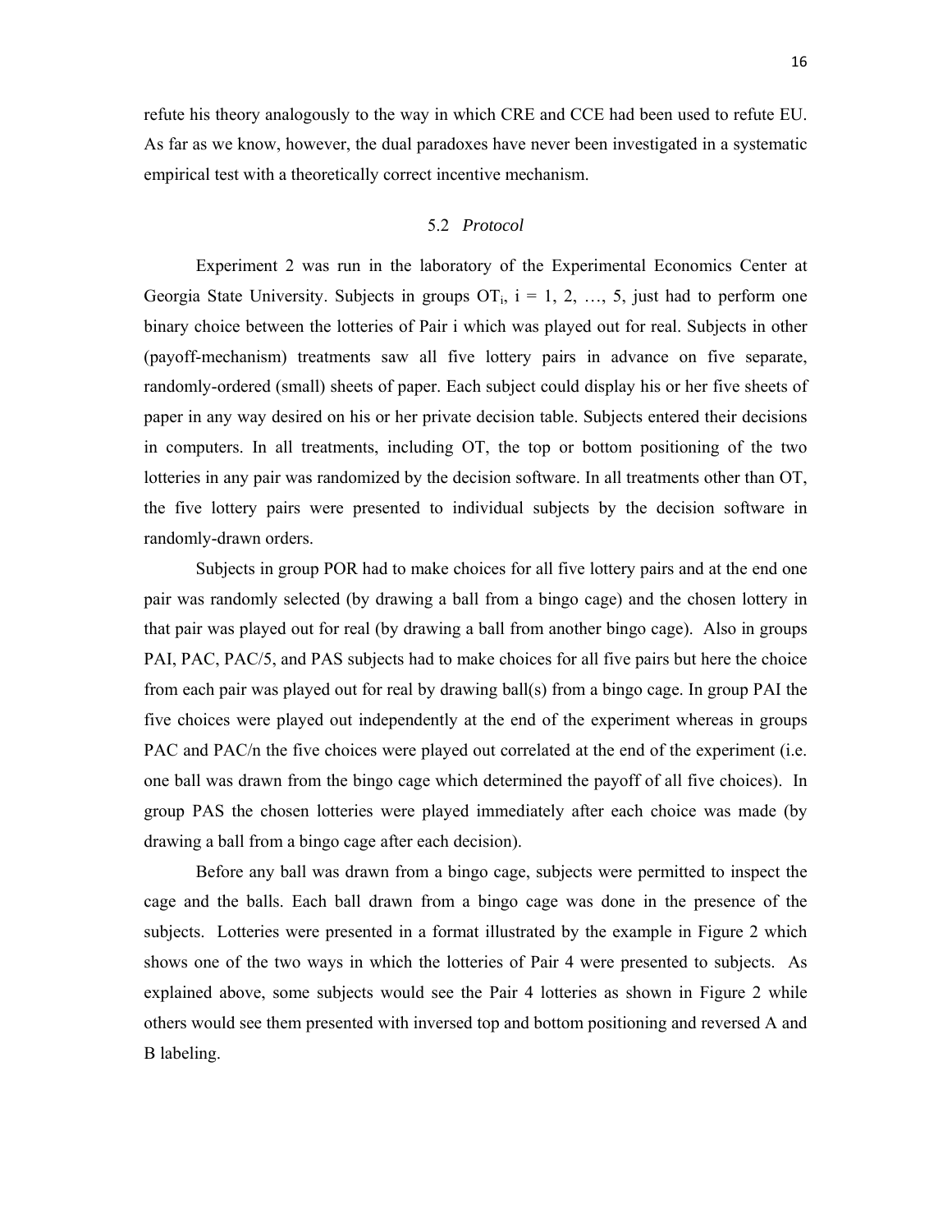refute his theory analogously to the way in which CRE and CCE had been used to refute EU. As far as we know, however, the dual paradoxes have never been investigated in a systematic empirical test with a theoretically correct incentive mechanism.

### 5.2 *Protocol*

Experiment 2 was run in the laboratory of the Experimental Economics Center at Georgia State University. Subjects in groups $OT_i$, $i = 1, 2, \ldots, 5$, just had to perform one binary choice between the lotteries of Pair i which was played out for real. Subjects in other (payoff-mechanism) treatments saw all five lottery pairs in advance on five separate, randomly-ordered (small) sheets of paper. Each subject could display his or her five sheets of paper in any way desired on his or her private decision table. Subjects entered their decisions in computers. In all treatments, including OT, the top or bottom positioning of the two lotteries in any pair was randomized by the decision software. In all treatments other than OT, the five lottery pairs were presented to individual subjects by the decision software in randomly-drawn orders.

Subjects in group POR had to make choices for all five lottery pairs and at the end one pair was randomly selected (by drawing a ball from a bingo cage) and the chosen lottery in that pair was played out for real (by drawing a ball from another bingo cage). Also in groups PAI, PAC, PAC/5, and PAS subjects had to make choices for all five pairs but here the choice from each pair was played out for real by drawing ball(s) from a bingo cage. In group PAI the five choices were played out independently at the end of the experiment whereas in groups PAC and PAC/n the five choices were played out correlated at the end of the experiment (i.e. one ball was drawn from the bingo cage which determined the payoff of all five choices). In group PAS the chosen lotteries were played immediately after each choice was made (by drawing a ball from a bingo cage after each decision).

Before any ball was drawn from a bingo cage, subjects were permitted to inspect the cage and the balls. Each ball drawn from a bingo cage was done in the presence of the subjects. Lotteries were presented in a format illustrated by the example in Figure 2 which shows one of the two ways in which the lotteries of Pair 4 were presented to subjects. As explained above, some subjects would see the Pair 4 lotteries as shown in Figure 2 while others would see them presented with inversed top and bottom positioning and reversed A and B labeling.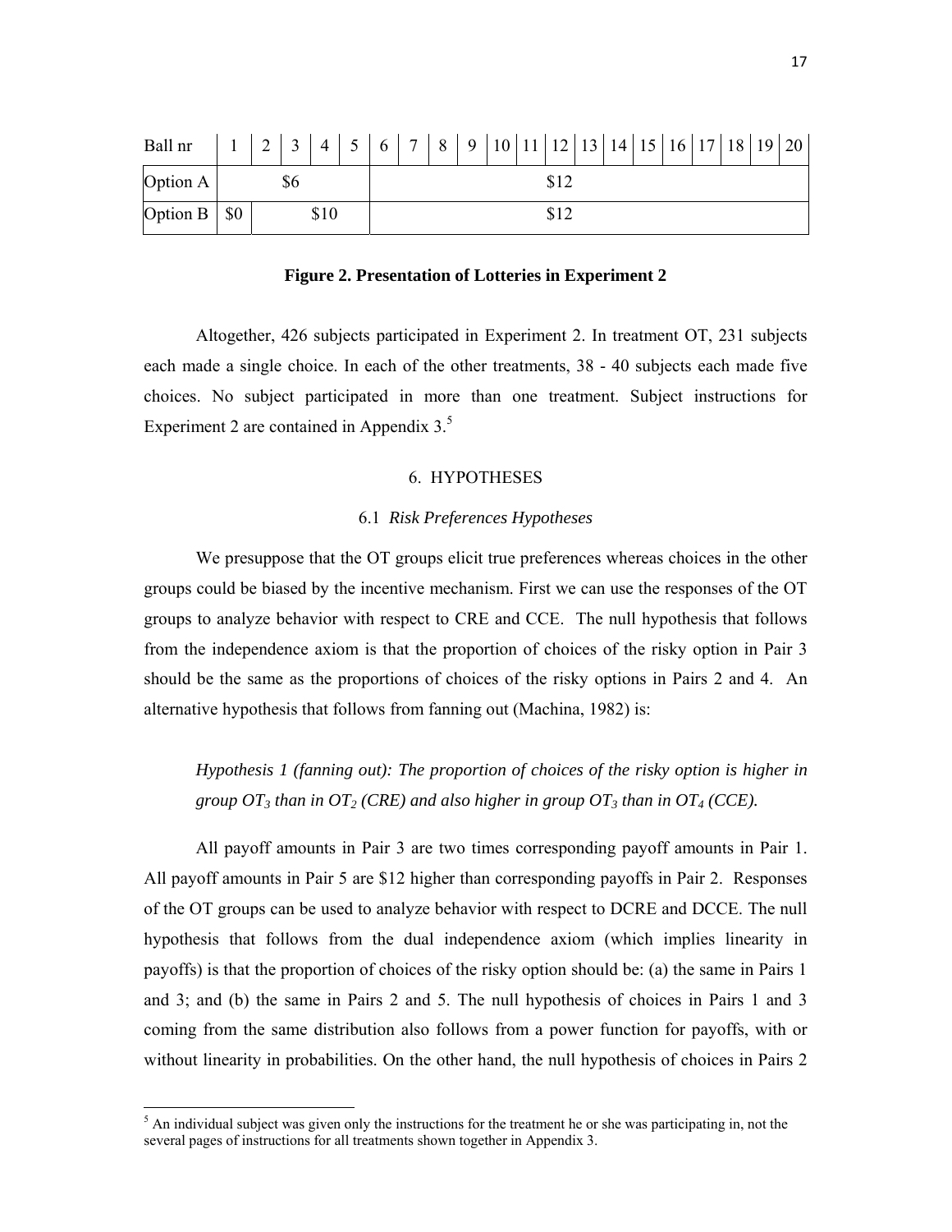| Ball nr | 1 | 2 | 3 | 4 | 5 | 6 | 7 | 8 | 9 | 10 | 11 | 12 | 13 | 14 | 15 | 16 | 17 | 18 | 19 | 20 |
|---|---|---|---|---|---|---|---|---|---|---|---|---|---|---|---|---|---|---|---|---|
| Option A | $6 | | | | | $12 | | | | | | | | | | | | | | |
| Option B | $0 | $10 | | | | $12 | | | | | | | | | | | | | | |

**Figure 2. Presentation of Lotteries in Experiment 2**

Altogether, 426 subjects participated in Experiment 2. In treatment OT, 231 subjects each made a single choice. In each of the other treatments, 38 - 40 subjects each made five choices. No subject participated in more than one treatment. Subject instructions for Experiment 2 are contained in Appendix 3.[5]

## 6. HYPOTHESES

### 6.1 *Risk Preferences Hypotheses*

We presuppose that the OT groups elicit true preferences whereas choices in the other groups could be biased by the incentive mechanism. First we can use the responses of the OT groups to analyze behavior with respect to CRE and CCE. The null hypothesis that follows from the independence axiom is that the proportion of choices of the risky option in Pair 3 should be the same as the proportions of choices of the risky options in Pairs 2 and 4. An alternative hypothesis that follows from fanning out (Machina, 1982) is:

*Hypothesis 1 (fanning out): The proportion of choices of the risky option is higher in group $OT_3$ than in $OT_2$ (CRE) and also higher in group $OT_3$ than in $OT_4$ (CCE).*

All payoff amounts in Pair 3 are two times corresponding payoff amounts in Pair 1. All payoff amounts in Pair 5 are $12 higher than corresponding payoffs in Pair 2. Responses of the OT groups can be used to analyze behavior with respect to DCRE and DCCE. The null hypothesis that follows from the dual independence axiom (which implies linearity in payoffs) is that the proportion of choices of the risky option should be: (a) the same in Pairs 1 and 3; and (b) the same in Pairs 2 and 5. The null hypothesis of choices in Pairs 1 and 3 coming from the same distribution also follows from a power function for payoffs, with or without linearity in probabilities. On the other hand, the null hypothesis of choices in Pairs 2

[5] An individual subject was given only the instructions for the treatment he or she was participating in, not the several pages of instructions for all treatments shown together in Appendix 3.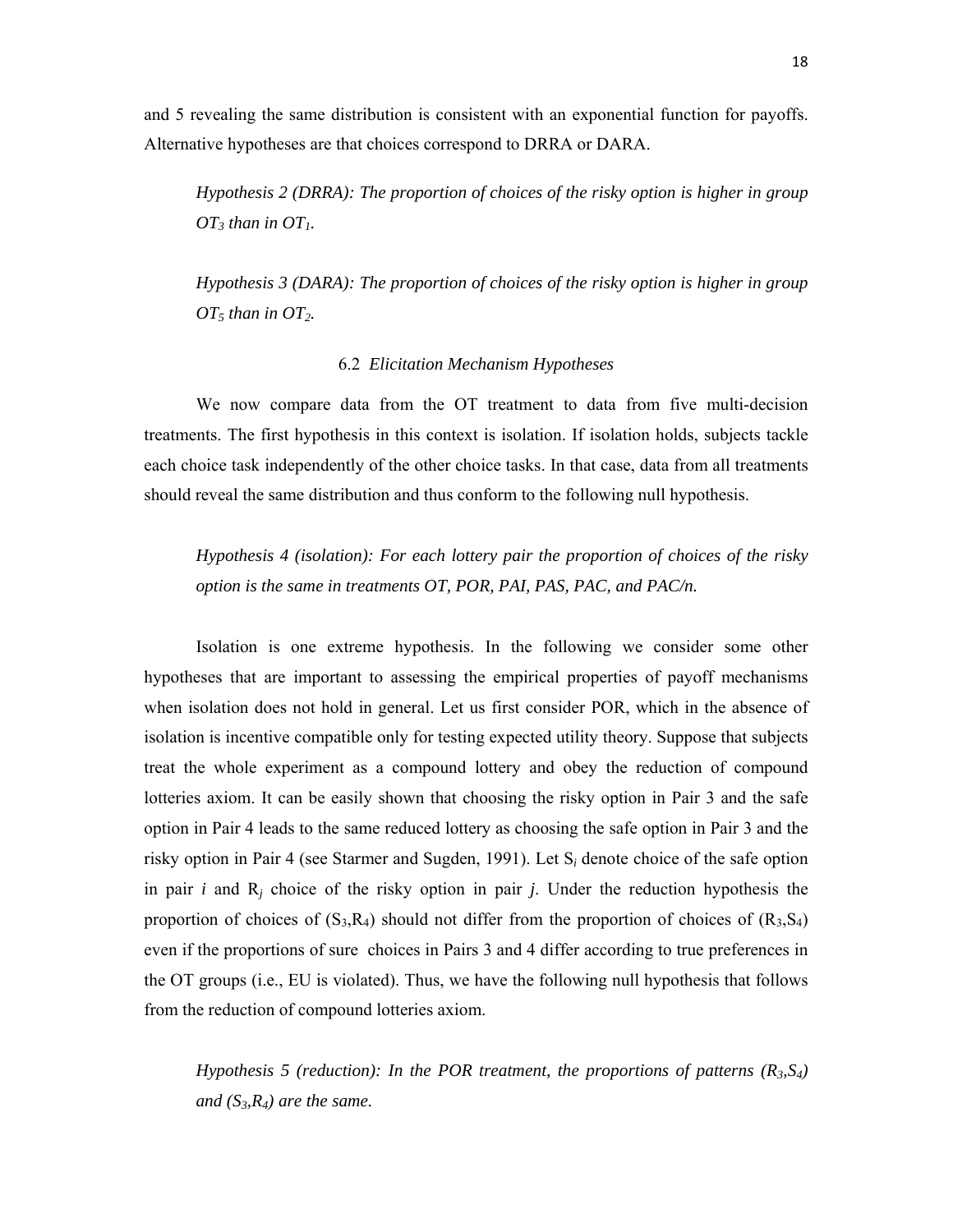and 5 revealing the same distribution is consistent with an exponential function for payoffs. Alternative hypotheses are that choices correspond to DRRA or DARA.

*Hypothesis 2 (DRRA): The proportion of choices of the risky option is higher in group $OT_3$ than in $OT_1$.*

*Hypothesis 3 (DARA): The proportion of choices of the risky option is higher in group $OT_5$ than in $OT_2$.*

### 6.2 *Elicitation Mechanism Hypotheses*

We now compare data from the OT treatment to data from five multi-decision treatments. The first hypothesis in this context is isolation. If isolation holds, subjects tackle each choice task independently of the other choice tasks. In that case, data from all treatments should reveal the same distribution and thus conform to the following null hypothesis.

*Hypothesis 4 (isolation): For each lottery pair the proportion of choices of the risky option is the same in treatments OT, POR, PAI, PAS, PAC, and PAC/n.*

Isolation is one extreme hypothesis. In the following we consider some other hypotheses that are important to assessing the empirical properties of payoff mechanisms when isolation does not hold in general. Let us first consider POR, which in the absence of isolation is incentive compatible only for testing expected utility theory. Suppose that subjects treat the whole experiment as a compound lottery and obey the reduction of compound lotteries axiom. It can be easily shown that choosing the risky option in Pair 3 and the safe option in Pair 4 leads to the same reduced lottery as choosing the safe option in Pair 3 and the risky option in Pair 4 (see Starmer and Sugden, 1991). Let $S_i$ denote choice of the safe option in pair $i$ and $R_j$ choice of the risky option in pair $j$. Under the reduction hypothesis the proportion of choices of $(S_3,R_4)$ should not differ from the proportion of choices of $(R_3,S_4)$ even if the proportions of sure choices in Pairs 3 and 4 differ according to true preferences in the OT groups (i.e., EU is violated). Thus, we have the following null hypothesis that follows from the reduction of compound lotteries axiom.

*Hypothesis 5 (reduction): In the POR treatment, the proportions of patterns $(R_3,S_4)$ and $(S_3,R_4)$ are the same.*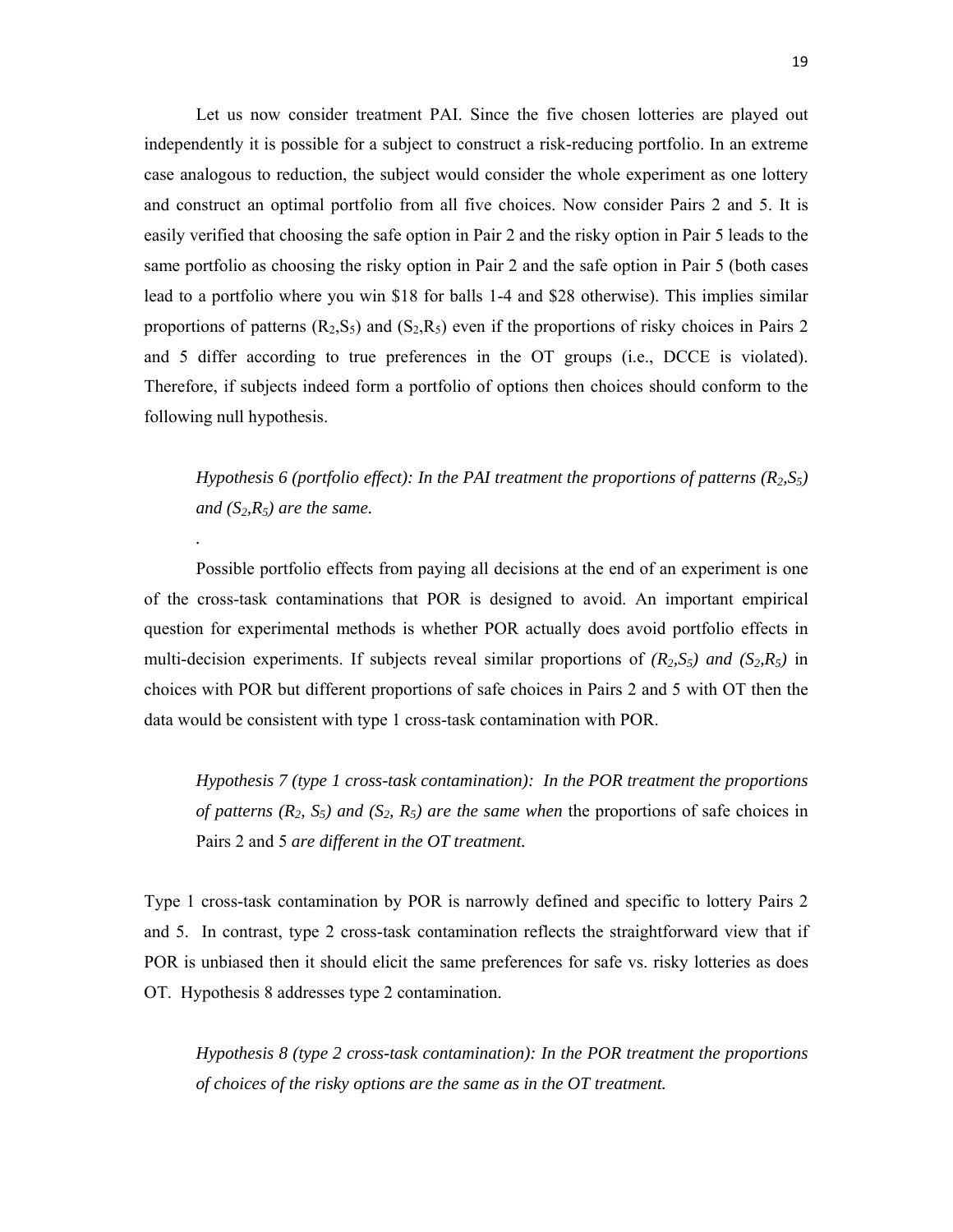Let us now consider treatment PAI. Since the five chosen lotteries are played out independently it is possible for a subject to construct a risk-reducing portfolio. In an extreme case analogous to reduction, the subject would consider the whole experiment as one lottery and construct an optimal portfolio from all five choices. Now consider Pairs 2 and 5. It is easily verified that choosing the safe option in Pair 2 and the risky option in Pair 5 leads to the same portfolio as choosing the risky option in Pair 2 and the safe option in Pair 5 (both cases lead to a portfolio where you win \$18 for balls 1-4 and \$28 otherwise). This implies similar proportions of patterns ($R_2$,$S_5$) and ($S_2$,$R_5$) even if the proportions of risky choices in Pairs 2 and 5 differ according to true preferences in the OT groups (i.e., DCCE is violated). Therefore, if subjects indeed form a portfolio of options then choices should conform to the following null hypothesis.

> *Hypothesis 6 (portfolio effect): In the PAI treatment the proportions of patterns ($R_2$,$S_5$) and ($S_2$,$R_5$) are the same.*
>
> .

Possible portfolio effects from paying all decisions at the end of an experiment is one of the cross-task contaminations that POR is designed to avoid. An important empirical question for experimental methods is whether POR actually does avoid portfolio effects in multi-decision experiments. If subjects reveal similar proportions of *($R_2$,$S_5$) and ($S_2$,$R_5$)* in choices with POR but different proportions of safe choices in Pairs 2 and 5 with OT then the data would be consistent with type 1 cross-task contamination with POR.

> *Hypothesis 7 (type 1 cross-task contamination): In the POR treatment the proportions of patterns ($R_2$, $S_5$) and ($S_2$, $R_5$) are the same when* the proportions of safe choices in Pairs 2 and 5 *are different in the OT treatment.*

Type 1 cross-task contamination by POR is narrowly defined and specific to lottery Pairs 2 and 5. In contrast, type 2 cross-task contamination reflects the straightforward view that if POR is unbiased then it should elicit the same preferences for safe vs. risky lotteries as does OT. Hypothesis 8 addresses type 2 contamination.

> *Hypothesis 8 (type 2 cross-task contamination): In the POR treatment the proportions of choices of the risky options are the same as in the OT treatment.*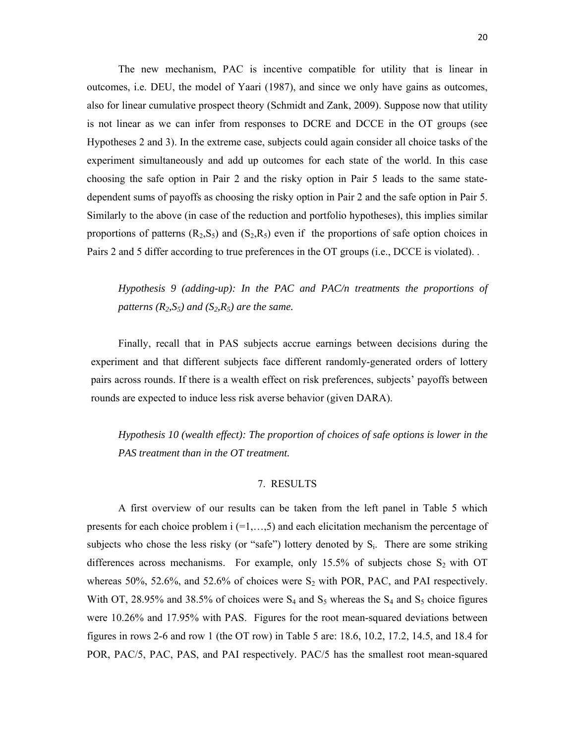The new mechanism, PAC is incentive compatible for utility that is linear in outcomes, i.e. DEU, the model of Yaari (1987), and since we only have gains as outcomes, also for linear cumulative prospect theory (Schmidt and Zank, 2009). Suppose now that utility is not linear as we can infer from responses to DCRE and DCCE in the OT groups (see Hypotheses 2 and 3). In the extreme case, subjects could again consider all choice tasks of the experiment simultaneously and add up outcomes for each state of the world. In this case choosing the safe option in Pair 2 and the risky option in Pair 5 leads to the same state-dependent sums of payoffs as choosing the risky option in Pair 2 and the safe option in Pair 5. Similarly to the above (in case of the reduction and portfolio hypotheses), this implies similar proportions of patterns ($R_2$,$S_5$) and ($S_2$,$R_5$) even if the proportions of safe option choices in Pairs 2 and 5 differ according to true preferences in the OT groups (i.e., DCCE is violated). .

*Hypothesis 9 (adding-up): In the PAC and PAC/n treatments the proportions of patterns ($R_2$,$S_5$) and ($S_2$,$R_5$) are the same.*

Finally, recall that in PAS subjects accrue earnings between decisions during the experiment and that different subjects face different randomly-generated orders of lottery pairs across rounds. If there is a wealth effect on risk preferences, subjects' payoffs between rounds are expected to induce less risk averse behavior (given DARA).

*Hypothesis 10 (wealth effect): The proportion of choices of safe options is lower in the PAS treatment than in the OT treatment.*

## 7. RESULTS

A first overview of our results can be taken from the left panel in Table 5 which presents for each choice problem i (=1,…,5) and each elicitation mechanism the percentage of subjects who chose the less risky (or "safe") lottery denoted by $S_i$. There are some striking differences across mechanisms. For example, only 15.5% of subjects chose $S_2$ with OT whereas 50%, 52.6%, and 52.6% of choices were $S_2$ with POR, PAC, and PAI respectively. With OT, 28.95% and 38.5% of choices were $S_4$ and $S_5$ whereas the $S_4$ and $S_5$ choice figures were 10.26% and 17.95% with PAS. Figures for the root mean-squared deviations between figures in rows 2-6 and row 1 (the OT row) in Table 5 are: 18.6, 10.2, 17.2, 14.5, and 18.4 for POR, PAC/5, PAC, PAS, and PAI respectively. PAC/5 has the smallest root mean-squared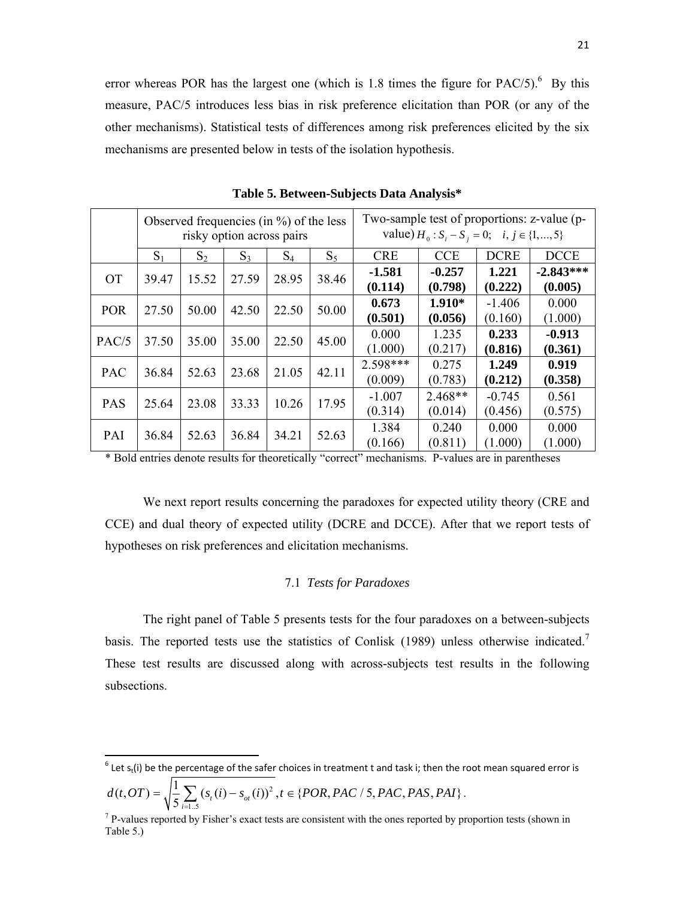error whereas POR has the largest one (which is 1.8 times the figure for PAC/5).[6] By this measure, PAC/5 introduces less bias in risk preference elicitation than POR (or any of the other mechanisms). Statistical tests of differences among risk preferences elicited by the six mechanisms are presented below in tests of the isolation hypothesis.

**Table 5. Between-Subjects Data Analysis***

| | Observed frequencies (in %) of the less risky option across pairs | | | | | Two-sample test of proportions: z-value (p-value) $H_0: S_i - S_j = 0; \quad i, j \in \{1,...,5\}$ | | | |
|---|---|---|---|---|---|---|---|---|---|
| | $S_1$ | $S_2$ | $S_3$ | $S_4$ | $S_5$ | CRE | CCE | DCRE | DCCE |
| OT | 39.47 | 15.52 | 27.59 | 28.95 | 38.46 | **-1.581 (0.114)** | **-0.257 (0.798)** | **1.221 (0.222)** | **-2.843*** (0.005)** |
| POR | 27.50 | 50.00 | 42.50 | 22.50 | 50.00 | **0.673 (0.501)** | **1.910* (0.056)** | -1.406 (0.160) | 0.000 (1.000) |
| PAC/5 | 37.50 | 35.00 | 35.00 | 22.50 | 45.00 | 0.000 (1.000) | 1.235 (0.217) | **0.233 (0.816)** | **-0.913 (0.361)** |
| PAC | 36.84 | 52.63 | 23.68 | 21.05 | 42.11 | 2.598*** (0.009) | 0.275 (0.783) | **1.249 (0.212)** | **0.919 (0.358)** |
| PAS | 25.64 | 23.08 | 33.33 | 10.26 | 17.95 | -1.007 (0.314) | 2.468** (0.014) | -0.745 (0.456) | 0.561 (0.575) |
| PAI | 36.84 | 52.63 | 36.84 | 34.21 | 52.63 | 1.384 (0.166) | 0.240 (0.811) | 0.000 (1.000) | 0.000 (1.000) |

\* Bold entries denote results for theoretically "correct" mechanisms. P-values are in parentheses

We next report results concerning the paradoxes for expected utility theory (CRE and CCE) and dual theory of expected utility (DCRE and DCCE). After that we report tests of hypotheses on risk preferences and elicitation mechanisms.

### 7.1 *Tests for Paradoxes*

The right panel of Table 5 presents tests for the four paradoxes on a between-subjects basis. The reported tests use the statistics of Conlisk (1989) unless otherwise indicated.[7] These test results are discussed along with across-subjects test results in the following subsections.

---

[6] Let $s_t(i)$ be the percentage of the safer choices in treatment t and task i; then the root mean squared error is $d(t, OT) = \sqrt{\frac{1}{5}\sum_{i=1..5}(s_t(i) - s_{ot}(i))^2}, t \in \{POR, PAC/5, PAC, PAS, PAI\}$.

[7] P-values reported by Fisher's exact tests are consistent with the ones reported by proportion tests (shown in Table 5.)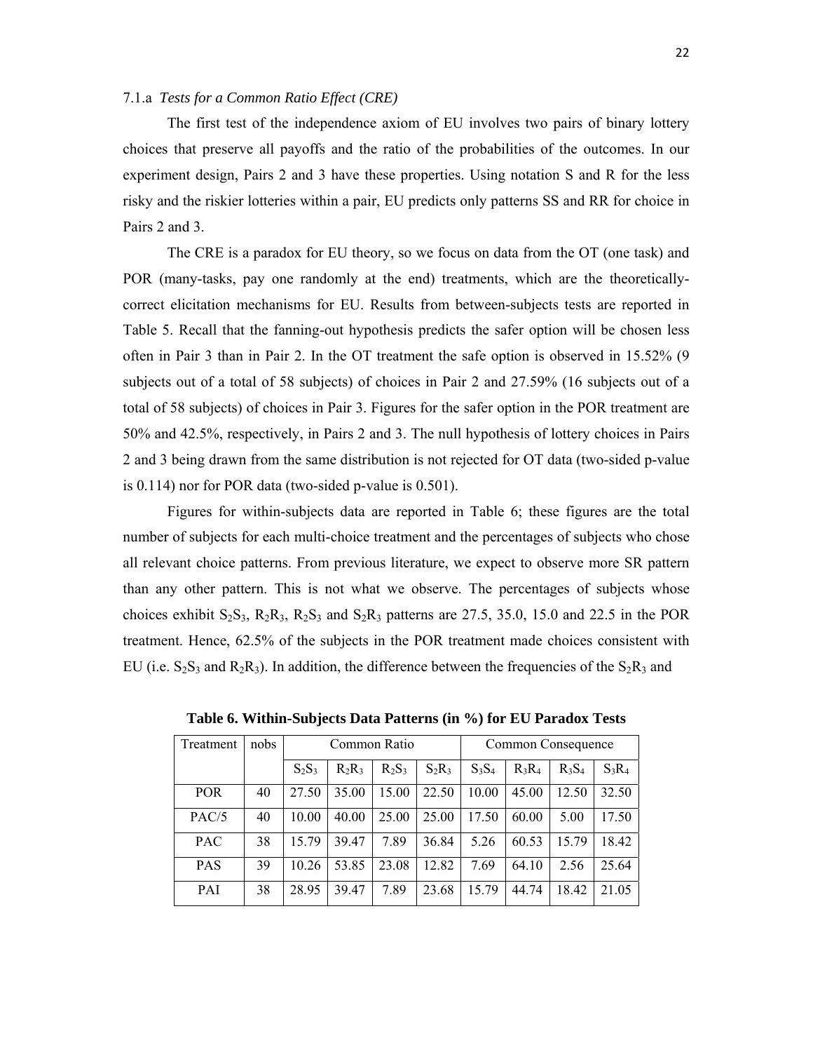7.1.a *Tests for a Common Ratio Effect (CRE)*

The first test of the independence axiom of EU involves two pairs of binary lottery choices that preserve all payoffs and the ratio of the probabilities of the outcomes. In our experiment design, Pairs 2 and 3 have these properties. Using notation S and R for the less risky and the riskier lotteries within a pair, EU predicts only patterns SS and RR for choice in Pairs 2 and 3.

The CRE is a paradox for EU theory, so we focus on data from the OT (one task) and POR (many-tasks, pay one randomly at the end) treatments, which are the theoretically-correct elicitation mechanisms for EU. Results from between-subjects tests are reported in Table 5. Recall that the fanning-out hypothesis predicts the safer option will be chosen less often in Pair 3 than in Pair 2. In the OT treatment the safe option is observed in 15.52% (9 subjects out of a total of 58 subjects) of choices in Pair 2 and 27.59% (16 subjects out of a total of 58 subjects) of choices in Pair 3. Figures for the safer option in the POR treatment are 50% and 42.5%, respectively, in Pairs 2 and 3. The null hypothesis of lottery choices in Pairs 2 and 3 being drawn from the same distribution is not rejected for OT data (two-sided p-value is 0.114) nor for POR data (two-sided p-value is 0.501).

Figures for within-subjects data are reported in Table 6; these figures are the total number of subjects for each multi-choice treatment and the percentages of subjects who chose all relevant choice patterns. From previous literature, we expect to observe more SR pattern than any other pattern. This is not what we observe. The percentages of subjects whose choices exhibit $S_2S_3$, $R_2R_3$, $R_2S_3$ and $S_2R_3$ patterns are 27.5, 35.0, 15.0 and 22.5 in the POR treatment. Hence, 62.5% of the subjects in the POR treatment made choices consistent with EU (i.e. $S_2S_3$ and $R_2R_3$). In addition, the difference between the frequencies of the $S_2R_3$ and

**Table 6. Within-Subjects Data Patterns (in %) for EU Paradox Tests**

| Treatment | nobs | Common Ratio | | | | Common Consequence | | | |
|---|---|---|---|---|---|---|---|---|---|
| | | $S_2S_3$ | $R_2R_3$ | $R_2S_3$ | $S_2R_3$ | $S_3S_4$ | $R_3R_4$ | $R_3S_4$ | $S_3R_4$ |
| POR | 40 | 27.50 | 35.00 | 15.00 | 22.50 | 10.00 | 45.00 | 12.50 | 32.50 |
| PAC/5 | 40 | 10.00 | 40.00 | 25.00 | 25.00 | 17.50 | 60.00 | 5.00 | 17.50 |
| PAC | 38 | 15.79 | 39.47 | 7.89 | 36.84 | 5.26 | 60.53 | 15.79 | 18.42 |
| PAS | 39 | 10.26 | 53.85 | 23.08 | 12.82 | 7.69 | 64.10 | 2.56 | 25.64 |
| PAI | 38 | 28.95 | 39.47 | 7.89 | 23.68 | 15.79 | 44.74 | 18.42 | 21.05 |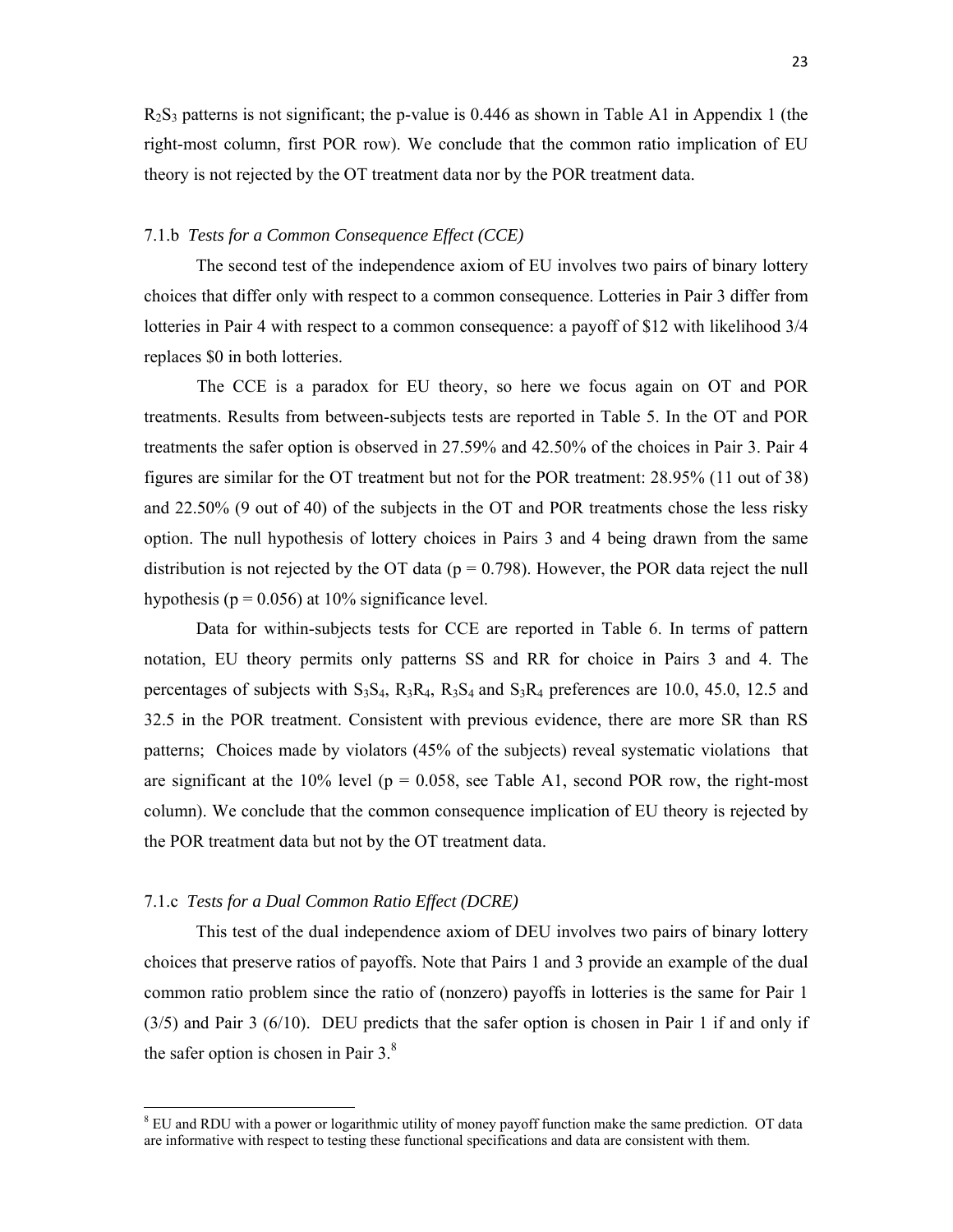$R_2S_3$ patterns is not significant; the p-value is 0.446 as shown in Table A1 in Appendix 1 (the right-most column, first POR row). We conclude that the common ratio implication of EU theory is not rejected by the OT treatment data nor by the POR treatment data.

### 7.1.b *Tests for a Common Consequence Effect (CCE)*

The second test of the independence axiom of EU involves two pairs of binary lottery choices that differ only with respect to a common consequence. Lotteries in Pair 3 differ from lotteries in Pair 4 with respect to a common consequence: a payoff of \$12 with likelihood 3/4 replaces \$0 in both lotteries.

The CCE is a paradox for EU theory, so here we focus again on OT and POR treatments. Results from between-subjects tests are reported in Table 5. In the OT and POR treatments the safer option is observed in 27.59% and 42.50% of the choices in Pair 3. Pair 4 figures are similar for the OT treatment but not for the POR treatment: 28.95% (11 out of 38) and 22.50% (9 out of 40) of the subjects in the OT and POR treatments chose the less risky option. The null hypothesis of lottery choices in Pairs 3 and 4 being drawn from the same distribution is not rejected by the OT data ($p = 0.798$). However, the POR data reject the null hypothesis ($p = 0.056$) at 10% significance level.

Data for within-subjects tests for CCE are reported in Table 6. In terms of pattern notation, EU theory permits only patterns SS and RR for choice in Pairs 3 and 4. The percentages of subjects with $S_3S_4$, $R_3R_4$, $R_3S_4$ and $S_3R_4$ preferences are 10.0, 45.0, 12.5 and 32.5 in the POR treatment. Consistent with previous evidence, there are more SR than RS patterns; Choices made by violators (45% of the subjects) reveal systematic violations that are significant at the 10% level ($p = 0.058$, see Table A1, second POR row, the right-most column). We conclude that the common consequence implication of EU theory is rejected by the POR treatment data but not by the OT treatment data.

### 7.1.c *Tests for a Dual Common Ratio Effect (DCRE)*

This test of the dual independence axiom of DEU involves two pairs of binary lottery choices that preserve ratios of payoffs. Note that Pairs 1 and 3 provide an example of the dual common ratio problem since the ratio of (nonzero) payoffs in lotteries is the same for Pair 1 (3/5) and Pair 3 (6/10). DEU predicts that the safer option is chosen in Pair 1 if and only if the safer option is chosen in Pair 3.[8]

---

[8] EU and RDU with a power or logarithmic utility of money payoff function make the same prediction. OT data are informative with respect to testing these functional specifications and data are consistent with them.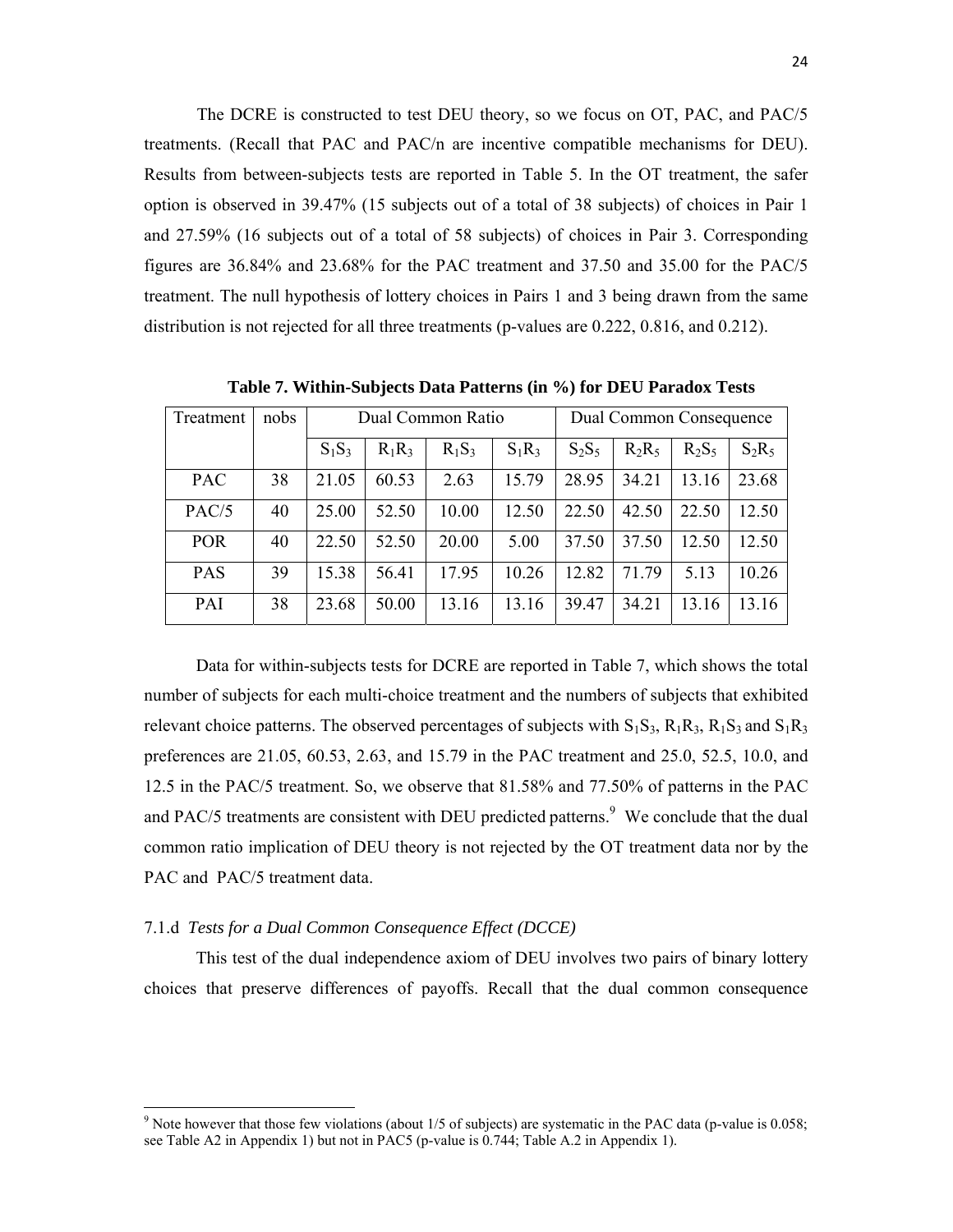The DCRE is constructed to test DEU theory, so we focus on OT, PAC, and PAC/5 treatments. (Recall that PAC and PAC/n are incentive compatible mechanisms for DEU). Results from between-subjects tests are reported in Table 5. In the OT treatment, the safer option is observed in 39.47% (15 subjects out of a total of 38 subjects) of choices in Pair 1 and 27.59% (16 subjects out of a total of 58 subjects) of choices in Pair 3. Corresponding figures are 36.84% and 23.68% for the PAC treatment and 37.50 and 35.00 for the PAC/5 treatment. The null hypothesis of lottery choices in Pairs 1 and 3 being drawn from the same distribution is not rejected for all three treatments (p-values are 0.222, 0.816, and 0.212).

**Table 7. Within-Subjects Data Patterns (in %) for DEU Paradox Tests**

| Treatment | nobs | Dual Common Ratio | | | | Dual Common Consequence | | | |
|---|---|---|---|---|---|---|---|---|---|
| | | $S_1S_3$ | $R_1R_3$ | $R_1S_3$ | $S_1R_3$ | $S_2S_5$ | $R_2R_5$ | $R_2S_5$ | $S_2R_5$ |
| PAC | 38 | 21.05 | 60.53 | 2.63 | 15.79 | 28.95 | 34.21 | 13.16 | 23.68 |
| PAC/5 | 40 | 25.00 | 52.50 | 10.00 | 12.50 | 22.50 | 42.50 | 22.50 | 12.50 |
| POR | 40 | 22.50 | 52.50 | 20.00 | 5.00 | 37.50 | 37.50 | 12.50 | 12.50 |
| PAS | 39 | 15.38 | 56.41 | 17.95 | 10.26 | 12.82 | 71.79 | 5.13 | 10.26 |
| PAI | 38 | 23.68 | 50.00 | 13.16 | 13.16 | 39.47 | 34.21 | 13.16 | 13.16 |

Data for within-subjects tests for DCRE are reported in Table 7, which shows the total number of subjects for each multi-choice treatment and the numbers of subjects that exhibited relevant choice patterns. The observed percentages of subjects with $S_1S_3$, $R_1R_3$, $R_1S_3$ and $S_1R_3$ preferences are 21.05, 60.53, 2.63, and 15.79 in the PAC treatment and 25.0, 52.5, 10.0, and 12.5 in the PAC/5 treatment. So, we observe that 81.58% and 77.50% of patterns in the PAC and PAC/5 treatments are consistent with DEU predicted patterns.[9] We conclude that the dual common ratio implication of DEU theory is not rejected by the OT treatment data nor by the PAC and PAC/5 treatment data.

### 7.1.d *Tests for a Dual Common Consequence Effect (DCCE)*

This test of the dual independence axiom of DEU involves two pairs of binary lottery choices that preserve differences of payoffs. Recall that the dual common consequence

[9] Note however that those few violations (about 1/5 of subjects) are systematic in the PAC data (p-value is 0.058; see Table A2 in Appendix 1) but not in PAC5 (p-value is 0.744; Table A.2 in Appendix 1).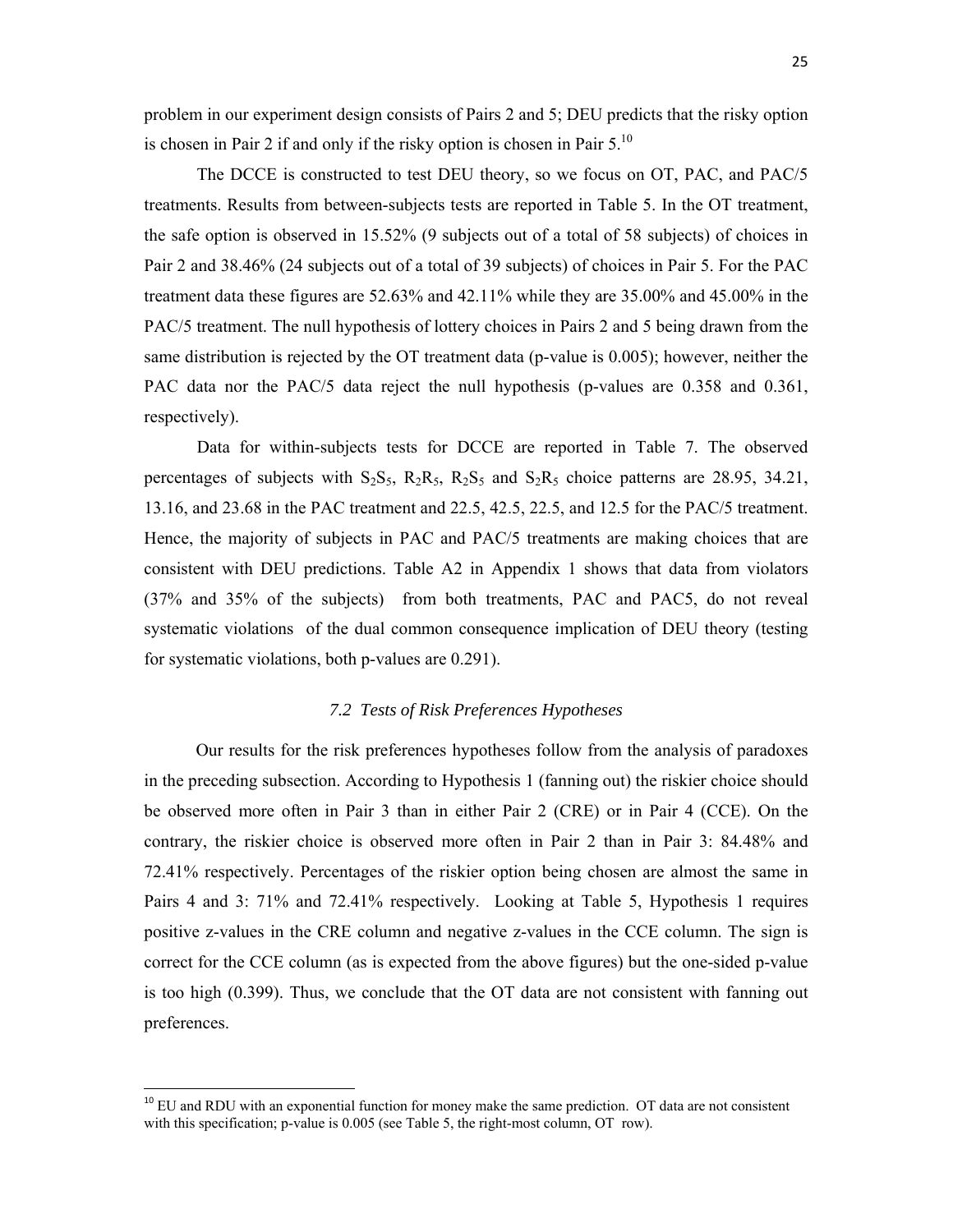problem in our experiment design consists of Pairs 2 and 5; DEU predicts that the risky option is chosen in Pair 2 if and only if the risky option is chosen in Pair 5.[10]

The DCCE is constructed to test DEU theory, so we focus on OT, PAC, and PAC/5 treatments. Results from between-subjects tests are reported in Table 5. In the OT treatment, the safe option is observed in 15.52% (9 subjects out of a total of 58 subjects) of choices in Pair 2 and 38.46% (24 subjects out of a total of 39 subjects) of choices in Pair 5. For the PAC treatment data these figures are 52.63% and 42.11% while they are 35.00% and 45.00% in the PAC/5 treatment. The null hypothesis of lottery choices in Pairs 2 and 5 being drawn from the same distribution is rejected by the OT treatment data (p-value is 0.005); however, neither the PAC data nor the PAC/5 data reject the null hypothesis (p-values are 0.358 and 0.361, respectively).

Data for within-subjects tests for DCCE are reported in Table 7. The observed percentages of subjects with $S_2S_5$, $R_2R_5$, $R_2S_5$ and $S_2R_5$ choice patterns are 28.95, 34.21, 13.16, and 23.68 in the PAC treatment and 22.5, 42.5, 22.5, and 12.5 for the PAC/5 treatment. Hence, the majority of subjects in PAC and PAC/5 treatments are making choices that are consistent with DEU predictions. Table A2 in Appendix 1 shows that data from violators (37% and 35% of the subjects) from both treatments, PAC and PAC5, do not reveal systematic violations of the dual common consequence implication of DEU theory (testing for systematic violations, both p-values are 0.291).

### *7.2 Tests of Risk Preferences Hypotheses*

Our results for the risk preferences hypotheses follow from the analysis of paradoxes in the preceding subsection. According to Hypothesis 1 (fanning out) the riskier choice should be observed more often in Pair 3 than in either Pair 2 (CRE) or in Pair 4 (CCE). On the contrary, the riskier choice is observed more often in Pair 2 than in Pair 3: 84.48% and 72.41% respectively. Percentages of the riskier option being chosen are almost the same in Pairs 4 and 3: 71% and 72.41% respectively. Looking at Table 5, Hypothesis 1 requires positive z-values in the CRE column and negative z-values in the CCE column. The sign is correct for the CCE column (as is expected from the above figures) but the one-sided p-value is too high (0.399). Thus, we conclude that the OT data are not consistent with fanning out preferences.

---

[10] EU and RDU with an exponential function for money make the same prediction. OT data are not consistent with this specification; p-value is 0.005 (see Table 5, the right-most column, OT row).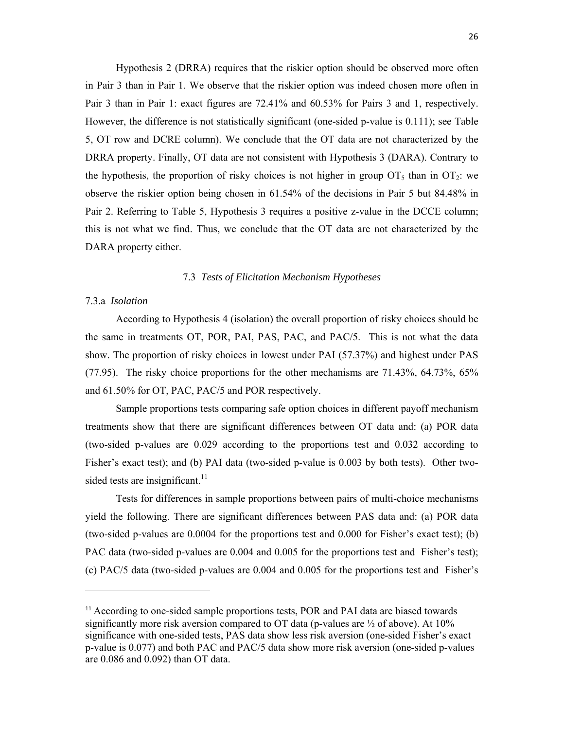Hypothesis 2 (DRRA) requires that the riskier option should be observed more often in Pair 3 than in Pair 1. We observe that the riskier option was indeed chosen more often in Pair 3 than in Pair 1: exact figures are 72.41% and 60.53% for Pairs 3 and 1, respectively. However, the difference is not statistically significant (one-sided p-value is 0.111); see Table 5, OT row and DCRE column). We conclude that the OT data are not characterized by the DRRA property. Finally, OT data are not consistent with Hypothesis 3 (DARA). Contrary to the hypothesis, the proportion of risky choices is not higher in group $OT_5$ than in $OT_2$: we observe the riskier option being chosen in 61.54% of the decisions in Pair 5 but 84.48% in Pair 2. Referring to Table 5, Hypothesis 3 requires a positive z-value in the DCCE column; this is not what we find. Thus, we conclude that the OT data are not characterized by the DARA property either.

### 7.3 *Tests of Elicitation Mechanism Hypotheses*

#### 7.3.a *Isolation*

According to Hypothesis 4 (isolation) the overall proportion of risky choices should be the same in treatments OT, POR, PAI, PAS, PAC, and PAC/5. This is not what the data show. The proportion of risky choices in lowest under PAI (57.37%) and highest under PAS (77.95). The risky choice proportions for the other mechanisms are 71.43%, 64.73%, 65% and 61.50% for OT, PAC, PAC/5 and POR respectively.

Sample proportions tests comparing safe option choices in different payoff mechanism treatments show that there are significant differences between OT data and: (a) POR data (two-sided p-values are 0.029 according to the proportions test and 0.032 according to Fisher's exact test); and (b) PAI data (two-sided p-value is 0.003 by both tests). Other two-sided tests are insignificant.[11]

Tests for differences in sample proportions between pairs of multi-choice mechanisms yield the following. There are significant differences between PAS data and: (a) POR data (two-sided p-values are 0.0004 for the proportions test and 0.000 for Fisher's exact test); (b) PAC data (two-sided p-values are 0.004 and 0.005 for the proportions test and Fisher's test); (c) PAC/5 data (two-sided p-values are 0.004 and 0.005 for the proportions test and Fisher's

---

[11] According to one-sided sample proportions tests, POR and PAI data are biased towards significantly more risk aversion compared to OT data (p-values are ½ of above). At 10% significance with one-sided tests, PAS data show less risk aversion (one-sided Fisher's exact p-value is 0.077) and both PAC and PAC/5 data show more risk aversion (one-sided p-values are 0.086 and 0.092) than OT data.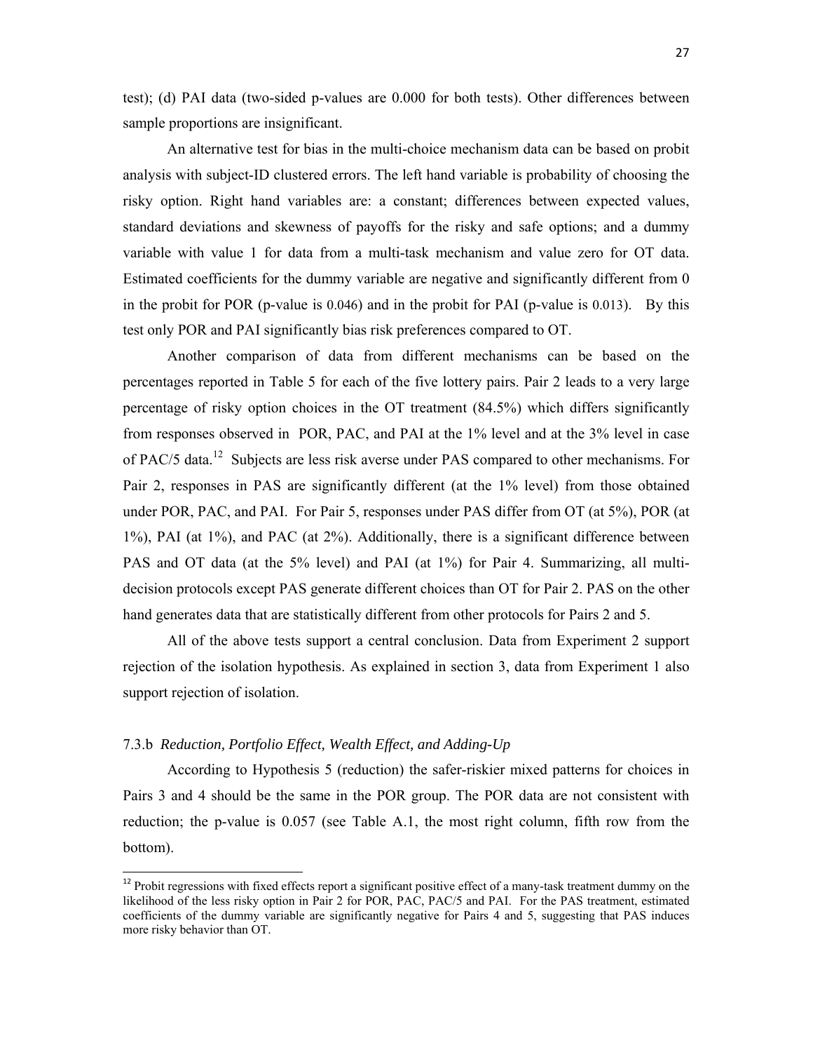test); (d) PAI data (two-sided p-values are 0.000 for both tests). Other differences between sample proportions are insignificant.

An alternative test for bias in the multi-choice mechanism data can be based on probit analysis with subject-ID clustered errors. The left hand variable is probability of choosing the risky option. Right hand variables are: a constant; differences between expected values, standard deviations and skewness of payoffs for the risky and safe options; and a dummy variable with value 1 for data from a multi-task mechanism and value zero for OT data. Estimated coefficients for the dummy variable are negative and significantly different from 0 in the probit for POR (p-value is 0.046) and in the probit for PAI (p-value is 0.013). By this test only POR and PAI significantly bias risk preferences compared to OT.

Another comparison of data from different mechanisms can be based on the percentages reported in Table 5 for each of the five lottery pairs. Pair 2 leads to a very large percentage of risky option choices in the OT treatment (84.5%) which differs significantly from responses observed in POR, PAC, and PAI at the 1% level and at the 3% level in case of PAC/5 data.[12] Subjects are less risk averse under PAS compared to other mechanisms. For Pair 2, responses in PAS are significantly different (at the 1% level) from those obtained under POR, PAC, and PAI. For Pair 5, responses under PAS differ from OT (at 5%), POR (at 1%), PAI (at 1%), and PAC (at 2%). Additionally, there is a significant difference between PAS and OT data (at the 5% level) and PAI (at 1%) for Pair 4. Summarizing, all multi-decision protocols except PAS generate different choices than OT for Pair 2. PAS on the other hand generates data that are statistically different from other protocols for Pairs 2 and 5.

All of the above tests support a central conclusion. Data from Experiment 2 support rejection of the isolation hypothesis. As explained in section 3, data from Experiment 1 also support rejection of isolation.

### 7.3.b *Reduction, Portfolio Effect, Wealth Effect, and Adding-Up*

According to Hypothesis 5 (reduction) the safer-riskier mixed patterns for choices in Pairs 3 and 4 should be the same in the POR group. The POR data are not consistent with reduction; the p-value is 0.057 (see Table A.1, the most right column, fifth row from the bottom).

[12] Probit regressions with fixed effects report a significant positive effect of a many-task treatment dummy on the likelihood of the less risky option in Pair 2 for POR, PAC, PAC/5 and PAI. For the PAS treatment, estimated coefficients of the dummy variable are significantly negative for Pairs 4 and 5, suggesting that PAS induces more risky behavior than OT.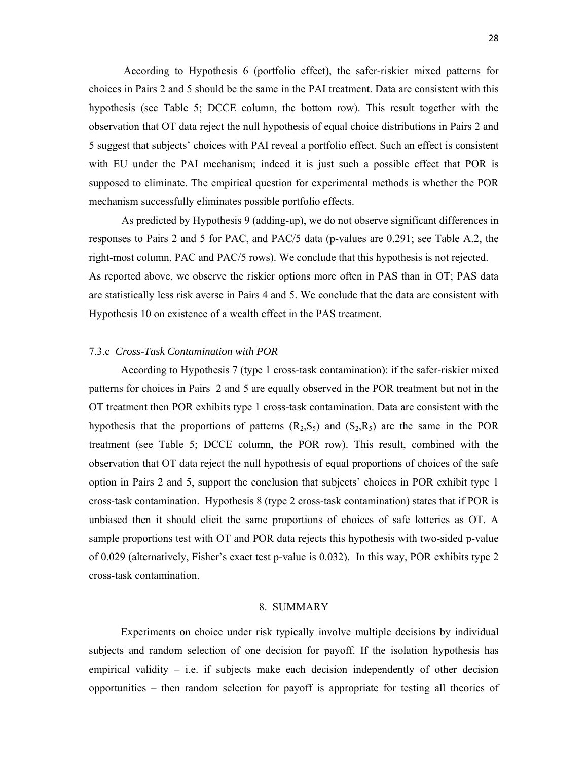According to Hypothesis 6 (portfolio effect), the safer-riskier mixed patterns for choices in Pairs 2 and 5 should be the same in the PAI treatment. Data are consistent with this hypothesis (see Table 5; DCCE column, the bottom row). This result together with the observation that OT data reject the null hypothesis of equal choice distributions in Pairs 2 and 5 suggest that subjects' choices with PAI reveal a portfolio effect. Such an effect is consistent with EU under the PAI mechanism; indeed it is just such a possible effect that POR is supposed to eliminate. The empirical question for experimental methods is whether the POR mechanism successfully eliminates possible portfolio effects.

As predicted by Hypothesis 9 (adding-up), we do not observe significant differences in responses to Pairs 2 and 5 for PAC, and PAC/5 data (p-values are 0.291; see Table A.2, the right-most column, PAC and PAC/5 rows). We conclude that this hypothesis is not rejected.
As reported above, we observe the riskier options more often in PAS than in OT; PAS data are statistically less risk averse in Pairs 4 and 5. We conclude that the data are consistent with Hypothesis 10 on existence of a wealth effect in the PAS treatment.

### 7.3.c *Cross-Task Contamination with POR*

According to Hypothesis 7 (type 1 cross-task contamination): if the safer-riskier mixed patterns for choices in Pairs 2 and 5 are equally observed in the POR treatment but not in the OT treatment then POR exhibits type 1 cross-task contamination. Data are consistent with the hypothesis that the proportions of patterns $(R_2,S_5)$ and $(S_2,R_5)$ are the same in the POR treatment (see Table 5; DCCE column, the POR row). This result, combined with the observation that OT data reject the null hypothesis of equal proportions of choices of the safe option in Pairs 2 and 5, support the conclusion that subjects' choices in POR exhibit type 1 cross-task contamination. Hypothesis 8 (type 2 cross-task contamination) states that if POR is unbiased then it should elicit the same proportions of choices of safe lotteries as OT. A sample proportions test with OT and POR data rejects this hypothesis with two-sided p-value of 0.029 (alternatively, Fisher's exact test p-value is 0.032). In this way, POR exhibits type 2 cross-task contamination.

## 8. SUMMARY

Experiments on choice under risk typically involve multiple decisions by individual subjects and random selection of one decision for payoff. If the isolation hypothesis has empirical validity – i.e. if subjects make each decision independently of other decision opportunities – then random selection for payoff is appropriate for testing all theories of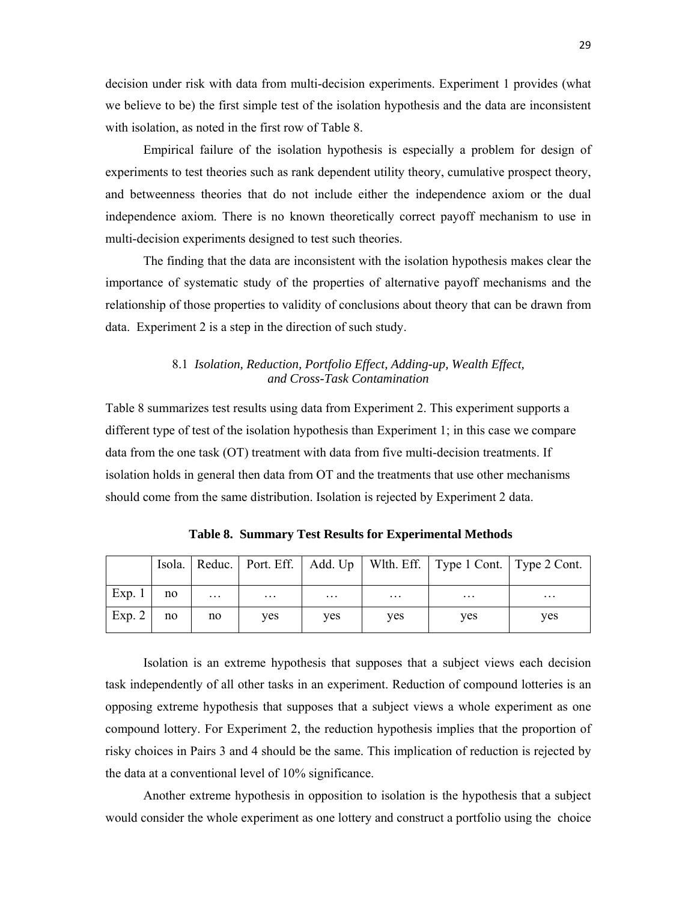decision under risk with data from multi-decision experiments. Experiment 1 provides (what we believe to be) the first simple test of the isolation hypothesis and the data are inconsistent with isolation, as noted in the first row of Table 8.

Empirical failure of the isolation hypothesis is especially a problem for design of experiments to test theories such as rank dependent utility theory, cumulative prospect theory, and betweenness theories that do not include either the independence axiom or the dual independence axiom. There is no known theoretically correct payoff mechanism to use in multi-decision experiments designed to test such theories.

The finding that the data are inconsistent with the isolation hypothesis makes clear the importance of systematic study of the properties of alternative payoff mechanisms and the relationship of those properties to validity of conclusions about theory that can be drawn from data. Experiment 2 is a step in the direction of such study.

### 8.1 *Isolation, Reduction, Portfolio Effect, Adding-up, Wealth Effect, and Cross-Task Contamination*

Table 8 summarizes test results using data from Experiment 2. This experiment supports a different type of test of the isolation hypothesis than Experiment 1; in this case we compare data from the one task (OT) treatment with data from five multi-decision treatments. If isolation holds in general then data from OT and the treatments that use other mechanisms should come from the same distribution. Isolation is rejected by Experiment 2 data.

**Table 8. Summary Test Results for Experimental Methods**

| | Isola. | Reduc. | Port. Eff. | Add. Up | Wlth. Eff. | Type 1 Cont. | Type 2 Cont. |
|---|---|---|---|---|---|---|---|
| Exp. 1 | no | … | … | … | … | … | … |
| Exp. 2 | no | no | yes | yes | yes | yes | yes |

Isolation is an extreme hypothesis that supposes that a subject views each decision task independently of all other tasks in an experiment. Reduction of compound lotteries is an opposing extreme hypothesis that supposes that a subject views a whole experiment as one compound lottery. For Experiment 2, the reduction hypothesis implies that the proportion of risky choices in Pairs 3 and 4 should be the same. This implication of reduction is rejected by the data at a conventional level of 10% significance.

Another extreme hypothesis in opposition to isolation is the hypothesis that a subject would consider the whole experiment as one lottery and construct a portfolio using the choice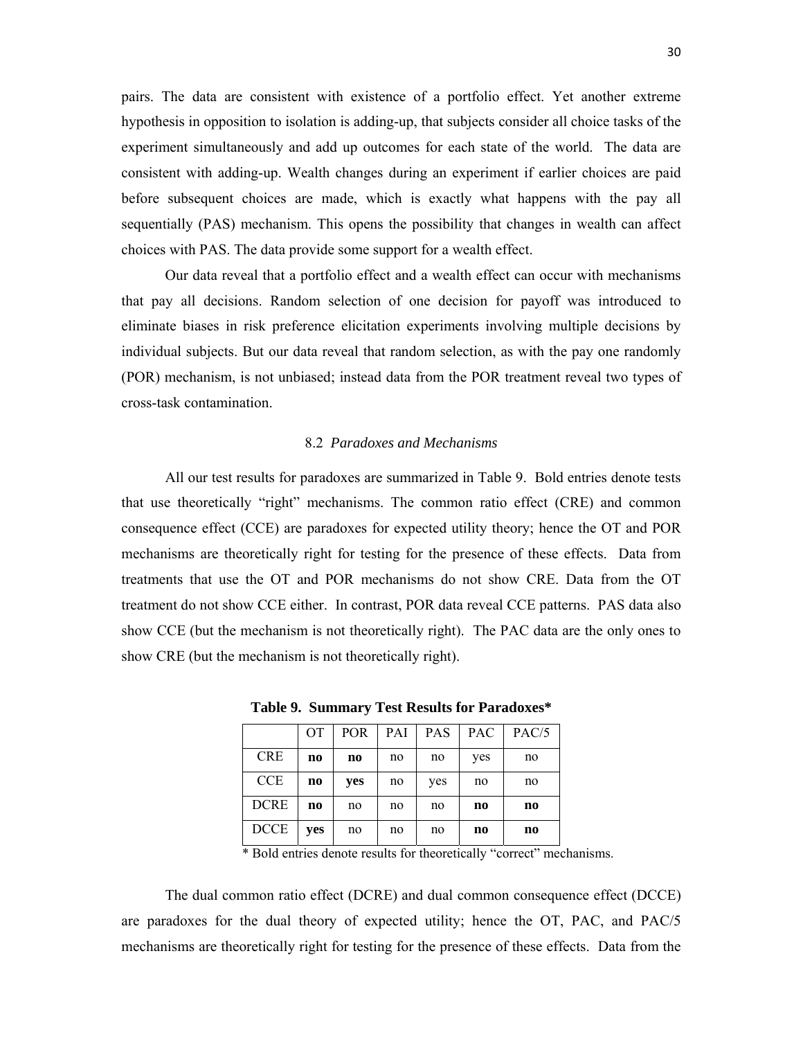pairs. The data are consistent with existence of a portfolio effect. Yet another extreme hypothesis in opposition to isolation is adding-up, that subjects consider all choice tasks of the experiment simultaneously and add up outcomes for each state of the world. The data are consistent with adding-up. Wealth changes during an experiment if earlier choices are paid before subsequent choices are made, which is exactly what happens with the pay all sequentially (PAS) mechanism. This opens the possibility that changes in wealth can affect choices with PAS. The data provide some support for a wealth effect.

Our data reveal that a portfolio effect and a wealth effect can occur with mechanisms that pay all decisions. Random selection of one decision for payoff was introduced to eliminate biases in risk preference elicitation experiments involving multiple decisions by individual subjects. But our data reveal that random selection, as with the pay one randomly (POR) mechanism, is not unbiased; instead data from the POR treatment reveal two types of cross-task contamination.

### 8.2 *Paradoxes and Mechanisms*

All our test results for paradoxes are summarized in Table 9. Bold entries denote tests that use theoretically "right" mechanisms. The common ratio effect (CRE) and common consequence effect (CCE) are paradoxes for expected utility theory; hence the OT and POR mechanisms are theoretically right for testing for the presence of these effects. Data from treatments that use the OT and POR mechanisms do not show CRE. Data from the OT treatment do not show CCE either. In contrast, POR data reveal CCE patterns. PAS data also show CCE (but the mechanism is not theoretically right). The PAC data are the only ones to show CRE (but the mechanism is not theoretically right).

**Table 9. Summary Test Results for Paradoxes***

| | OT | POR | PAI | PAS | PAC | PAC/5 |
|---|---|---|---|---|---|---|
| CRE | **no** | **no** | no | no | yes | no |
| CCE | **no** | **yes** | no | yes | no | no |
| DCRE | **no** | no | no | no | **no** | **no** |
| DCCE | **yes** | no | no | no | **no** | **no** |

\* Bold entries denote results for theoretically "correct" mechanisms.

The dual common ratio effect (DCRE) and dual common consequence effect (DCCE) are paradoxes for the dual theory of expected utility; hence the OT, PAC, and PAC/5 mechanisms are theoretically right for testing for the presence of these effects. Data from the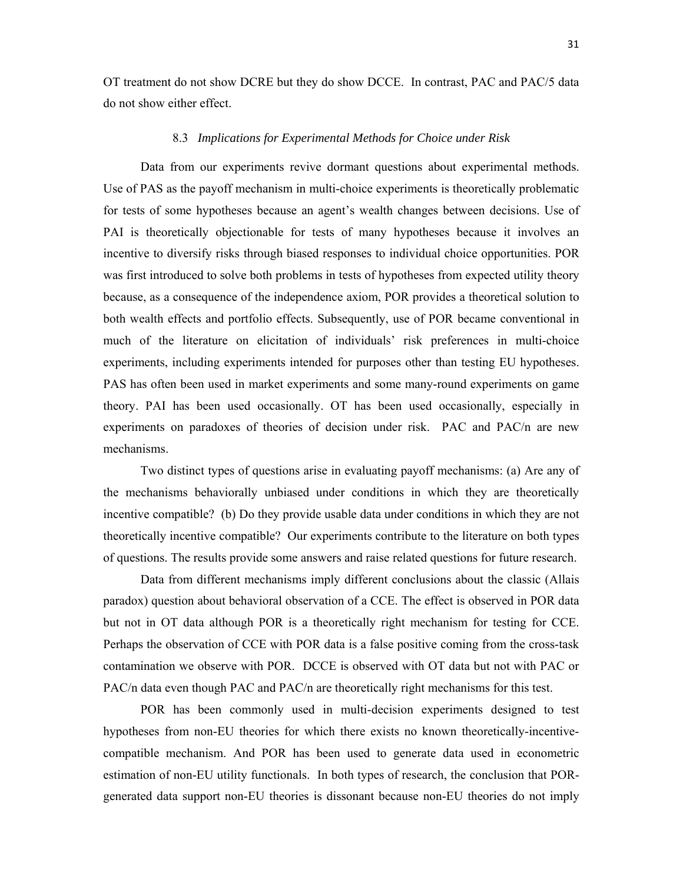OT treatment do not show DCRE but they do show DCCE. In contrast, PAC and PAC/5 data do not show either effect.

### 8.3 *Implications for Experimental Methods for Choice under Risk*

Data from our experiments revive dormant questions about experimental methods. Use of PAS as the payoff mechanism in multi-choice experiments is theoretically problematic for tests of some hypotheses because an agent's wealth changes between decisions. Use of PAI is theoretically objectionable for tests of many hypotheses because it involves an incentive to diversify risks through biased responses to individual choice opportunities. POR was first introduced to solve both problems in tests of hypotheses from expected utility theory because, as a consequence of the independence axiom, POR provides a theoretical solution to both wealth effects and portfolio effects. Subsequently, use of POR became conventional in much of the literature on elicitation of individuals' risk preferences in multi-choice experiments, including experiments intended for purposes other than testing EU hypotheses. PAS has often been used in market experiments and some many-round experiments on game theory. PAI has been used occasionally. OT has been used occasionally, especially in experiments on paradoxes of theories of decision under risk. PAC and PAC/n are new mechanisms.

Two distinct types of questions arise in evaluating payoff mechanisms: (a) Are any of the mechanisms behaviorally unbiased under conditions in which they are theoretically incentive compatible? (b) Do they provide usable data under conditions in which they are not theoretically incentive compatible? Our experiments contribute to the literature on both types of questions. The results provide some answers and raise related questions for future research.

Data from different mechanisms imply different conclusions about the classic (Allais paradox) question about behavioral observation of a CCE. The effect is observed in POR data but not in OT data although POR is a theoretically right mechanism for testing for CCE. Perhaps the observation of CCE with POR data is a false positive coming from the cross-task contamination we observe with POR. DCCE is observed with OT data but not with PAC or PAC/n data even though PAC and PAC/n are theoretically right mechanisms for this test.

POR has been commonly used in multi-decision experiments designed to test hypotheses from non-EU theories for which there exists no known theoretically-incentive-compatible mechanism. And POR has been used to generate data used in econometric estimation of non-EU utility functionals. In both types of research, the conclusion that POR-generated data support non-EU theories is dissonant because non-EU theories do not imply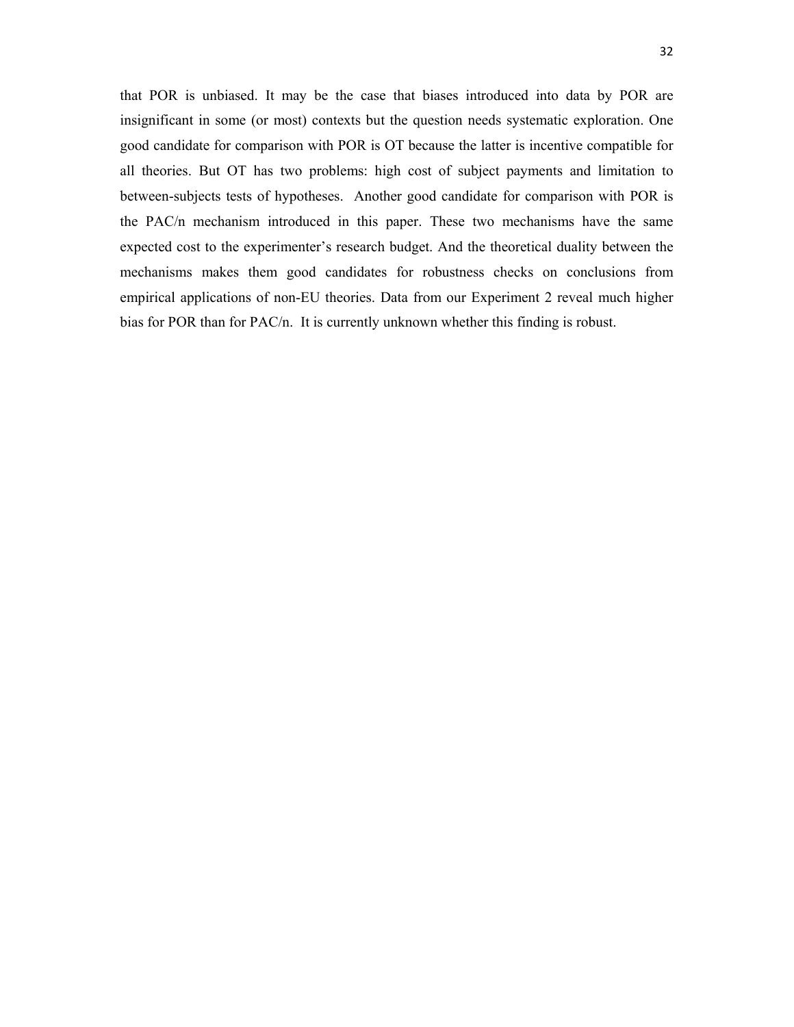that POR is unbiased. It may be the case that biases introduced into data by POR are insignificant in some (or most) contexts but the question needs systematic exploration. One good candidate for comparison with POR is OT because the latter is incentive compatible for all theories. But OT has two problems: high cost of subject payments and limitation to between-subjects tests of hypotheses. Another good candidate for comparison with POR is the PAC/n mechanism introduced in this paper. These two mechanisms have the same expected cost to the experimenter's research budget. And the theoretical duality between the mechanisms makes them good candidates for robustness checks on conclusions from empirical applications of non-EU theories. Data from our Experiment 2 reveal much higher bias for POR than for PAC/n. It is currently unknown whether this finding is robust.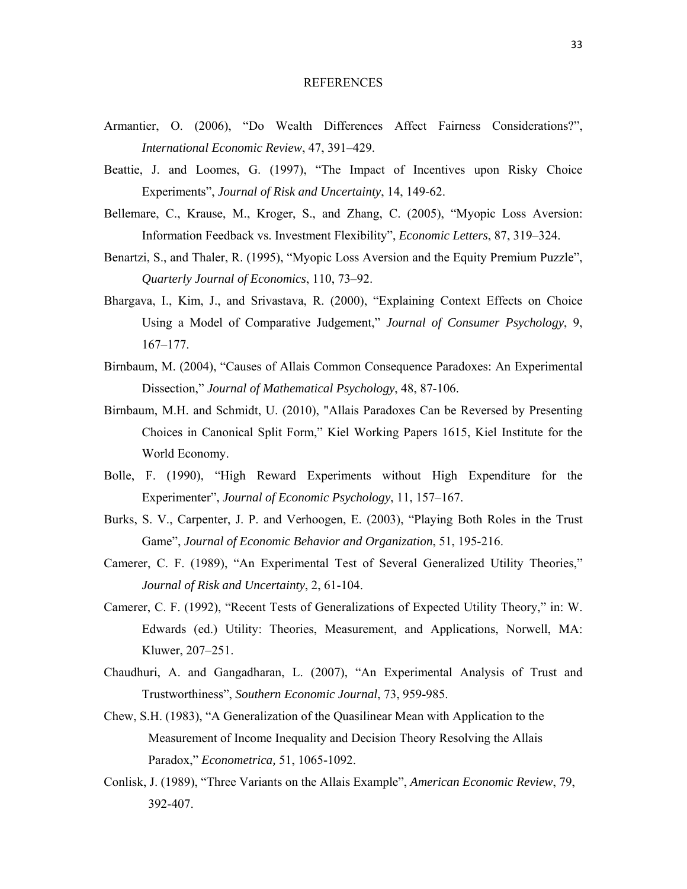# REFERENCES

Armantier, O. (2006), "Do Wealth Differences Affect Fairness Considerations?", *International Economic Review*, 47, 391–429.

Beattie, J. and Loomes, G. (1997), "The Impact of Incentives upon Risky Choice Experiments", *Journal of Risk and Uncertainty*, 14, 149-62.

Bellemare, C., Krause, M., Kroger, S., and Zhang, C. (2005), "Myopic Loss Aversion: Information Feedback vs. Investment Flexibility", *Economic Letters*, 87, 319–324.

Benartzi, S., and Thaler, R. (1995), "Myopic Loss Aversion and the Equity Premium Puzzle", *Quarterly Journal of Economics*, 110, 73–92.

Bhargava, I., Kim, J., and Srivastava, R. (2000), "Explaining Context Effects on Choice Using a Model of Comparative Judgement," *Journal of Consumer Psychology*, 9, 167–177.

Birnbaum, M. (2004), "Causes of Allais Common Consequence Paradoxes: An Experimental Dissection," *Journal of Mathematical Psychology*, 48, 87-106.

Birnbaum, M.H. and Schmidt, U. (2010), "Allais Paradoxes Can be Reversed by Presenting Choices in Canonical Split Form," Kiel Working Papers 1615, Kiel Institute for the World Economy.

Bolle, F. (1990), "High Reward Experiments without High Expenditure for the Experimenter", *Journal of Economic Psychology*, 11, 157–167.

Burks, S. V., Carpenter, J. P. and Verhoogen, E. (2003), "Playing Both Roles in the Trust Game", *Journal of Economic Behavior and Organization*, 51, 195-216.

Camerer, C. F. (1989), "An Experimental Test of Several Generalized Utility Theories," *Journal of Risk and Uncertainty*, 2, 61-104.

Camerer, C. F. (1992), "Recent Tests of Generalizations of Expected Utility Theory," in: W. Edwards (ed.) Utility: Theories, Measurement, and Applications, Norwell, MA: Kluwer, 207–251.

Chaudhuri, A. and Gangadharan, L. (2007), "An Experimental Analysis of Trust and Trustworthiness", *Southern Economic Journal*, 73, 959-985.

Chew, S.H. (1983), "A Generalization of the Quasilinear Mean with Application to the Measurement of Income Inequality and Decision Theory Resolving the Allais Paradox," *Econometrica,* 51, 1065-1092.

Conlisk, J. (1989), "Three Variants on the Allais Example", *American Economic Review*, 79, 392-407.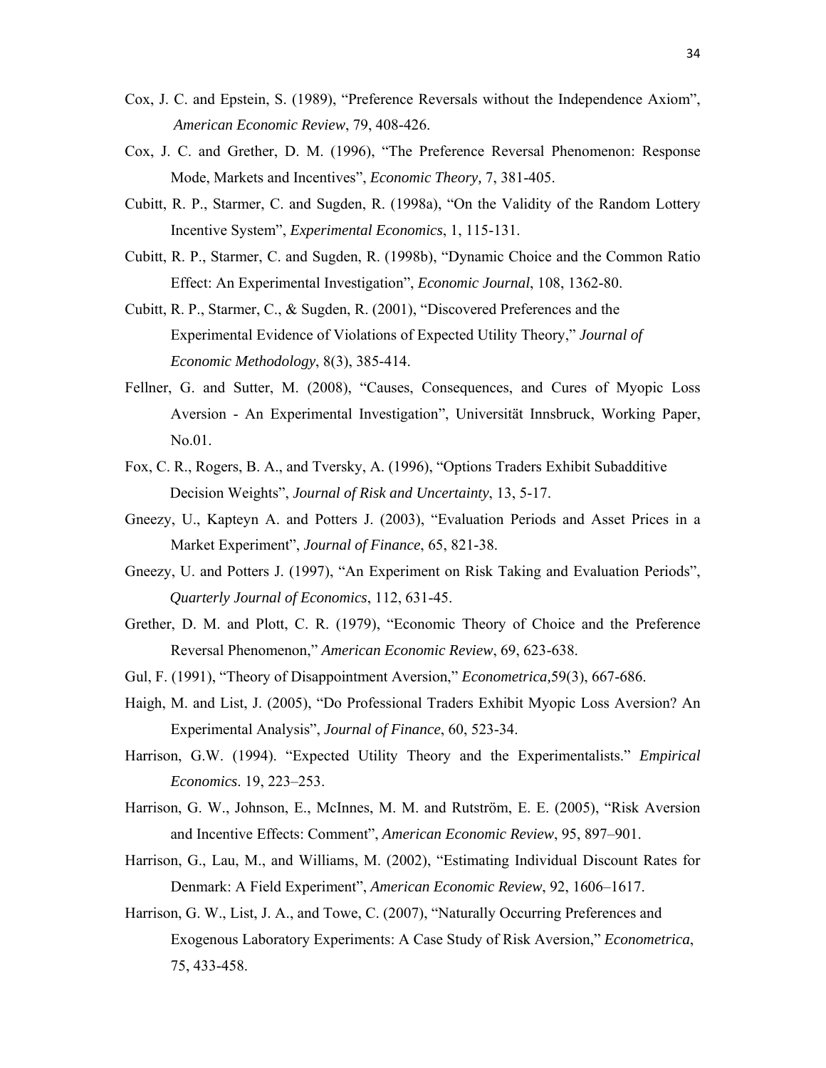Cox, J. C. and Epstein, S. (1989), "Preference Reversals without the Independence Axiom", *American Economic Review*, 79, 408-426.

Cox, J. C. and Grether, D. M. (1996), "The Preference Reversal Phenomenon: Response Mode, Markets and Incentives", *Economic Theory,* 7, 381-405.

Cubitt, R. P., Starmer, C. and Sugden, R. (1998a), "On the Validity of the Random Lottery Incentive System", *Experimental Economics*, 1, 115-131.

Cubitt, R. P., Starmer, C. and Sugden, R. (1998b), "Dynamic Choice and the Common Ratio Effect: An Experimental Investigation", *Economic Journal*, 108, 1362-80.

Cubitt, R. P., Starmer, C., & Sugden, R. (2001), "Discovered Preferences and the Experimental Evidence of Violations of Expected Utility Theory," *Journal of Economic Methodology*, 8(3), 385-414.

Fellner, G. and Sutter, M. (2008), "Causes, Consequences, and Cures of Myopic Loss Aversion - An Experimental Investigation", Universität Innsbruck, Working Paper, No.01.

Fox, C. R., Rogers, B. A., and Tversky, A. (1996), "Options Traders Exhibit Subadditive Decision Weights", *Journal of Risk and Uncertainty*, 13, 5-17.

Gneezy, U., Kapteyn A. and Potters J. (2003), "Evaluation Periods and Asset Prices in a Market Experiment", *Journal of Finance*, 65, 821-38.

Gneezy, U. and Potters J. (1997), "An Experiment on Risk Taking and Evaluation Periods", *Quarterly Journal of Economics*, 112, 631-45.

Grether, D. M. and Plott, C. R. (1979), "Economic Theory of Choice and the Preference Reversal Phenomenon," *American Economic Review*, 69, 623-638.

Gul, F. (1991), "Theory of Disappointment Aversion," *Econometrica,*59(3), 667-686.

Haigh, M. and List, J. (2005), "Do Professional Traders Exhibit Myopic Loss Aversion? An Experimental Analysis", *Journal of Finance*, 60, 523-34.

Harrison, G.W. (1994). "Expected Utility Theory and the Experimentalists." *Empirical Economics*. 19, 223–253.

Harrison, G. W., Johnson, E., McInnes, M. M. and Rutström, E. E. (2005), "Risk Aversion and Incentive Effects: Comment", *American Economic Review*, 95, 897–901.

Harrison, G., Lau, M., and Williams, M. (2002), "Estimating Individual Discount Rates for Denmark: A Field Experiment", *American Economic Review*, 92, 1606–1617.

Harrison, G. W., List, J. A., and Towe, C. (2007), "Naturally Occurring Preferences and Exogenous Laboratory Experiments: A Case Study of Risk Aversion," *Econometrica*, 75, 433-458.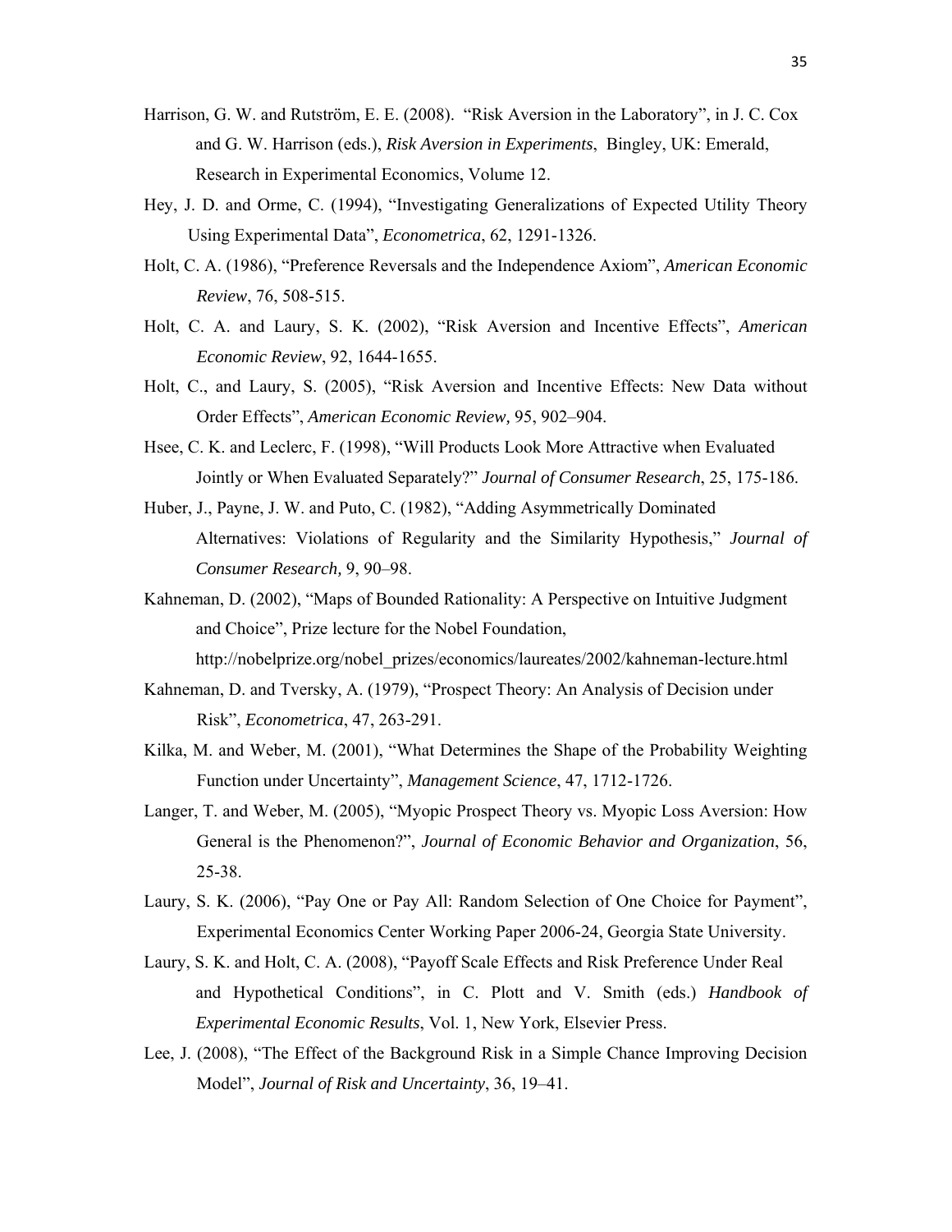Harrison, G. W. and Rutström, E. E. (2008). "Risk Aversion in the Laboratory", in J. C. Cox and G. W. Harrison (eds.), *Risk Aversion in Experiments*, Bingley, UK: Emerald, Research in Experimental Economics, Volume 12.

Hey, J. D. and Orme, C. (1994), "Investigating Generalizations of Expected Utility Theory Using Experimental Data", *Econometrica*, 62, 1291-1326.

Holt, C. A. (1986), "Preference Reversals and the Independence Axiom", *American Economic Review*, 76, 508-515.

Holt, C. A. and Laury, S. K. (2002), "Risk Aversion and Incentive Effects", *American Economic Review*, 92, 1644-1655.

Holt, C., and Laury, S. (2005), "Risk Aversion and Incentive Effects: New Data without Order Effects", *American Economic Review,* 95, 902–904.

Hsee, C. K. and Leclerc, F. (1998), "Will Products Look More Attractive when Evaluated Jointly or When Evaluated Separately?" *Journal of Consumer Research*, 25, 175-186.

Huber, J., Payne, J. W. and Puto, C. (1982), "Adding Asymmetrically Dominated Alternatives: Violations of Regularity and the Similarity Hypothesis," *Journal of Consumer Research,* 9, 90–98.

Kahneman, D. (2002), "Maps of Bounded Rationality: A Perspective on Intuitive Judgment and Choice", Prize lecture for the Nobel Foundation, http://nobelprize.org/nobel_prizes/economics/laureates/2002/kahneman-lecture.html

Kahneman, D. and Tversky, A. (1979), "Prospect Theory: An Analysis of Decision under Risk", *Econometrica*, 47, 263-291.

Kilka, M. and Weber, M. (2001), "What Determines the Shape of the Probability Weighting Function under Uncertainty", *Management Science*, 47, 1712-1726.

Langer, T. and Weber, M. (2005), "Myopic Prospect Theory vs. Myopic Loss Aversion: How General is the Phenomenon?", *Journal of Economic Behavior and Organization*, 56, 25-38.

Laury, S. K. (2006), "Pay One or Pay All: Random Selection of One Choice for Payment", Experimental Economics Center Working Paper 2006-24, Georgia State University.

Laury, S. K. and Holt, C. A. (2008), "Payoff Scale Effects and Risk Preference Under Real and Hypothetical Conditions", in C. Plott and V. Smith (eds.) *Handbook of Experimental Economic Results*, Vol. 1, New York, Elsevier Press.

Lee, J. (2008), "The Effect of the Background Risk in a Simple Chance Improving Decision Model", *Journal of Risk and Uncertainty*, 36, 19–41.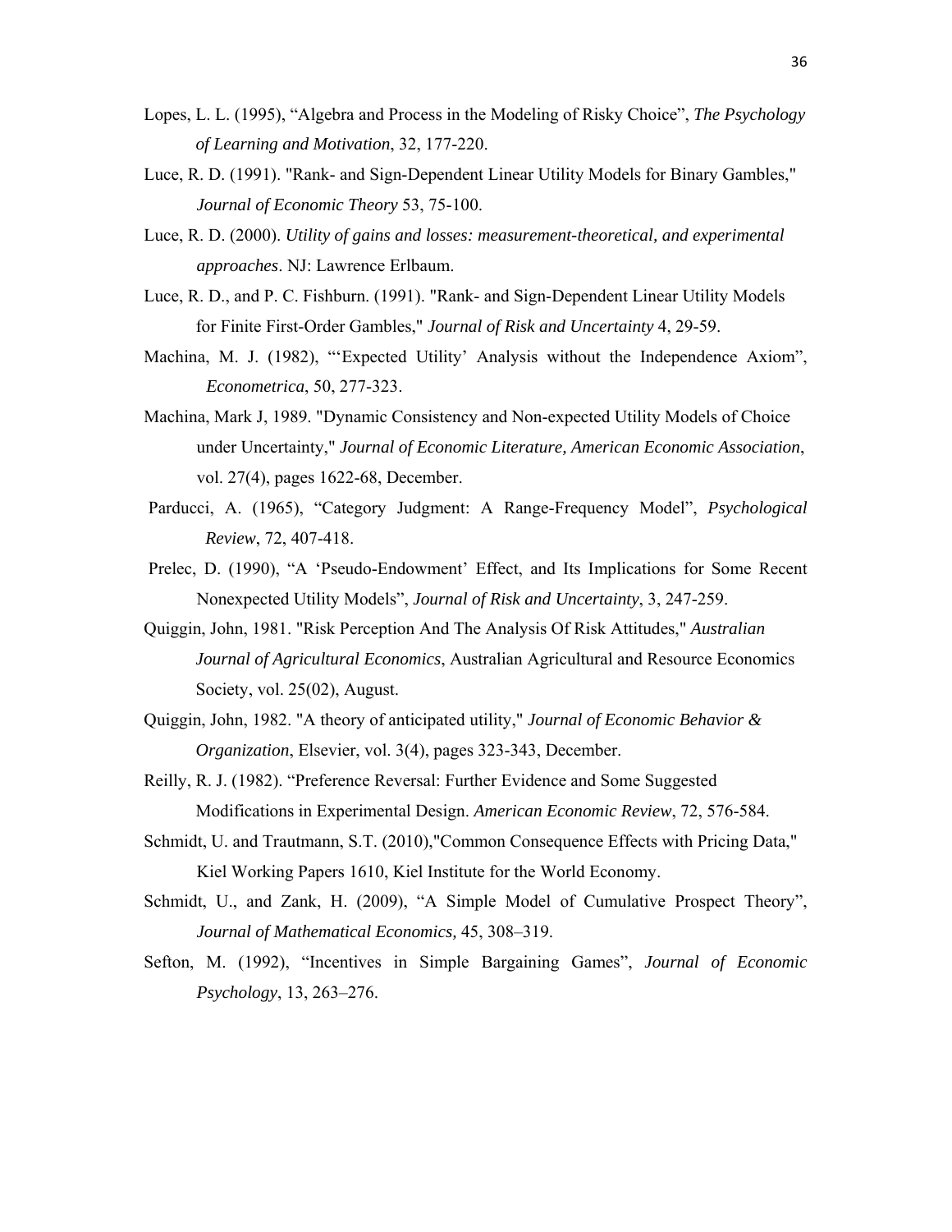Lopes, L. L. (1995), “Algebra and Process in the Modeling of Risky Choice”, *The Psychology of Learning and Motivation*, 32, 177-220.

Luce, R. D. (1991). "Rank- and Sign-Dependent Linear Utility Models for Binary Gambles," *Journal of Economic Theory* 53, 75-100.

Luce, R. D. (2000). *Utility of gains and losses: measurement-theoretical, and experimental approaches*. NJ: Lawrence Erlbaum.

Luce, R. D., and P. C. Fishburn. (1991). "Rank- and Sign-Dependent Linear Utility Models for Finite First-Order Gambles," *Journal of Risk and Uncertainty* 4, 29-59.

Machina, M. J. (1982), "‘Expected Utility’ Analysis without the Independence Axiom", *Econometrica*, 50, 277-323.

Machina, Mark J, 1989. "Dynamic Consistency and Non-expected Utility Models of Choice under Uncertainty," *Journal of Economic Literature, American Economic Association*, vol. 27(4), pages 1622-68, December.

Parducci, A. (1965), “Category Judgment: A Range-Frequency Model”, *Psychological Review*, 72, 407-418.

Prelec, D. (1990), “A ‘Pseudo-Endowment’ Effect, and Its Implications for Some Recent Nonexpected Utility Models”, *Journal of Risk and Uncertainty*, 3, 247-259.

Quiggin, John, 1981. "Risk Perception And The Analysis Of Risk Attitudes," *Australian Journal of Agricultural Economics*, Australian Agricultural and Resource Economics Society, vol. 25(02), August.

Quiggin, John, 1982. "A theory of anticipated utility," *Journal of Economic Behavior & Organization*, Elsevier, vol. 3(4), pages 323-343, December.

Reilly, R. J. (1982). “Preference Reversal: Further Evidence and Some Suggested Modifications in Experimental Design. *American Economic Review*, 72, 576-584.

Schmidt, U. and Trautmann, S.T. (2010),"Common Consequence Effects with Pricing Data," Kiel Working Papers 1610, Kiel Institute for the World Economy.

Schmidt, U., and Zank, H. (2009), “A Simple Model of Cumulative Prospect Theory”, *Journal of Mathematical Economics,* 45, 308–319.

Sefton, M. (1992), “Incentives in Simple Bargaining Games”, *Journal of Economic Psychology*, 13, 263–276.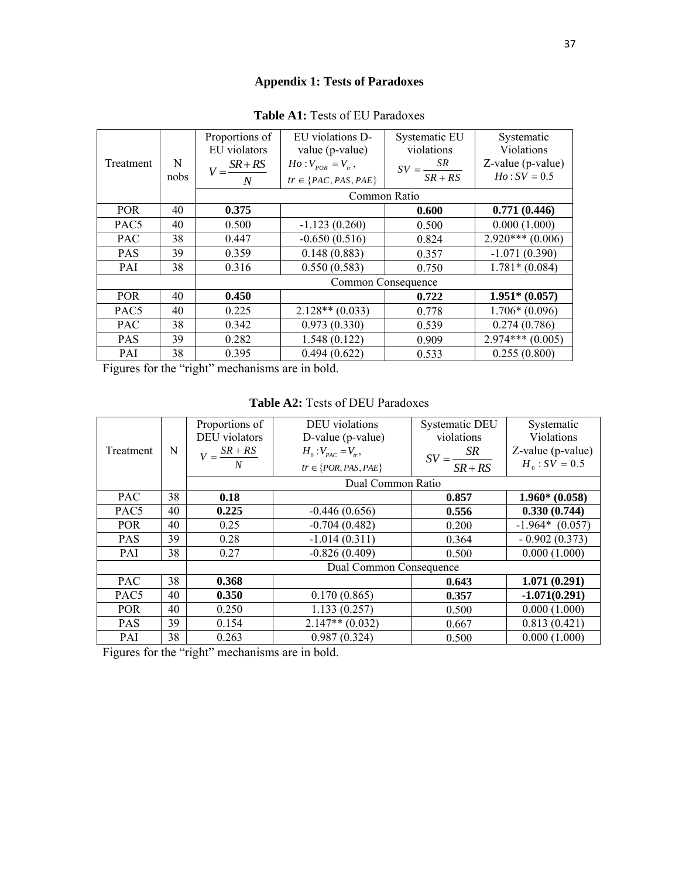## Appendix 1: Tests of Paradoxes

**Table A1:** Tests of EU Paradoxes

| Treatment | N nobs | Proportions of EU violators $V = \frac{SR+RS}{N}$ | EU violations D-value (p-value) $Ho: V_{POR} = V_{tr}$, $tr \in \{PAC, PAS, PAE\}$ | Systematic EU violations $SV = \frac{SR}{SR+RS}$ | Systematic Violations Z-value (p-value) $Ho: SV = 0.5$ |
|---|---|---|---|---|---|
| | | Common Ratio | | | |
| POR | 40 | **0.375** | | **0.600** | **0.771 (0.446)** |
| PAC5 | 40 | 0.500 | -1.123 (0.260) | 0.500 | 0.000 (1.000) |
| PAC | 38 | 0.447 | -0.650 (0.516) | 0.824 | 2.920*** (0.006) |
| PAS | 39 | 0.359 | 0.148 (0.883) | 0.357 | -1.071 (0.390) |
| PAI | 38 | 0.316 | 0.550 (0.583) | 0.750 | 1.781* (0.084) |
| | | Common Consequence | | | |
| POR | 40 | **0.450** | | **0.722** | **1.951* (0.057)** |
| PAC5 | 40 | 0.225 | 2.128** (0.033) | 0.778 | 1.706* (0.096) |
| PAC | 38 | 0.342 | 0.973 (0.330) | 0.539 | 0.274 (0.786) |
| PAS | 39 | 0.282 | 1.548 (0.122) | 0.909 | 2.974*** (0.005) |
| PAI | 38 | 0.395 | 0.494 (0.622) | 0.533 | 0.255 (0.800) |

Figures for the "right" mechanisms are in bold.

**Table A2:** Tests of DEU Paradoxes

| Treatment | N | Proportions of DEU violators $V = \frac{SR+RS}{N}$ | DEU violations D-value (p-value) $H_0: V_{PAC} = V_{tr}$, $tr \in \{POR, PAS, PAE\}$ | Systematic DEU violations $SV = \frac{SR}{SR+RS}$ | Systematic Violations Z-value (p-value) $H_0: SV = 0.5$ |
|---|---|---|---|---|---|
| | | Dual Common Ratio | | | |
| PAC | 38 | **0.18** | | **0.857** | **1.960* (0.058)** |
| PAC5 | 40 | **0.225** | -0.446 (0.656) | **0.556** | **0.330 (0.744)** |
| POR | 40 | 0.25 | -0.704 (0.482) | 0.200 | -1.964* (0.057) |
| PAS | 39 | 0.28 | -1.014 (0.311) | 0.364 | - 0.902 (0.373) |
| PAI | 38 | 0.27 | -0.826 (0.409) | 0.500 | 0.000 (1.000) |
| | | Dual Common Consequence | | | |
| PAC | 38 | **0.368** | | **0.643** | **1.071 (0.291)** |
| PAC5 | 40 | **0.350** | 0.170 (0.865) | **0.357** | **-1.071(0.291)** |
| POR | 40 | 0.250 | 1.133 (0.257) | 0.500 | 0.000 (1.000) |
| PAS | 39 | 0.154 | 2.147** (0.032) | 0.667 | 0.813 (0.421) |
| PAI | 38 | 0.263 | 0.987 (0.324) | 0.500 | 0.000 (1.000) |

Figures for the "right" mechanisms are in bold.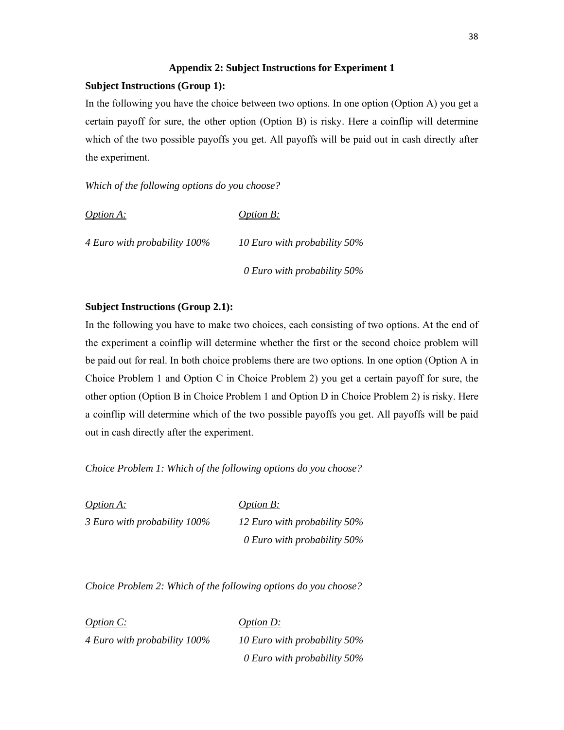## Appendix 2: Subject Instructions for Experiment 1

**Subject Instructions (Group 1):**

In the following you have the choice between two options. In one option (Option A) you get a certain payoff for sure, the other option (Option B) is risky. Here a coinflip will determine which of the two possible payoffs you get. All payoffs will be paid out in cash directly after the experiment.

*Which of the following options do you choose?*

| *Option A:* | *Option B:* |
|---|---|
| *4 Euro with probability 100%* | *10 Euro with probability 50%* |
| | *0 Euro with probability 50%* |

**Subject Instructions (Group 2.1):**

In the following you have to make two choices, each consisting of two options. At the end of the experiment a coinflip will determine whether the first or the second choice problem will be paid out for real. In both choice problems there are two options. In one option (Option A in Choice Problem 1 and Option C in Choice Problem 2) you get a certain payoff for sure, the other option (Option B in Choice Problem 1 and Option D in Choice Problem 2) is risky. Here a coinflip will determine which of the two possible payoffs you get. All payoffs will be paid out in cash directly after the experiment.

*Choice Problem 1: Which of the following options do you choose?*

| *Option A:* | *Option B:* |
|---|---|
| *3 Euro with probability 100%* | *12 Euro with probability 50%* |
| | *0 Euro with probability 50%* |

*Choice Problem 2: Which of the following options do you choose?*

| *Option C:* | *Option D:* |
|---|---|
| *4 Euro with probability 100%* | *10 Euro with probability 50%* |
| | *0 Euro with probability 50%* |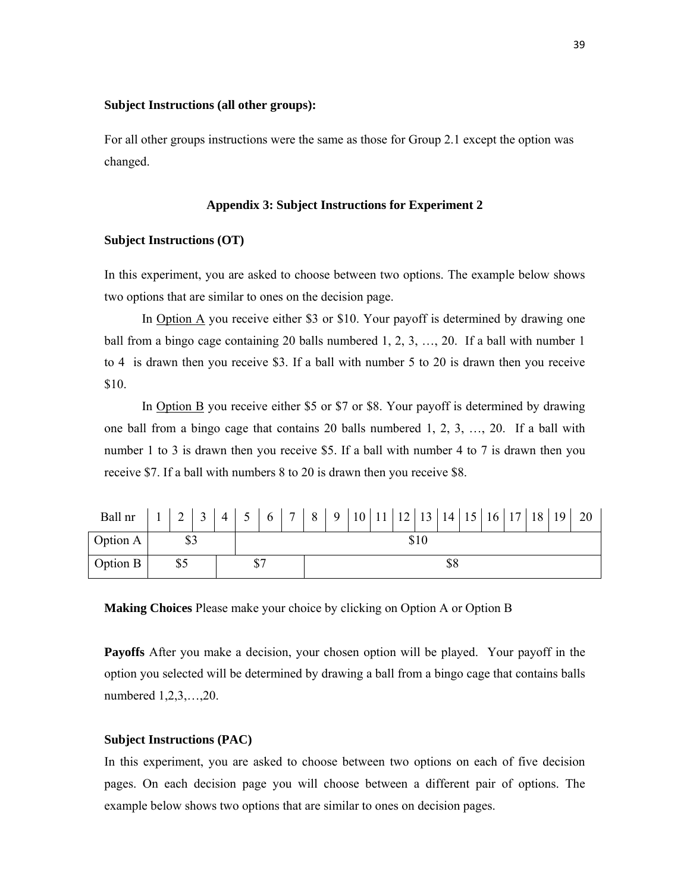**Subject Instructions (all other groups):**

For all other groups instructions were the same as those for Group 2.1 except the option was changed.

## Appendix 3: Subject Instructions for Experiment 2

**Subject Instructions (OT)**

In this experiment, you are asked to choose between two options. The example below shows two options that are similar to ones on the decision page.

In Option A you receive either $3 or $10. Your payoff is determined by drawing one ball from a bingo cage containing 20 balls numbered 1, 2, 3, …, 20. If a ball with number 1 to 4 is drawn then you receive $3. If a ball with number 5 to 20 is drawn then you receive $10.

In Option B you receive either $5 or $7 or $8. Your payoff is determined by drawing one ball from a bingo cage that contains 20 balls numbered 1, 2, 3, …, 20. If a ball with number 1 to 3 is drawn then you receive $5. If a ball with number 4 to 7 is drawn then you receive $7. If a ball with numbers 8 to 20 is drawn then you receive $8.

| Ball nr | 1 | 2 | 3 | 4 | 5 | 6 | 7 | 8 | 9 | 10 | 11 | 12 | 13 | 14 | 15 | 16 | 17 | 18 | 19 | 20 |
|---|---|---|---|---|---|---|---|---|---|---|---|---|---|---|---|---|---|---|---|---|
| Option A | $3 | | | | $10 | | | | | | | | | | | | | | | |
| Option B | $5 | | | $7 | | | | $8 | | | | | | | | | | | | |

**Making Choices** Please make your choice by clicking on Option A or Option B

**Payoffs** After you make a decision, your chosen option will be played. Your payoff in the option you selected will be determined by drawing a ball from a bingo cage that contains balls numbered 1,2,3,…,20.

**Subject Instructions (PAC)**

In this experiment, you are asked to choose between two options on each of five decision pages. On each decision page you will choose between a different pair of options. The example below shows two options that are similar to ones on decision pages.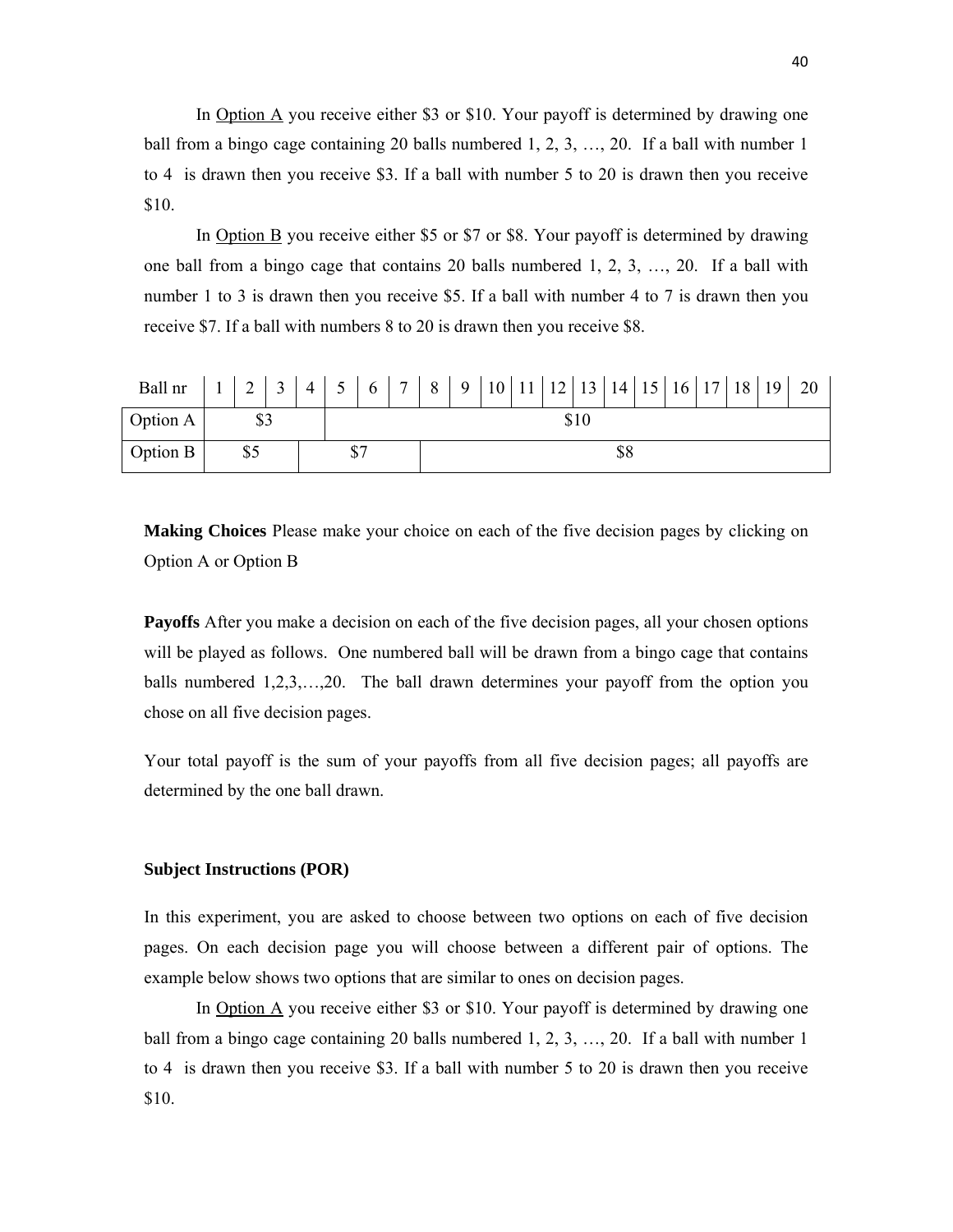In <u>Option A</u> you receive either $3 or $10. Your payoff is determined by drawing one ball from a bingo cage containing 20 balls numbered 1, 2, 3, …, 20. If a ball with number 1 to 4 is drawn then you receive $3. If a ball with number 5 to 20 is drawn then you receive $10.

In <u>Option B</u> you receive either $5 or $7 or $8. Your payoff is determined by drawing one ball from a bingo cage that contains 20 balls numbered 1, 2, 3, …, 20. If a ball with number 1 to 3 is drawn then you receive $5. If a ball with number 4 to 7 is drawn then you receive $7. If a ball with numbers 8 to 20 is drawn then you receive $8.

| Ball nr | 1 | 2 | 3 | 4 | 5 | 6 | 7 | 8 | 9 | 10 | 11 | 12 | 13 | 14 | 15 | 16 | 17 | 18 | 19 | 20 |
|---|---|---|---|---|---|---|---|---|---|---|---|---|---|---|---|---|---|---|---|---|
| Option A | $3 | | | | $10 | | | | | | | | | | | | | | | |
| Option B | $5 | | | $7 | | | | $8 | | | | | | | | | | | | |

**Making Choices** Please make your choice on each of the five decision pages by clicking on Option A or Option B

**Payoffs** After you make a decision on each of the five decision pages, all your chosen options will be played as follows. One numbered ball will be drawn from a bingo cage that contains balls numbered 1,2,3,…,20. The ball drawn determines your payoff from the option you chose on all five decision pages.

Your total payoff is the sum of your payoffs from all five decision pages; all payoffs are determined by the one ball drawn.

**Subject Instructions (POR)**

In this experiment, you are asked to choose between two options on each of five decision pages. On each decision page you will choose between a different pair of options. The example below shows two options that are similar to ones on decision pages.

In <u>Option A</u> you receive either $3 or $10. Your payoff is determined by drawing one ball from a bingo cage containing 20 balls numbered 1, 2, 3, …, 20. If a ball with number 1 to 4 is drawn then you receive $3. If a ball with number 5 to 20 is drawn then you receive $10.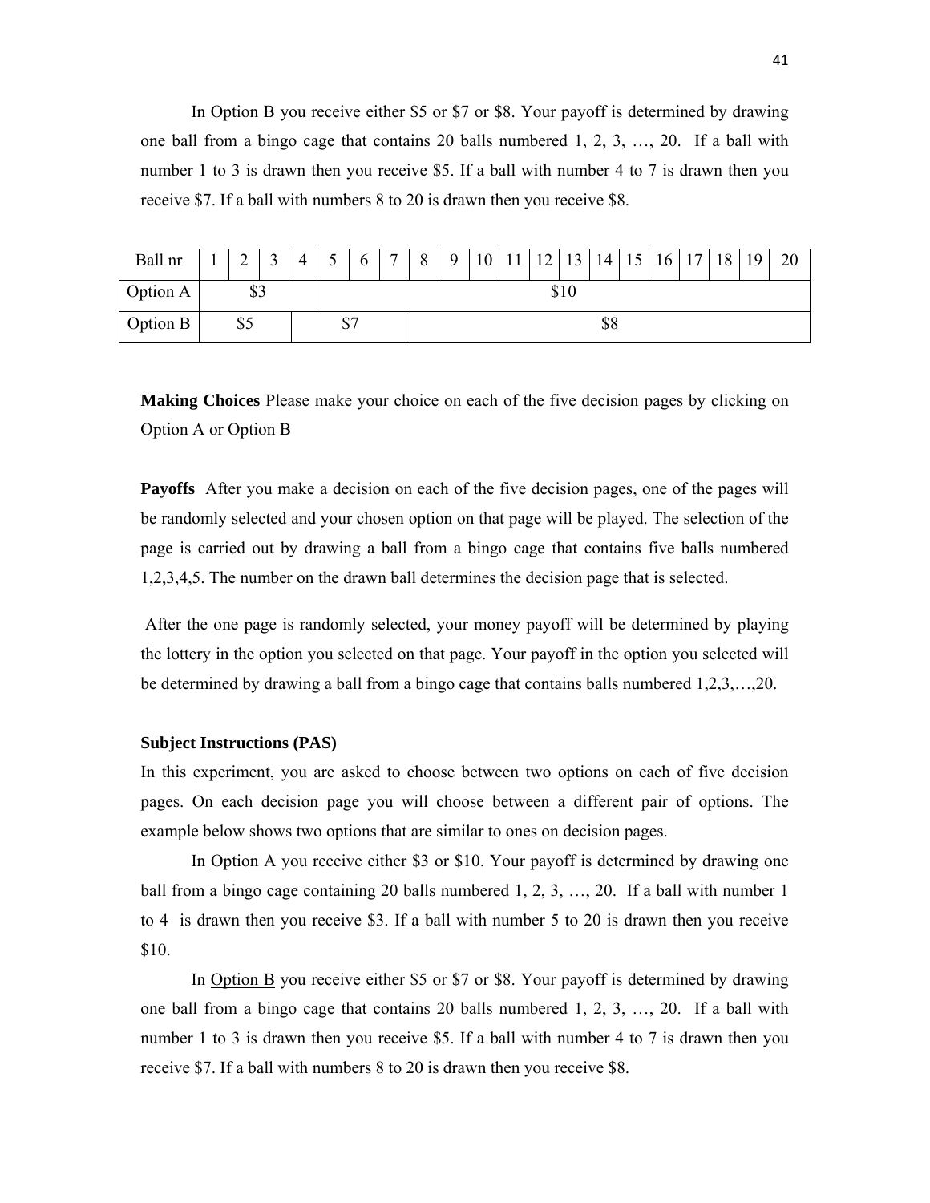In Option B you receive either $5 or $7 or $8. Your payoff is determined by drawing one ball from a bingo cage that contains 20 balls numbered 1, 2, 3, …, 20. If a ball with number 1 to 3 is drawn then you receive $5. If a ball with number 4 to 7 is drawn then you receive $7. If a ball with numbers 8 to 20 is drawn then you receive $8.

| Ball nr | 1 | 2 | 3 | 4 | 5 | 6 | 7 | 8 | 9 | 10 | 11 | 12 | 13 | 14 | 15 | 16 | 17 | 18 | 19 | 20 |
|---|---|---|---|---|---|---|---|---|---|---|---|---|---|---|---|---|---|---|---|---|
| Option A | $3 | | | | $10 | | | | | | | | | | | | | | | |
| Option B | $5 | | | $7 | | | | $8 | | | | | | | | | | | | |

**Making Choices** Please make your choice on each of the five decision pages by clicking on Option A or Option B

**Payoffs** After you make a decision on each of the five decision pages, one of the pages will be randomly selected and your chosen option on that page will be played. The selection of the page is carried out by drawing a ball from a bingo cage that contains five balls numbered 1,2,3,4,5. The number on the drawn ball determines the decision page that is selected.

After the one page is randomly selected, your money payoff will be determined by playing the lottery in the option you selected on that page. Your payoff in the option you selected will be determined by drawing a ball from a bingo cage that contains balls numbered 1,2,3,…,20.

**Subject Instructions (PAS)**

In this experiment, you are asked to choose between two options on each of five decision pages. On each decision page you will choose between a different pair of options. The example below shows two options that are similar to ones on decision pages.

In Option A you receive either $3 or $10. Your payoff is determined by drawing one ball from a bingo cage containing 20 balls numbered 1, 2, 3, …, 20. If a ball with number 1 to 4 is drawn then you receive $3. If a ball with number 5 to 20 is drawn then you receive $10.

In Option B you receive either $5 or $7 or $8. Your payoff is determined by drawing one ball from a bingo cage that contains 20 balls numbered 1, 2, 3, …, 20. If a ball with number 1 to 3 is drawn then you receive $5. If a ball with number 4 to 7 is drawn then you receive $7. If a ball with numbers 8 to 20 is drawn then you receive $8.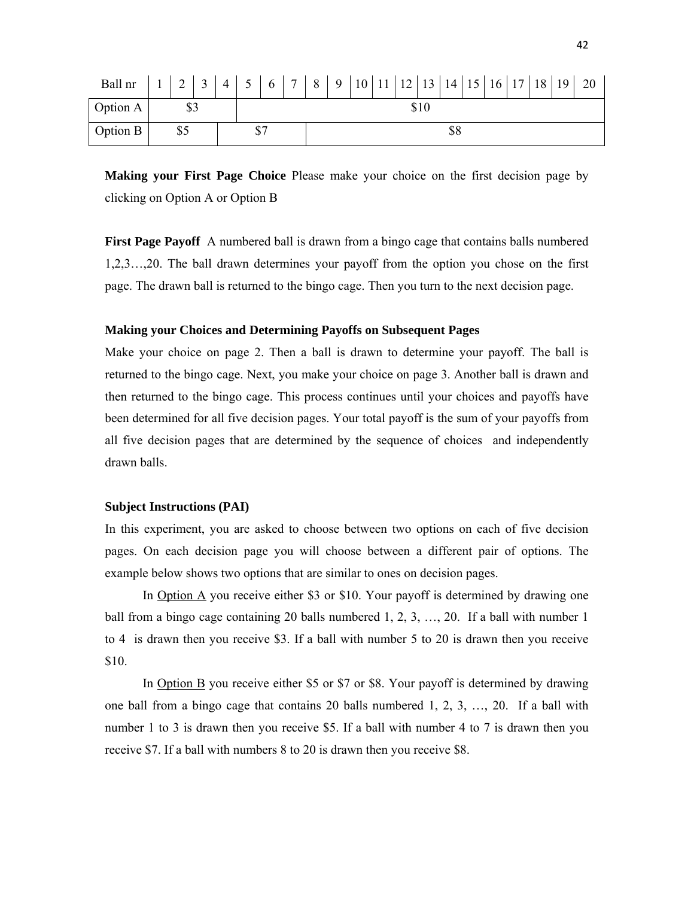| Ball nr | 1 | 2 | 3 | 4 | 5 | 6 | 7 | 8 | 9 | 10 | 11 | 12 | 13 | 14 | 15 | 16 | 17 | 18 | 19 | 20 |
|---|---|---|---|---|---|---|---|---|---|---|---|---|---|---|---|---|---|---|---|---|
| Option A | $3 | | | | $10 | | | | | | | | | | | | | | | |
| Option B | $5 | | | $7 | | | | $8 | | | | | | | | | | | | |

**Making your First Page Choice** Please make your choice on the first decision page by clicking on Option A or Option B

**First Page Payoff** A numbered ball is drawn from a bingo cage that contains balls numbered 1,2,3…,20. The ball drawn determines your payoff from the option you chose on the first page. The drawn ball is returned to the bingo cage. Then you turn to the next decision page.

**Making your Choices and Determining Payoffs on Subsequent Pages**

Make your choice on page 2. Then a ball is drawn to determine your payoff. The ball is returned to the bingo cage. Next, you make your choice on page 3. Another ball is drawn and then returned to the bingo cage. This process continues until your choices and payoffs have been determined for all five decision pages. Your total payoff is the sum of your payoffs from all five decision pages that are determined by the sequence of choices and independently drawn balls.

**Subject Instructions (PAI)**

In this experiment, you are asked to choose between two options on each of five decision pages. On each decision page you will choose between a different pair of options. The example below shows two options that are similar to ones on decision pages.

In Option A you receive either $3 or $10. Your payoff is determined by drawing one ball from a bingo cage containing 20 balls numbered 1, 2, 3, …, 20. If a ball with number 1 to 4 is drawn then you receive $3. If a ball with number 5 to 20 is drawn then you receive $10.

In Option B you receive either $5 or $7 or $8. Your payoff is determined by drawing one ball from a bingo cage that contains 20 balls numbered 1, 2, 3, …, 20. If a ball with number 1 to 3 is drawn then you receive $5. If a ball with number 4 to 7 is drawn then you receive $7. If a ball with numbers 8 to 20 is drawn then you receive $8.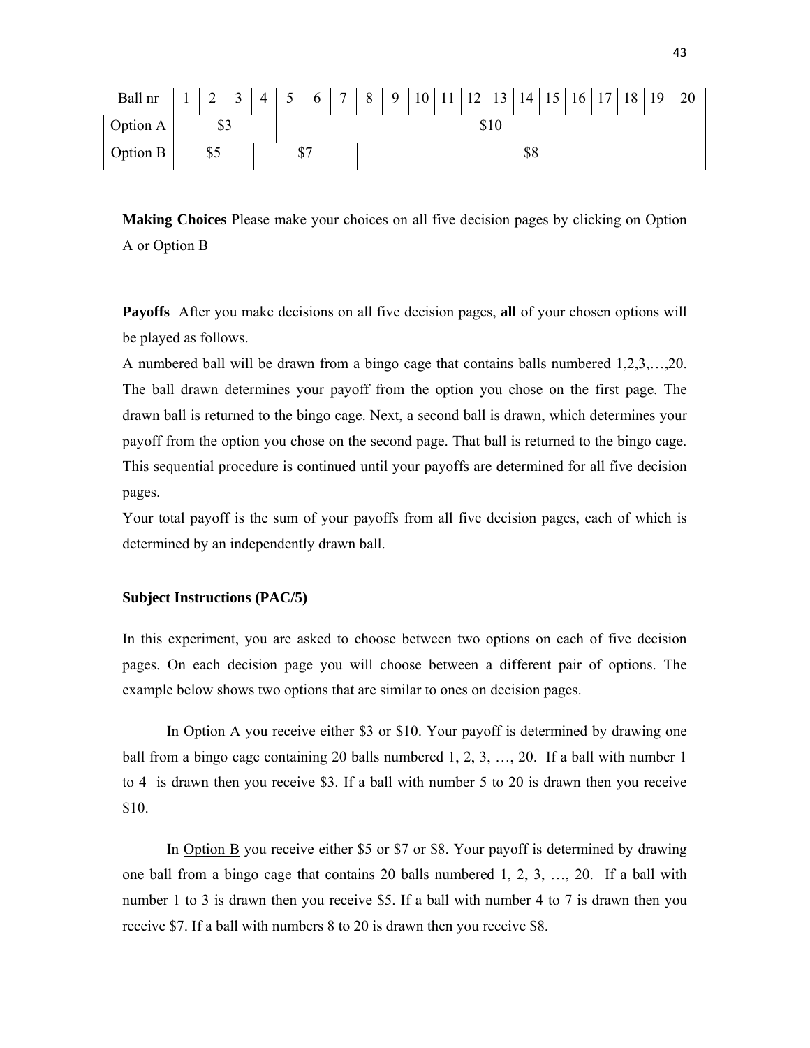| Ball nr | 1 | 2 | 3 | 4 | 5 | 6 | 7 | 8 | 9 | 10 | 11 | 12 | 13 | 14 | 15 | 16 | 17 | 18 | 19 | 20 |
|---|---|---|---|---|---|---|---|---|---|---|---|---|---|---|---|---|---|---|---|---|
| Option A | $3 | | | | $10 | | | | | | | | | | | | | | | |
| Option B | $5 | | | $7 | | | | $8 | | | | | | | | | | | | |

**Making Choices** Please make your choices on all five decision pages by clicking on Option A or Option B

**Payoffs** After you make decisions on all five decision pages, **all** of your chosen options will be played as follows.

A numbered ball will be drawn from a bingo cage that contains balls numbered 1,2,3,…,20. The ball drawn determines your payoff from the option you chose on the first page. The drawn ball is returned to the bingo cage. Next, a second ball is drawn, which determines your payoff from the option you chose on the second page. That ball is returned to the bingo cage. This sequential procedure is continued until your payoffs are determined for all five decision pages.

Your total payoff is the sum of your payoffs from all five decision pages, each of which is determined by an independently drawn ball.

**Subject Instructions (PAC/5)**

In this experiment, you are asked to choose between two options on each of five decision pages. On each decision page you will choose between a different pair of options. The example below shows two options that are similar to ones on decision pages.

In Option A you receive either $3 or $10. Your payoff is determined by drawing one ball from a bingo cage containing 20 balls numbered 1, 2, 3, …, 20. If a ball with number 1 to 4 is drawn then you receive $3. If a ball with number 5 to 20 is drawn then you receive $10.

In Option B you receive either $5 or $7 or $8. Your payoff is determined by drawing one ball from a bingo cage that contains 20 balls numbered 1, 2, 3, …, 20. If a ball with number 1 to 3 is drawn then you receive $5. If a ball with number 4 to 7 is drawn then you receive $7. If a ball with numbers 8 to 20 is drawn then you receive $8.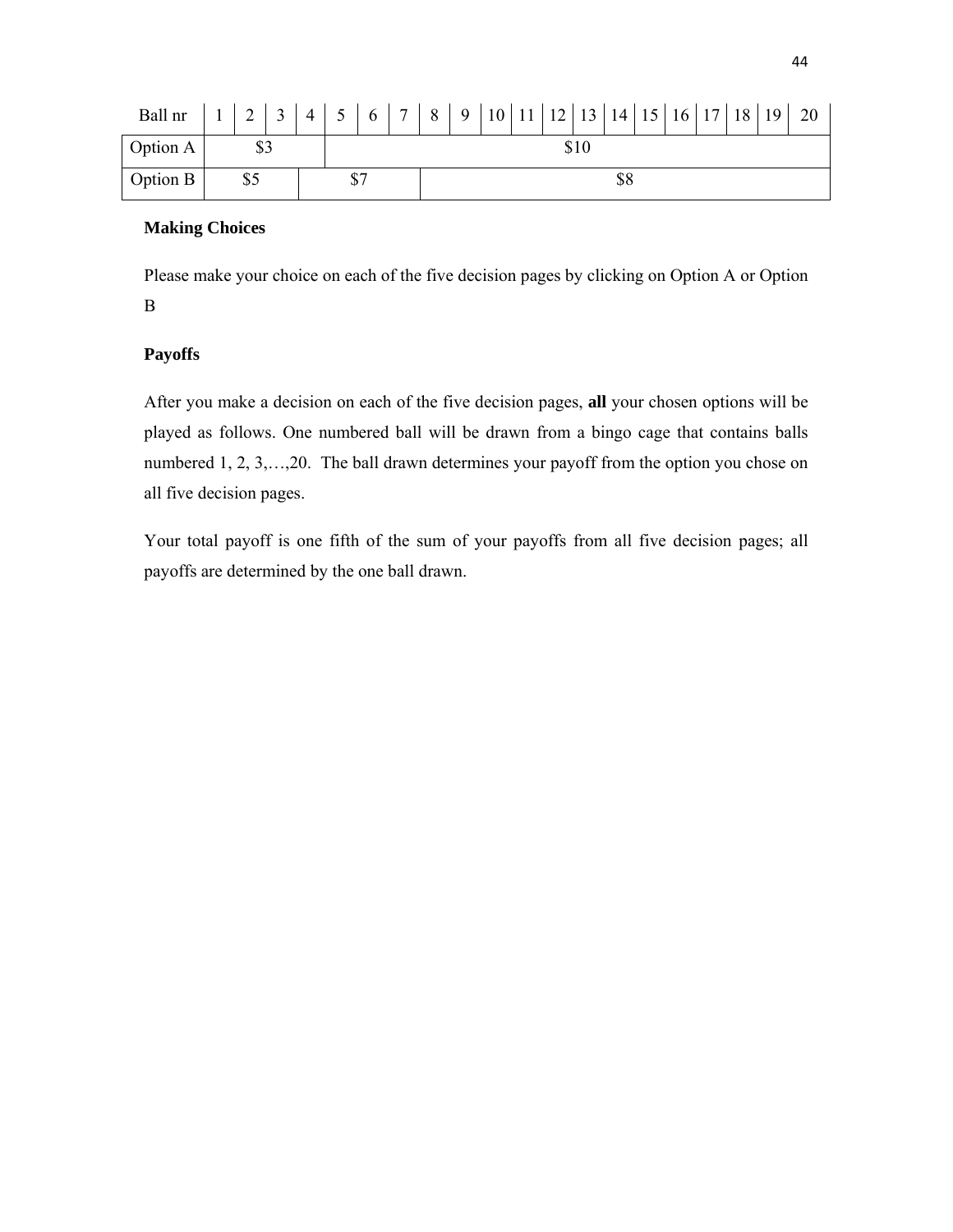| Ball nr | 1 | 2 | 3 | 4 | 5 | 6 | 7 | 8 | 9 | 10 | 11 | 12 | 13 | 14 | 15 | 16 | 17 | 18 | 19 | 20 |
|---|---|---|---|---|---|---|---|---|---|---|---|---|---|---|---|---|---|---|---|---|
| Option A | $3 | | | | $10 | | | | | | | | | | | | | | | |
| Option B | $5 | | | $7 | | | | $8 | | | | | | | | | | | | |

**Making Choices**

Please make your choice on each of the five decision pages by clicking on Option A or Option B

**Payoffs**

After you make a decision on each of the five decision pages, **all** your chosen options will be played as follows. One numbered ball will be drawn from a bingo cage that contains balls numbered 1, 2, 3,…,20. The ball drawn determines your payoff from the option you chose on all five decision pages.

Your total payoff is one fifth of the sum of your payoffs from all five decision pages; all payoffs are determined by the one ball drawn.